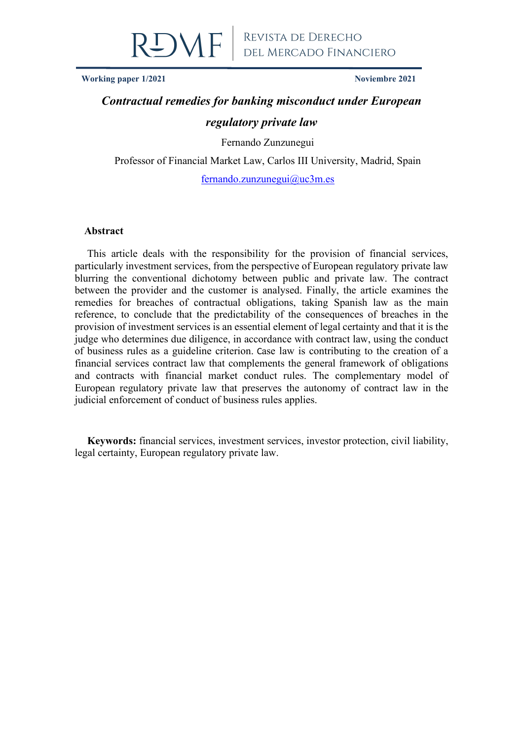**Working paper 1/2021** **Noviembre 2021**

# *Contractual remedies for banking misconduct under European regulatory private law*

Fernando Zunzunegui

Professor of Financial Market Law, Carlos III University, Madrid, Spain

fernando.zunzunegui@uc3m.es

## Abstract

This article deals with the responsibility for the provision of financial services, particularly investment services, from the perspective of European regulatory private law blurring the conventional dichotomy between public and private law. The contract between the provider and the customer is analysed. Finally, the article examines the remedies for breaches of contractual obligations, taking Spanish law as the main reference, to conclude that the predictability of the consequences of breaches in the provision of investment services is an essential element of legal certainty and that it is the judge who determines due diligence, in accordance with contract law, using the conduct of business rules as a guideline criterion. Case law is contributing to the creation of a financial services contract law that complements the general framework of obligations and contracts with financial market conduct rules. The complementary model of European regulatory private law that preserves the autonomy of contract law in the judicial enforcement of conduct of business rules applies.

**Keywords:** financial services, investment services, investor protection, civil liability, legal certainty, European regulatory private law.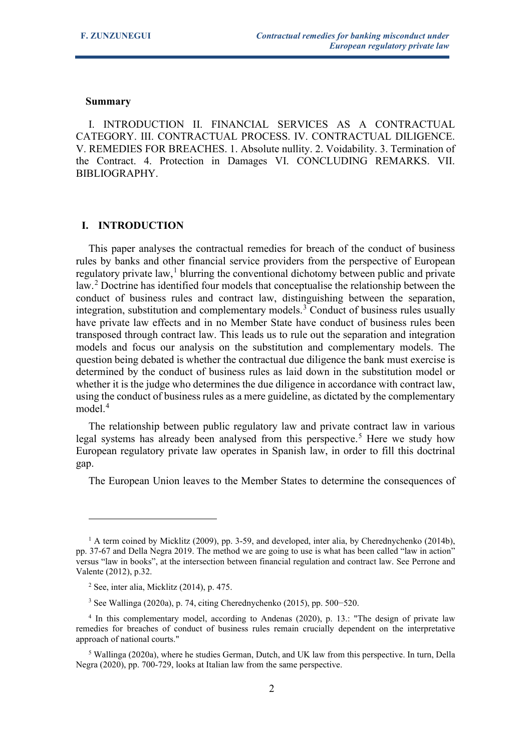**Summary**

I. INTRODUCTION II. FINANCIAL SERVICES AS A CONTRACTUAL CATEGORY. III. CONTRACTUAL PROCESS. IV. CONTRACTUAL DILIGENCE. V. REMEDIES FOR BREACHES. 1. Absolute nullity. 2. Voidability. 3. Termination of the Contract. 4. Protection in Damages VI. CONCLUDING REMARKS. VII. BIBLIOGRAPHY.

## I. INTRODUCTION

This paper analyses the contractual remedies for breach of the conduct of business rules by banks and other financial service providers from the perspective of European regulatory private law,[1] blurring the conventional dichotomy between public and private law.[2] Doctrine has identified four models that conceptualise the relationship between the conduct of business rules and contract law, distinguishing between the separation, integration, substitution and complementary models.[3] Conduct of business rules usually have private law effects and in no Member State have conduct of business rules been transposed through contract law. This leads us to rule out the separation and integration models and focus our analysis on the substitution and complementary models. The question being debated is whether the contractual due diligence the bank must exercise is determined by the conduct of business rules as laid down in the substitution model or whether it is the judge who determines the due diligence in accordance with contract law, using the conduct of business rules as a mere guideline, as dictated by the complementary model.[4]

The relationship between public regulatory law and private contract law in various legal systems has already been analysed from this perspective.[5] Here we study how European regulatory private law operates in Spanish law, in order to fill this doctrinal gap.

The European Union leaves to the Member States to determine the consequences of

---

[1] A term coined by Micklitz (2009), pp. 3-59, and developed, inter alia, by Cherednychenko (2014b), pp. 37-67 and Della Negra 2019. The method we are going to use is what has been called "law in action" versus "law in books", at the intersection between financial regulation and contract law. See Perrone and Valente (2012), p.32.

[2] See, inter alia, Micklitz (2014), p. 475.

[3] See Wallinga (2020a), p. 74, citing Cherednychenko (2015), pp. 500−520.

[4] In this complementary model, according to Andenas (2020), p. 13.: "The design of private law remedies for breaches of conduct of business rules remain crucially dependent on the interpretative approach of national courts."

[5] Wallinga (2020a), where he studies German, Dutch, and UK law from this perspective. In turn, Della Negra (2020), pp. 700-729, looks at Italian law from the same perspective.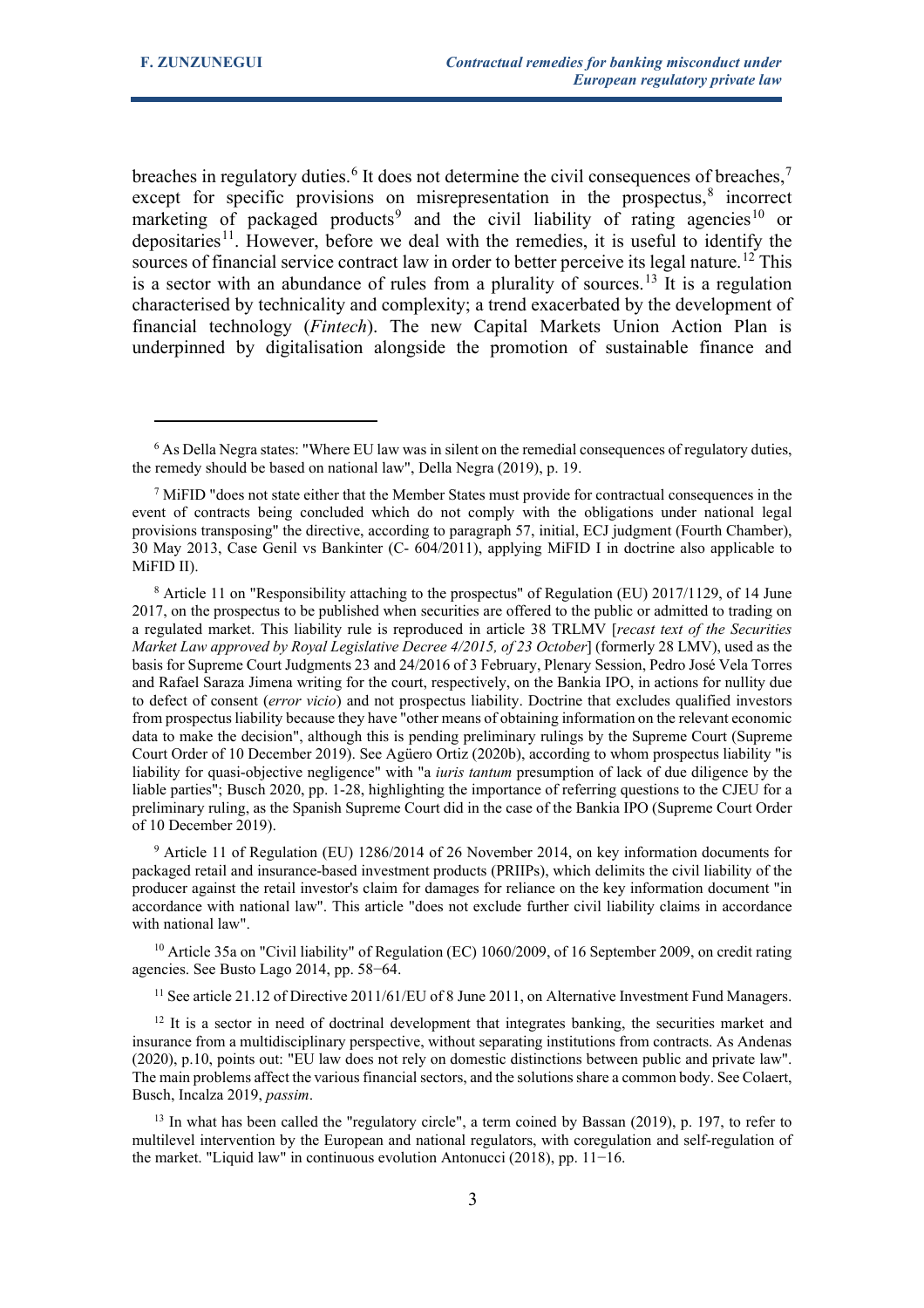breaches in regulatory duties.[6] It does not determine the civil consequences of breaches,[7] except for specific provisions on misrepresentation in the prospectus,[8] incorrect marketing of packaged products[9] and the civil liability of rating agencies[10] or depositaries[11]. However, before we deal with the remedies, it is useful to identify the sources of financial service contract law in order to better perceive its legal nature.[12] This is a sector with an abundance of rules from a plurality of sources.[13] It is a regulation characterised by technicality and complexity; a trend exacerbated by the development of financial technology (*Fintech*). The new Capital Markets Union Action Plan is underpinned by digitalisation alongside the promotion of sustainable finance and

---

[6] As Della Negra states: "Where EU law was in silent on the remedial consequences of regulatory duties, the remedy should be based on national law", Della Negra (2019), p. 19.

[7] MiFID "does not state either that the Member States must provide for contractual consequences in the event of contracts being concluded which do not comply with the obligations under national legal provisions transposing" the directive, according to paragraph 57, initial, ECJ judgment (Fourth Chamber), 30 May 2013, Case Genil vs Bankinter (C- 604/2011), applying MiFID I in doctrine also applicable to MiFID II).

[8] Article 11 on "Responsibility attaching to the prospectus" of Regulation (EU) 2017/1129, of 14 June 2017, on the prospectus to be published when securities are offered to the public or admitted to trading on a regulated market. This liability rule is reproduced in article 38 TRLMV [*recast text of the Securities Market Law approved by Royal Legislative Decree 4/2015, of 23 October*] (formerly 28 LMV), used as the basis for Supreme Court Judgments 23 and 24/2016 of 3 February, Plenary Session, Pedro José Vela Torres and Rafael Saraza Jimena writing for the court, respectively, on the Bankia IPO, in actions for nullity due to defect of consent (*error vicio*) and not prospectus liability. Doctrine that excludes qualified investors from prospectus liability because they have "other means of obtaining information on the relevant economic data to make the decision", although this is pending preliminary rulings by the Supreme Court (Supreme Court Order of 10 December 2019). See Agüero Ortiz (2020b), according to whom prospectus liability "is liability for quasi-objective negligence" with "a *iuris tantum* presumption of lack of due diligence by the liable parties"; Busch 2020, pp. 1-28, highlighting the importance of referring questions to the CJEU for a preliminary ruling, as the Spanish Supreme Court did in the case of the Bankia IPO (Supreme Court Order of 10 December 2019).

[9] Article 11 of Regulation (EU) 1286/2014 of 26 November 2014, on key information documents for packaged retail and insurance-based investment products (PRIIPs), which delimits the civil liability of the producer against the retail investor's claim for damages for reliance on the key information document "in accordance with national law". This article "does not exclude further civil liability claims in accordance with national law".

[10] Article 35a on "Civil liability" of Regulation (EC) 1060/2009, of 16 September 2009, on credit rating agencies. See Busto Lago 2014, pp. 58−64.

[11] See article 21.12 of Directive 2011/61/EU of 8 June 2011, on Alternative Investment Fund Managers.

[12] It is a sector in need of doctrinal development that integrates banking, the securities market and insurance from a multidisciplinary perspective, without separating institutions from contracts. As Andenas (2020), p.10, points out: "EU law does not rely on domestic distinctions between public and private law". The main problems affect the various financial sectors, and the solutions share a common body. See Colaert, Busch, Incalza 2019, *passim*.

[13] In what has been called the "regulatory circle", a term coined by Bassan (2019), p. 197, to refer to multilevel intervention by the European and national regulators, with coregulation and self-regulation of the market. "Liquid law" in continuous evolution Antonucci (2018), pp. 11−16.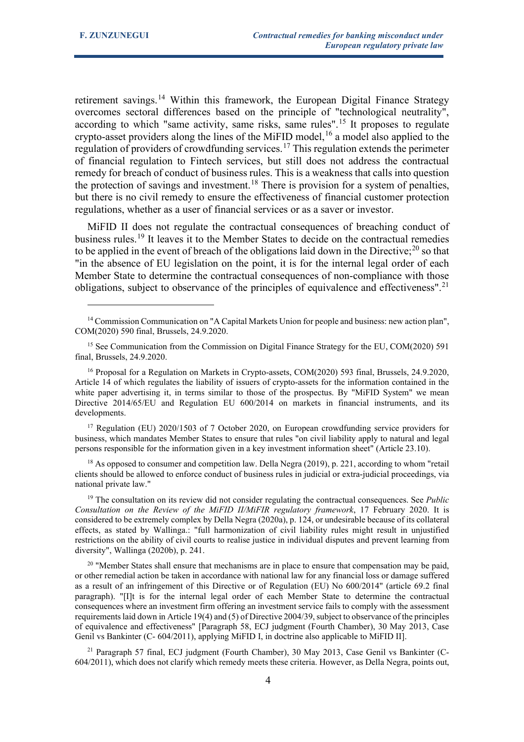retirement savings.[14] Within this framework, the European Digital Finance Strategy overcomes sectoral differences based on the principle of "technological neutrality", according to which "same activity, same risks, same rules".[15] It proposes to regulate crypto-asset providers along the lines of the MiFID model,[16] a model also applied to the regulation of providers of crowdfunding services.[17] This regulation extends the perimeter of financial regulation to Fintech services, but still does not address the contractual remedy for breach of conduct of business rules. This is a weakness that calls into question the protection of savings and investment.[18] There is provision for a system of penalties, but there is no civil remedy to ensure the effectiveness of financial customer protection regulations, whether as a user of financial services or as a saver or investor.

MiFID II does not regulate the contractual consequences of breaching conduct of business rules.[19] It leaves it to the Member States to decide on the contractual remedies to be applied in the event of breach of the obligations laid down in the Directive;[20] so that "in the absence of EU legislation on the point, it is for the internal legal order of each Member State to determine the contractual consequences of non-compliance with those obligations, subject to observance of the principles of equivalence and effectiveness".[21]

---

[14] Commission Communication on "A Capital Markets Union for people and business: new action plan", COM(2020) 590 final, Brussels, 24.9.2020.

[15] See Communication from the Commission on Digital Finance Strategy for the EU, COM(2020) 591 final, Brussels, 24.9.2020.

[16] Proposal for a Regulation on Markets in Crypto-assets, COM(2020) 593 final, Brussels, 24.9.2020, Article 14 of which regulates the liability of issuers of crypto-assets for the information contained in the white paper advertising it, in terms similar to those of the prospectus. By "MiFID System" we mean Directive 2014/65/EU and Regulation EU 600/2014 on markets in financial instruments, and its developments.

[17] Regulation (EU) 2020/1503 of 7 October 2020, on European crowdfunding service providers for business, which mandates Member States to ensure that rules "on civil liability apply to natural and legal persons responsible for the information given in a key investment information sheet" (Article 23.10).

[18] As opposed to consumer and competition law. Della Negra (2019), p. 221, according to whom "retail clients should be allowed to enforce conduct of business rules in judicial or extra-judicial proceedings, via national private law."

[19] The consultation on its review did not consider regulating the contractual consequences. See *Public Consultation on the Review of the MiFID II/MiFIR regulatory framework*, 17 February 2020. It is considered to be extremely complex by Della Negra (2020a), p. 124, or undesirable because of its collateral effects, as stated by Wallinga.: "full harmonization of civil liability rules might result in unjustified restrictions on the ability of civil courts to realise justice in individual disputes and prevent learning from diversity", Wallinga (2020b), p. 241.

[20] "Member States shall ensure that mechanisms are in place to ensure that compensation may be paid, or other remedial action be taken in accordance with national law for any financial loss or damage suffered as a result of an infringement of this Directive or of Regulation (EU) No 600/2014" (article 69.2 final paragraph). "[I]t is for the internal legal order of each Member State to determine the contractual consequences where an investment firm offering an investment service fails to comply with the assessment requirements laid down in Article 19(4) and (5) of Directive 2004/39, subject to observance of the principles of equivalence and effectiveness" [Paragraph 58, ECJ judgment (Fourth Chamber), 30 May 2013, Case Genil vs Bankinter (C- 604/2011), applying MiFID I, in doctrine also applicable to MiFID II].

[21] Paragraph 57 final, ECJ judgment (Fourth Chamber), 30 May 2013, Case Genil vs Bankinter (C-604/2011), which does not clarify which remedy meets these criteria. However, as Della Negra, points out,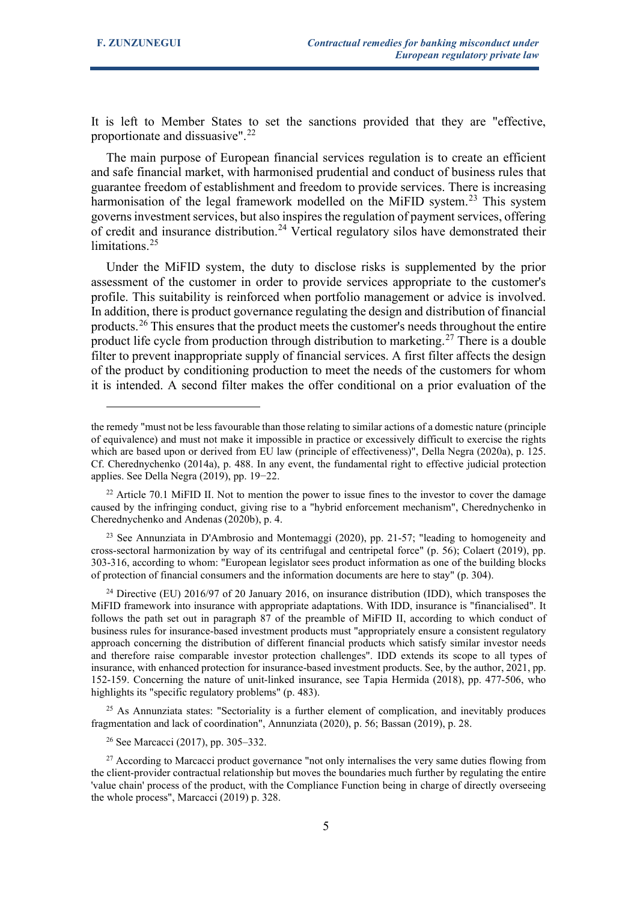It is left to Member States to set the sanctions provided that they are "effective, proportionate and dissuasive".[22]

The main purpose of European financial services regulation is to create an efficient and safe financial market, with harmonised prudential and conduct of business rules that guarantee freedom of establishment and freedom to provide services. There is increasing harmonisation of the legal framework modelled on the MiFID system.[23] This system governs investment services, but also inspires the regulation of payment services, offering of credit and insurance distribution.[24] Vertical regulatory silos have demonstrated their limitations.[25]

Under the MiFID system, the duty to disclose risks is supplemented by the prior assessment of the customer in order to provide services appropriate to the customer's profile. This suitability is reinforced when portfolio management or advice is involved. In addition, there is product governance regulating the design and distribution of financial products.[26] This ensures that the product meets the customer's needs throughout the entire product life cycle from production through distribution to marketing.[27] There is a double filter to prevent inappropriate supply of financial services. A first filter affects the design of the product by conditioning production to meet the needs of the customers for whom it is intended. A second filter makes the offer conditional on a prior evaluation of the

---

the remedy "must not be less favourable than those relating to similar actions of a domestic nature (principle of equivalence) and must not make it impossible in practice or excessively difficult to exercise the rights which are based upon or derived from EU law (principle of effectiveness)", Della Negra (2020a), p. 125. Cf. Cherednychenko (2014a), p. 488. In any event, the fundamental right to effective judicial protection applies. See Della Negra (2019), pp. 19−22.

[22] Article 70.1 MiFID II. Not to mention the power to issue fines to the investor to cover the damage caused by the infringing conduct, giving rise to a "hybrid enforcement mechanism", Cherednychenko in Cherednychenko and Andenas (2020b), p. 4.

[23] See Annunziata in D'Ambrosio and Montemaggi (2020), pp. 21-57; "leading to homogeneity and cross-sectoral harmonization by way of its centrifugal and centripetal force" (p. 56); Colaert (2019), pp. 303-316, according to whom: "European legislator sees product information as one of the building blocks of protection of financial consumers and the information documents are here to stay" (p. 304).

[24] Directive (EU) 2016/97 of 20 January 2016, on insurance distribution (IDD), which transposes the MiFID framework into insurance with appropriate adaptations. With IDD, insurance is "financialised". It follows the path set out in paragraph 87 of the preamble of MiFID II, according to which conduct of business rules for insurance-based investment products must "appropriately ensure a consistent regulatory approach concerning the distribution of different financial products which satisfy similar investor needs and therefore raise comparable investor protection challenges". IDD extends its scope to all types of insurance, with enhanced protection for insurance-based investment products. See, by the author, 2021, pp. 152-159. Concerning the nature of unit-linked insurance, see Tapia Hermida (2018), pp. 477-506, who highlights its "specific regulatory problems" (p. 483).

[25] As Annunziata states: "Sectoriality is a further element of complication, and inevitably produces fragmentation and lack of coordination", Annunziata (2020), p. 56; Bassan (2019), p. 28.

[26] See Marcacci (2017), pp. 305–332.

[27] According to Marcacci product governance "not only internalises the very same duties flowing from the client-provider contractual relationship but moves the boundaries much further by regulating the entire 'value chain' process of the product, with the Compliance Function being in charge of directly overseeing the whole process", Marcacci (2019) p. 328.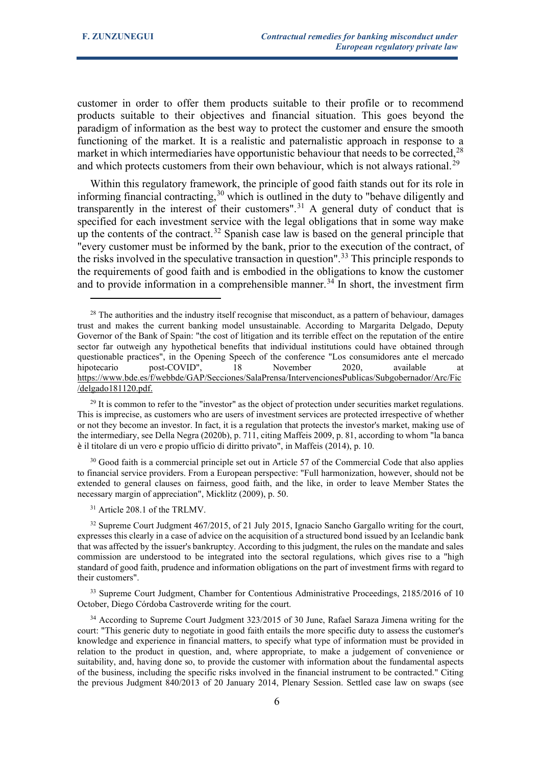customer in order to offer them products suitable to their profile or to recommend products suitable to their objectives and financial situation. This goes beyond the paradigm of information as the best way to protect the customer and ensure the smooth functioning of the market. It is a realistic and paternalistic approach in response to a market in which intermediaries have opportunistic behaviour that needs to be corrected,[28] and which protects customers from their own behaviour, which is not always rational.[29]

Within this regulatory framework, the principle of good faith stands out for its role in informing financial contracting,[30] which is outlined in the duty to "behave diligently and transparently in the interest of their customers".[31] A general duty of conduct that is specified for each investment service with the legal obligations that in some way make up the contents of the contract.[32] Spanish case law is based on the general principle that "every customer must be informed by the bank, prior to the execution of the contract, of the risks involved in the speculative transaction in question".[33] This principle responds to the requirements of good faith and is embodied in the obligations to know the customer and to provide information in a comprehensible manner.[34] In short, the investment firm

---

[28] The authorities and the industry itself recognise that misconduct, as a pattern of behaviour, damages trust and makes the current banking model unsustainable. According to Margarita Delgado, Deputy Governor of the Bank of Spain: "the cost of litigation and its terrible effect on the reputation of the entire sector far outweigh any hypothetical benefits that individual institutions could have obtained through questionable practices", in the Opening Speech of the conference "Los consumidores ante el mercado hipotecario post-COVID", 18 November 2020, available at https://www.bde.es/f/webbde/GAP/Secciones/SalaPrensa/IntervencionesPublicas/Subgobernador/Arc/Fic/delgado181120.pdf.

[29] It is common to refer to the "investor" as the object of protection under securities market regulations. This is imprecise, as customers who are users of investment services are protected irrespective of whether or not they become an investor. In fact, it is a regulation that protects the investor's market, making use of the intermediary, see Della Negra (2020b), p. 711, citing Maffeis 2009, p. 81, according to whom "la banca è il titolare di un vero e propio ufficio di diritto privato", in Maffeis (2014), p. 10.

[30] Good faith is a commercial principle set out in Article 57 of the Commercial Code that also applies to financial service providers. From a European perspective: "Full harmonization, however, should not be extended to general clauses on fairness, good faith, and the like, in order to leave Member States the necessary margin of appreciation", Micklitz (2009), p. 50.

[31] Article 208.1 of the TRLMV.

[32] Supreme Court Judgment 467/2015, of 21 July 2015, Ignacio Sancho Gargallo writing for the court, expresses this clearly in a case of advice on the acquisition of a structured bond issued by an Icelandic bank that was affected by the issuer's bankruptcy. According to this judgment, the rules on the mandate and sales commission are understood to be integrated into the sectoral regulations, which gives rise to a "high standard of good faith, prudence and information obligations on the part of investment firms with regard to their customers".

[33] Supreme Court Judgment, Chamber for Contentious Administrative Proceedings, 2185/2016 of 10 October, Diego Córdoba Castroverde writing for the court.

[34] According to Supreme Court Judgment 323/2015 of 30 June, Rafael Saraza Jimena writing for the court: "This generic duty to negotiate in good faith entails the more specific duty to assess the customer's knowledge and experience in financial matters, to specify what type of information must be provided in relation to the product in question, and, where appropriate, to make a judgement of convenience or suitability, and, having done so, to provide the customer with information about the fundamental aspects of the business, including the specific risks involved in the financial instrument to be contracted." Citing the previous Judgment 840/2013 of 20 January 2014, Plenary Session. Settled case law on swaps (see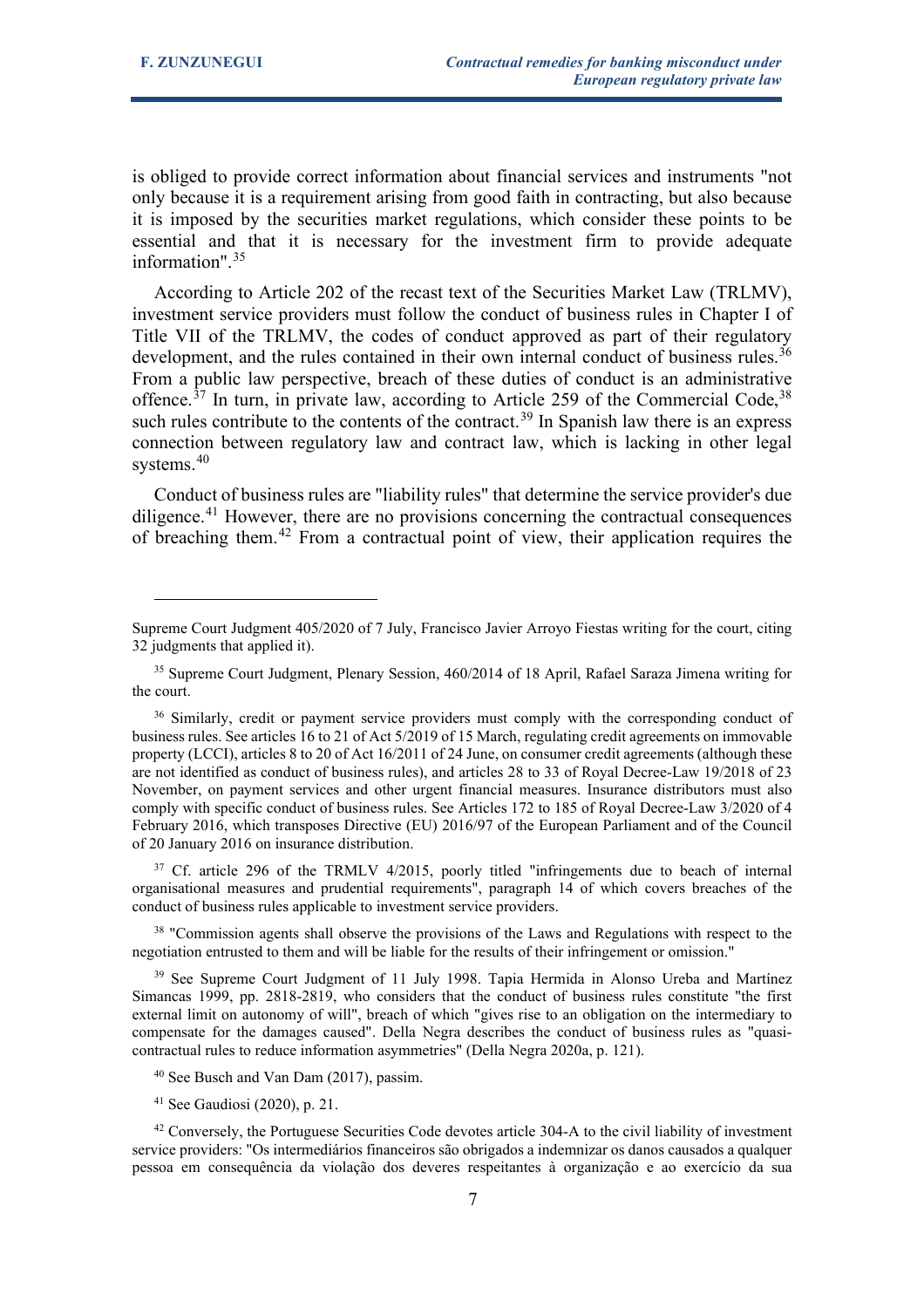is obliged to provide correct information about financial services and instruments "not only because it is a requirement arising from good faith in contracting, but also because it is imposed by the securities market regulations, which consider these points to be essential and that it is necessary for the investment firm to provide adequate information".[35]

According to Article 202 of the recast text of the Securities Market Law (TRLMV), investment service providers must follow the conduct of business rules in Chapter I of Title VII of the TRLMV, the codes of conduct approved as part of their regulatory development, and the rules contained in their own internal conduct of business rules.[36] From a public law perspective, breach of these duties of conduct is an administrative offence.[37] In turn, in private law, according to Article 259 of the Commercial Code,[38] such rules contribute to the contents of the contract.[39] In Spanish law there is an express connection between regulatory law and contract law, which is lacking in other legal systems.[40]

Conduct of business rules are "liability rules" that determine the service provider's due diligence.[41] However, there are no provisions concerning the contractual consequences of breaching them.[42] From a contractual point of view, their application requires the

---

Supreme Court Judgment 405/2020 of 7 July, Francisco Javier Arroyo Fiestas writing for the court, citing 32 judgments that applied it).

[35] Supreme Court Judgment, Plenary Session, 460/2014 of 18 April, Rafael Saraza Jimena writing for the court.

[36] Similarly, credit or payment service providers must comply with the corresponding conduct of business rules. See articles 16 to 21 of Act 5/2019 of 15 March, regulating credit agreements on immovable property (LCCI), articles 8 to 20 of Act 16/2011 of 24 June, on consumer credit agreements (although these are not identified as conduct of business rules), and articles 28 to 33 of Royal Decree-Law 19/2018 of 23 November, on payment services and other urgent financial measures. Insurance distributors must also comply with specific conduct of business rules. See Articles 172 to 185 of Royal Decree-Law 3/2020 of 4 February 2016, which transposes Directive (EU) 2016/97 of the European Parliament and of the Council of 20 January 2016 on insurance distribution.

[37] Cf. article 296 of the TRMLV 4/2015, poorly titled "infringements due to beach of internal organisational measures and prudential requirements", paragraph 14 of which covers breaches of the conduct of business rules applicable to investment service providers.

[38] "Commission agents shall observe the provisions of the Laws and Regulations with respect to the negotiation entrusted to them and will be liable for the results of their infringement or omission."

[39] See Supreme Court Judgment of 11 July 1998. Tapia Hermida in Alonso Ureba and Martínez Simancas 1999, pp. 2818-2819, who considers that the conduct of business rules constitute "the first external limit on autonomy of will", breach of which "gives rise to an obligation on the intermediary to compensate for the damages caused". Della Negra describes the conduct of business rules as "quasi-contractual rules to reduce information asymmetries" (Della Negra 2020a, p. 121).

[40] See Busch and Van Dam (2017), passim.

[41] See Gaudiosi (2020), p. 21.

[42] Conversely, the Portuguese Securities Code devotes article 304-A to the civil liability of investment service providers: "Os intermediários financeiros são obrigados a indemnizar os danos causados a qualquer pessoa em consequência da violação dos deveres respeitantes à organização e ao exercício da sua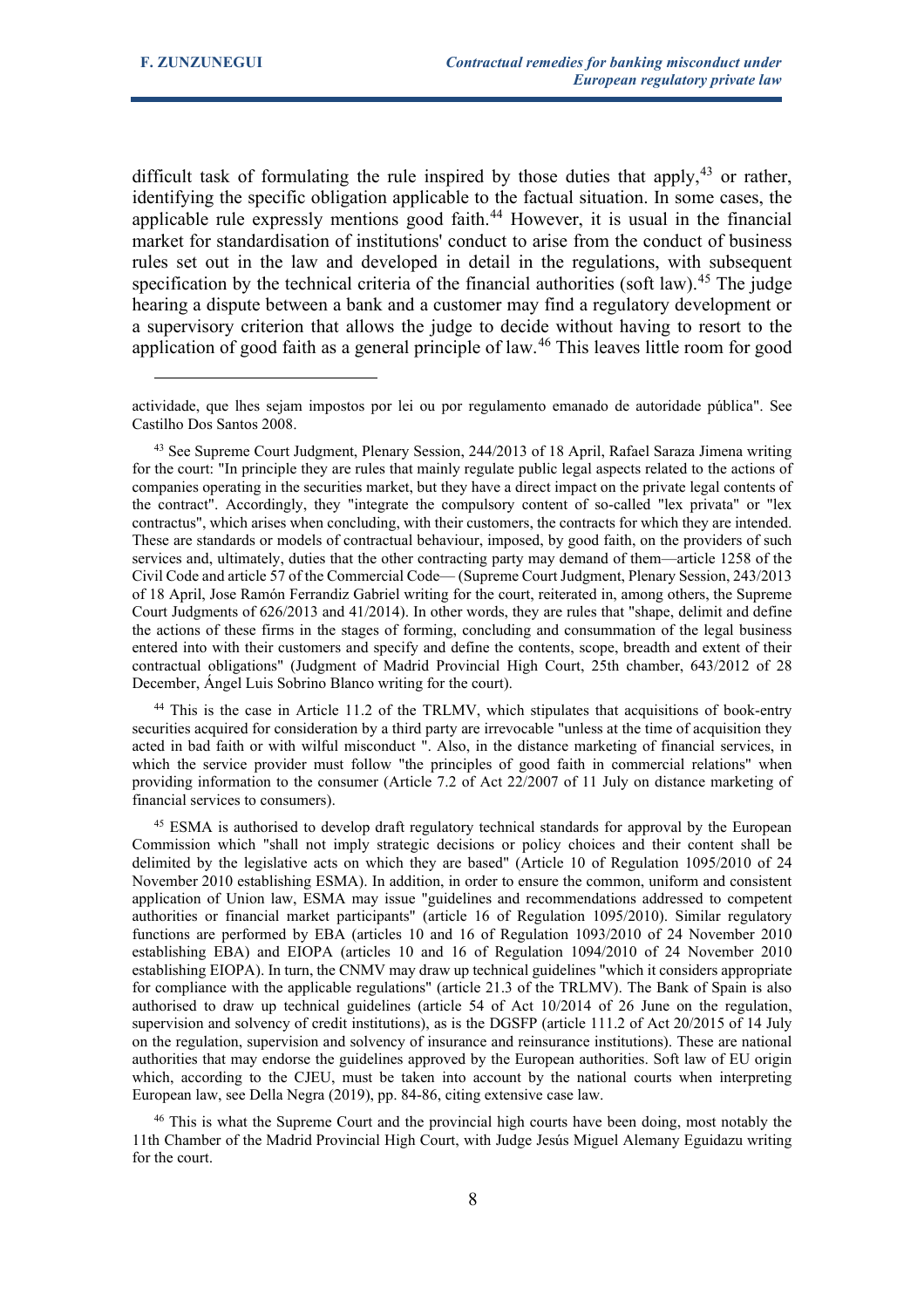difficult task of formulating the rule inspired by those duties that apply,[43] or rather, identifying the specific obligation applicable to the factual situation. In some cases, the applicable rule expressly mentions good faith.[44] However, it is usual in the financial market for standardisation of institutions' conduct to arise from the conduct of business rules set out in the law and developed in detail in the regulations, with subsequent specification by the technical criteria of the financial authorities (soft law).[45] The judge hearing a dispute between a bank and a customer may find a regulatory development or a supervisory criterion that allows the judge to decide without having to resort to the application of good faith as a general principle of law.[46] This leaves little room for good

---

actividade, que lhes sejam impostos por lei ou por regulamento emanado de autoridade pública". See Castilho Dos Santos 2008.

[43] See Supreme Court Judgment, Plenary Session, 244/2013 of 18 April, Rafael Saraza Jimena writing for the court: "In principle they are rules that mainly regulate public legal aspects related to the actions of companies operating in the securities market, but they have a direct impact on the private legal contents of the contract". Accordingly, they "integrate the compulsory content of so-called "lex privata" or "lex contractus", which arises when concluding, with their customers, the contracts for which they are intended. These are standards or models of contractual behaviour, imposed, by good faith, on the providers of such services and, ultimately, duties that the other contracting party may demand of them—article 1258 of the Civil Code and article 57 of the Commercial Code— (Supreme Court Judgment, Plenary Session, 243/2013 of 18 April, Jose Ramón Ferrandiz Gabriel writing for the court, reiterated in, among others, the Supreme Court Judgments of 626/2013 and 41/2014). In other words, they are rules that "shape, delimit and define the actions of these firms in the stages of forming, concluding and consummation of the legal business entered into with their customers and specify and define the contents, scope, breadth and extent of their contractual obligations" (Judgment of Madrid Provincial High Court, 25th chamber, 643/2012 of 28 December, Ángel Luis Sobrino Blanco writing for the court).

[44] This is the case in Article 11.2 of the TRLMV, which stipulates that acquisitions of book-entry securities acquired for consideration by a third party are irrevocable "unless at the time of acquisition they acted in bad faith or with wilful misconduct ". Also, in the distance marketing of financial services, in which the service provider must follow "the principles of good faith in commercial relations" when providing information to the consumer (Article 7.2 of Act 22/2007 of 11 July on distance marketing of financial services to consumers).

[45] ESMA is authorised to develop draft regulatory technical standards for approval by the European Commission which "shall not imply strategic decisions or policy choices and their content shall be delimited by the legislative acts on which they are based" (Article 10 of Regulation 1095/2010 of 24 November 2010 establishing ESMA). In addition, in order to ensure the common, uniform and consistent application of Union law, ESMA may issue "guidelines and recommendations addressed to competent authorities or financial market participants" (article 16 of Regulation 1095/2010). Similar regulatory functions are performed by EBA (articles 10 and 16 of Regulation 1093/2010 of 24 November 2010 establishing EBA) and EIOPA (articles 10 and 16 of Regulation 1094/2010 of 24 November 2010 establishing EIOPA). In turn, the CNMV may draw up technical guidelines "which it considers appropriate for compliance with the applicable regulations" (article 21.3 of the TRLMV). The Bank of Spain is also authorised to draw up technical guidelines (article 54 of Act 10/2014 of 26 June on the regulation, supervision and solvency of credit institutions), as is the DGSFP (article 111.2 of Act 20/2015 of 14 July on the regulation, supervision and solvency of insurance and reinsurance institutions). These are national authorities that may endorse the guidelines approved by the European authorities. Soft law of EU origin which, according to the CJEU, must be taken into account by the national courts when interpreting European law, see Della Negra (2019), pp. 84-86, citing extensive case law.

[46] This is what the Supreme Court and the provincial high courts have been doing, most notably the 11th Chamber of the Madrid Provincial High Court, with Judge Jesús Miguel Alemany Eguidazu writing for the court.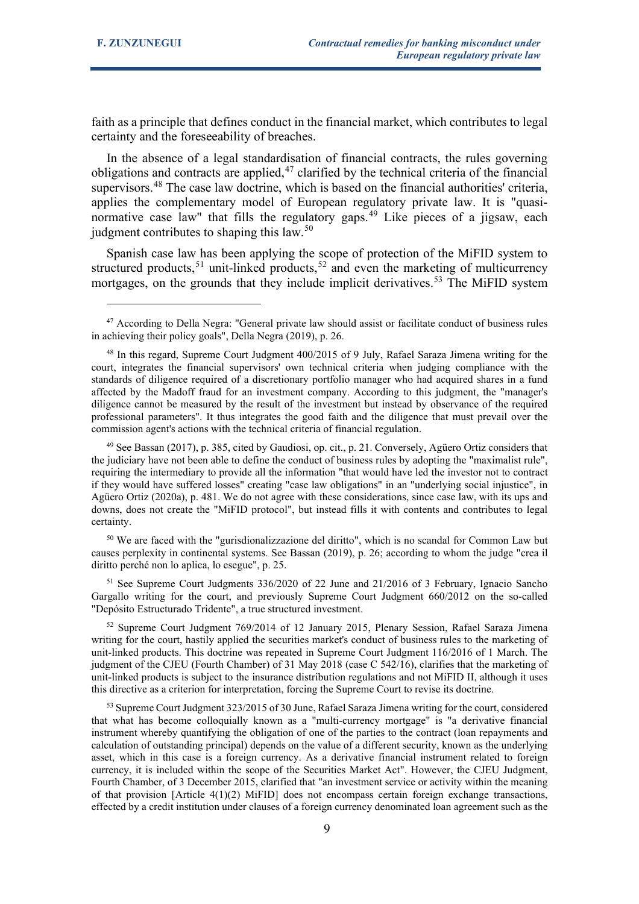faith as a principle that defines conduct in the financial market, which contributes to legal certainty and the foreseeability of breaches.

In the absence of a legal standardisation of financial contracts, the rules governing obligations and contracts are applied,[47] clarified by the technical criteria of the financial supervisors.[48] The case law doctrine, which is based on the financial authorities' criteria, applies the complementary model of European regulatory private law. It is "quasi-normative case law" that fills the regulatory gaps.[49] Like pieces of a jigsaw, each judgment contributes to shaping this law.[50]

Spanish case law has been applying the scope of protection of the MiFID system to structured products,[51] unit-linked products,[52] and even the marketing of multicurrency mortgages, on the grounds that they include implicit derivatives.[53] The MiFID system

---

[47] According to Della Negra: "General private law should assist or facilitate conduct of business rules in achieving their policy goals", Della Negra (2019), p. 26.

[48] In this regard, Supreme Court Judgment 400/2015 of 9 July, Rafael Saraza Jimena writing for the court, integrates the financial supervisors' own technical criteria when judging compliance with the standards of diligence required of a discretionary portfolio manager who had acquired shares in a fund affected by the Madoff fraud for an investment company. According to this judgment, the "manager's diligence cannot be measured by the result of the investment but instead by observance of the required professional parameters". It thus integrates the good faith and the diligence that must prevail over the commission agent's actions with the technical criteria of financial regulation.

[49] See Bassan (2017), p. 385, cited by Gaudiosi, op. cit., p. 21. Conversely, Agüero Ortiz considers that the judiciary have not been able to define the conduct of business rules by adopting the "maximalist rule", requiring the intermediary to provide all the information "that would have led the investor not to contract if they would have suffered losses" creating "case law obligations" in an "underlying social injustice", in Agüero Ortiz (2020a), p. 481. We do not agree with these considerations, since case law, with its ups and downs, does not create the "MiFID protocol", but instead fills it with contents and contributes to legal certainty.

[50] We are faced with the "gurisdionalizzazione del diritto", which is no scandal for Common Law but causes perplexity in continental systems. See Bassan (2019), p. 26; according to whom the judge "crea il diritto perché non lo aplica, lo esegue", p. 25.

[51] See Supreme Court Judgments 336/2020 of 22 June and 21/2016 of 3 February, Ignacio Sancho Gargallo writing for the court, and previously Supreme Court Judgment 660/2012 on the so-called "Depósito Estructurado Tridente", a true structured investment.

[52] Supreme Court Judgment 769/2014 of 12 January 2015, Plenary Session, Rafael Saraza Jimena writing for the court, hastily applied the securities market's conduct of business rules to the marketing of unit-linked products. This doctrine was repeated in Supreme Court Judgment 116/2016 of 1 March. The judgment of the CJEU (Fourth Chamber) of 31 May 2018 (case C 542/16), clarifies that the marketing of unit-linked products is subject to the insurance distribution regulations and not MiFID II, although it uses this directive as a criterion for interpretation, forcing the Supreme Court to revise its doctrine.

[53] Supreme Court Judgment 323/2015 of 30 June, Rafael Saraza Jimena writing for the court, considered that what has become colloquially known as a "multi-currency mortgage" is "a derivative financial instrument whereby quantifying the obligation of one of the parties to the contract (loan repayments and calculation of outstanding principal) depends on the value of a different security, known as the underlying asset, which in this case is a foreign currency. As a derivative financial instrument related to foreign currency, it is included within the scope of the Securities Market Act". However, the CJEU Judgment, Fourth Chamber, of 3 December 2015, clarified that "an investment service or activity within the meaning of that provision [Article 4(1)(2) MiFID] does not encompass certain foreign exchange transactions, effected by a credit institution under clauses of a foreign currency denominated loan agreement such as the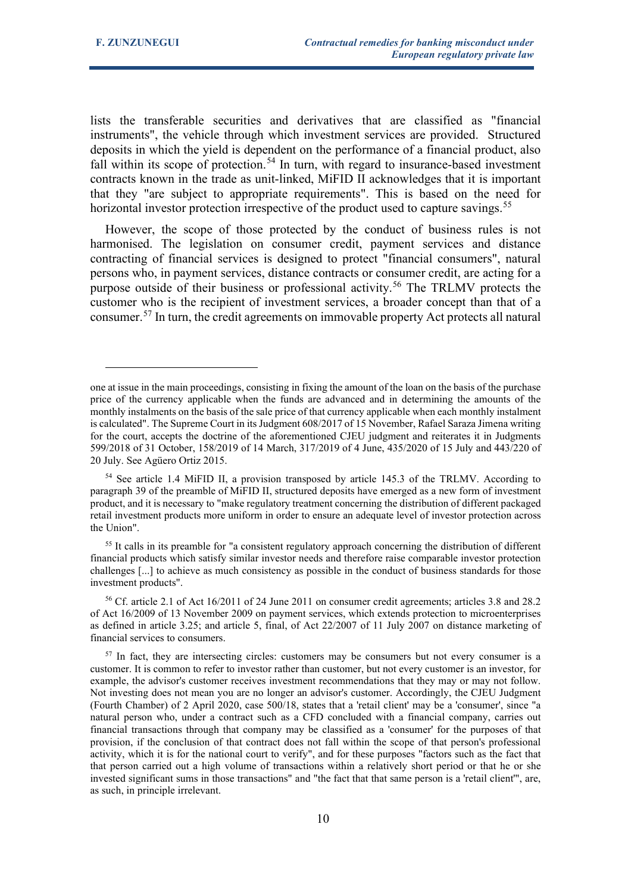lists the transferable securities and derivatives that are classified as "financial instruments", the vehicle through which investment services are provided. Structured deposits in which the yield is dependent on the performance of a financial product, also fall within its scope of protection.[54] In turn, with regard to insurance-based investment contracts known in the trade as unit-linked, MiFID II acknowledges that it is important that they "are subject to appropriate requirements". This is based on the need for horizontal investor protection irrespective of the product used to capture savings.[55]

However, the scope of those protected by the conduct of business rules is not harmonised. The legislation on consumer credit, payment services and distance contracting of financial services is designed to protect "financial consumers", natural persons who, in payment services, distance contracts or consumer credit, are acting for a purpose outside of their business or professional activity.[56] The TRLMV protects the customer who is the recipient of investment services, a broader concept than that of a consumer.[57] In turn, the credit agreements on immovable property Act protects all natural

---

one at issue in the main proceedings, consisting in fixing the amount of the loan on the basis of the purchase price of the currency applicable when the funds are advanced and in determining the amounts of the monthly instalments on the basis of the sale price of that currency applicable when each monthly instalment is calculated". The Supreme Court in its Judgment 608/2017 of 15 November, Rafael Saraza Jimena writing for the court, accepts the doctrine of the aforementioned CJEU judgment and reiterates it in Judgments 599/2018 of 31 October, 158/2019 of 14 March, 317/2019 of 4 June, 435/2020 of 15 July and 443/220 of 20 July. See Agüero Ortiz 2015.

[54] See article 1.4 MiFID II, a provision transposed by article 145.3 of the TRLMV. According to paragraph 39 of the preamble of MiFID II, structured deposits have emerged as a new form of investment product, and it is necessary to "make regulatory treatment concerning the distribution of different packaged retail investment products more uniform in order to ensure an adequate level of investor protection across the Union".

[55] It calls in its preamble for "a consistent regulatory approach concerning the distribution of different financial products which satisfy similar investor needs and therefore raise comparable investor protection challenges [...] to achieve as much consistency as possible in the conduct of business standards for those investment products".

[56] Cf. article 2.1 of Act 16/2011 of 24 June 2011 on consumer credit agreements; articles 3.8 and 28.2 of Act 16/2009 of 13 November 2009 on payment services, which extends protection to microenterprises as defined in article 3.25; and article 5, final, of Act 22/2007 of 11 July 2007 on distance marketing of financial services to consumers.

[57] In fact, they are intersecting circles: customers may be consumers but not every consumer is a customer. It is common to refer to investor rather than customer, but not every customer is an investor, for example, the advisor's customer receives investment recommendations that they may or may not follow. Not investing does not mean you are no longer an advisor's customer. Accordingly, the CJEU Judgment (Fourth Chamber) of 2 April 2020, case 500/18, states that a 'retail client' may be a 'consumer', since "a natural person who, under a contract such as a CFD concluded with a financial company, carries out financial transactions through that company may be classified as a 'consumer' for the purposes of that provision, if the conclusion of that contract does not fall within the scope of that person's professional activity, which it is for the national court to verify", and for these purposes "factors such as the fact that that person carried out a high volume of transactions within a relatively short period or that he or she invested significant sums in those transactions" and "the fact that that same person is a 'retail client'", are, as such, in principle irrelevant.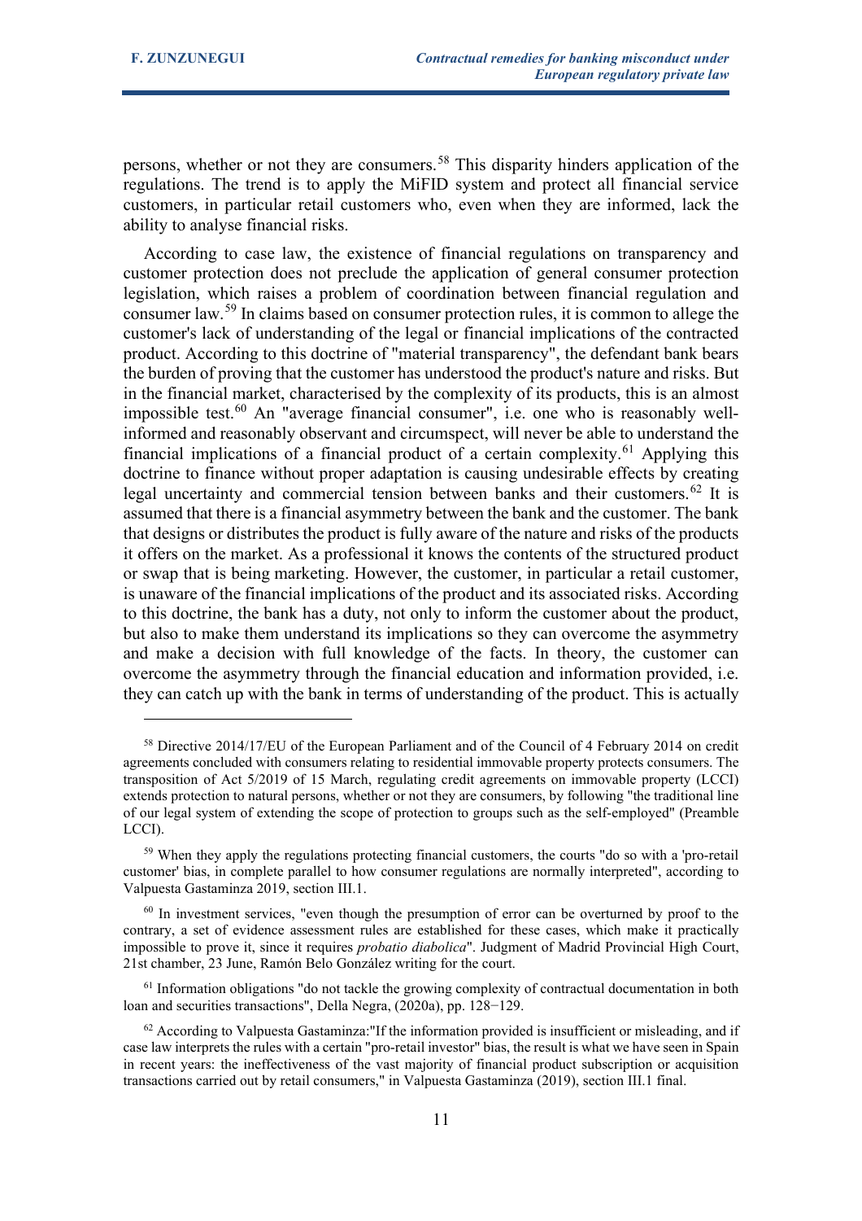persons, whether or not they are consumers.[58] This disparity hinders application of the regulations. The trend is to apply the MiFID system and protect all financial service customers, in particular retail customers who, even when they are informed, lack the ability to analyse financial risks.

According to case law, the existence of financial regulations on transparency and customer protection does not preclude the application of general consumer protection legislation, which raises a problem of coordination between financial regulation and consumer law.[59] In claims based on consumer protection rules, it is common to allege the customer's lack of understanding of the legal or financial implications of the contracted product. According to this doctrine of "material transparency", the defendant bank bears the burden of proving that the customer has understood the product's nature and risks. But in the financial market, characterised by the complexity of its products, this is an almost impossible test.[60] An "average financial consumer", i.e. one who is reasonably well-informed and reasonably observant and circumspect, will never be able to understand the financial implications of a financial product of a certain complexity.[61] Applying this doctrine to finance without proper adaptation is causing undesirable effects by creating legal uncertainty and commercial tension between banks and their customers.[62] It is assumed that there is a financial asymmetry between the bank and the customer. The bank that designs or distributes the product is fully aware of the nature and risks of the products it offers on the market. As a professional it knows the contents of the structured product or swap that is being marketing. However, the customer, in particular a retail customer, is unaware of the financial implications of the product and its associated risks. According to this doctrine, the bank has a duty, not only to inform the customer about the product, but also to make them understand its implications so they can overcome the asymmetry and make a decision with full knowledge of the facts. In theory, the customer can overcome the asymmetry through the financial education and information provided, i.e. they can catch up with the bank in terms of understanding of the product. This is actually

---

[58] Directive 2014/17/EU of the European Parliament and of the Council of 4 February 2014 on credit agreements concluded with consumers relating to residential immovable property protects consumers. The transposition of Act 5/2019 of 15 March, regulating credit agreements on immovable property (LCCI) extends protection to natural persons, whether or not they are consumers, by following "the traditional line of our legal system of extending the scope of protection to groups such as the self-employed" (Preamble LCCI).

[59] When they apply the regulations protecting financial customers, the courts "do so with a 'pro-retail customer' bias, in complete parallel to how consumer regulations are normally interpreted", according to Valpuesta Gastaminza 2019, section III.1.

[60] In investment services, "even though the presumption of error can be overturned by proof to the contrary, a set of evidence assessment rules are established for these cases, which make it practically impossible to prove it, since it requires *probatio diabolica*". Judgment of Madrid Provincial High Court, 21st chamber, 23 June, Ramón Belo González writing for the court.

[61] Information obligations "do not tackle the growing complexity of contractual documentation in both loan and securities transactions", Della Negra, (2020a), pp. 128−129.

[62] According to Valpuesta Gastaminza:"If the information provided is insufficient or misleading, and if case law interprets the rules with a certain "pro-retail investor" bias, the result is what we have seen in Spain in recent years: the ineffectiveness of the vast majority of financial product subscription or acquisition transactions carried out by retail consumers," in Valpuesta Gastaminza (2019), section III.1 final.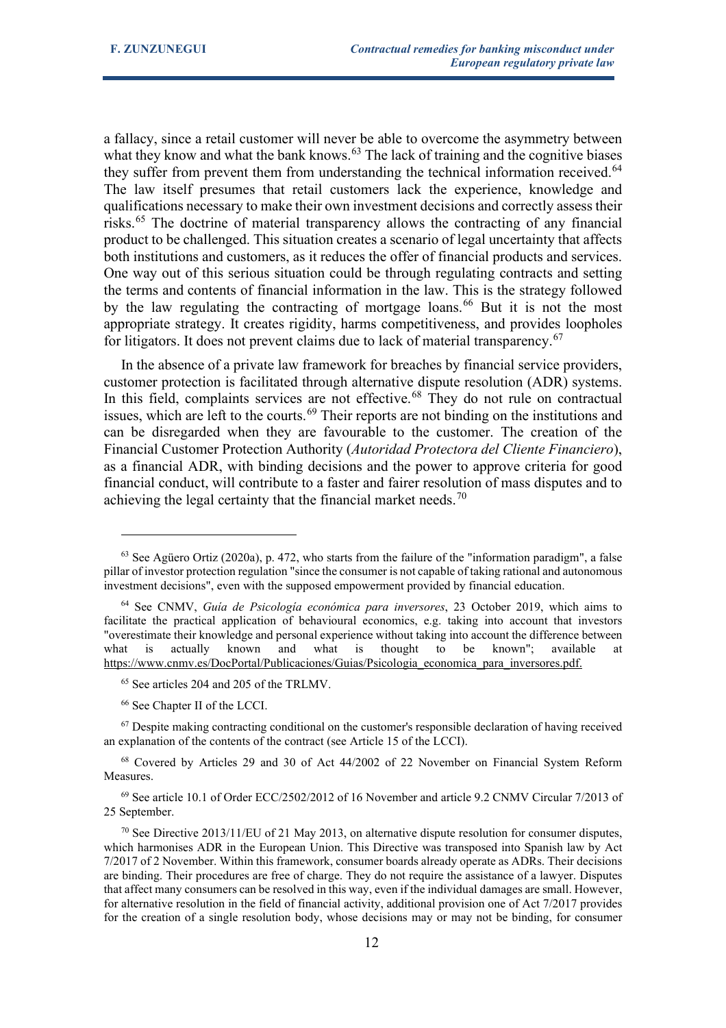a fallacy, since a retail customer will never be able to overcome the asymmetry between what they know and what the bank knows.[63] The lack of training and the cognitive biases they suffer from prevent them from understanding the technical information received.[64] The law itself presumes that retail customers lack the experience, knowledge and qualifications necessary to make their own investment decisions and correctly assess their risks.[65] The doctrine of material transparency allows the contracting of any financial product to be challenged. This situation creates a scenario of legal uncertainty that affects both institutions and customers, as it reduces the offer of financial products and services. One way out of this serious situation could be through regulating contracts and setting the terms and contents of financial information in the law. This is the strategy followed by the law regulating the contracting of mortgage loans.[66] But it is not the most appropriate strategy. It creates rigidity, harms competitiveness, and provides loopholes for litigators. It does not prevent claims due to lack of material transparency.[67]

In the absence of a private law framework for breaches by financial service providers, customer protection is facilitated through alternative dispute resolution (ADR) systems. In this field, complaints services are not effective.[68] They do not rule on contractual issues, which are left to the courts.[69] Their reports are not binding on the institutions and can be disregarded when they are favourable to the customer. The creation of the Financial Customer Protection Authority (*Autoridad Protectora del Cliente Financiero*), as a financial ADR, with binding decisions and the power to approve criteria for good financial conduct, will contribute to a faster and fairer resolution of mass disputes and to achieving the legal certainty that the financial market needs.[70]

---

[63] See Agüero Ortiz (2020a), p. 472, who starts from the failure of the "information paradigm", a false pillar of investor protection regulation "since the consumer is not capable of taking rational and autonomous investment decisions", even with the supposed empowerment provided by financial education.

[64] See CNMV, *Guía de Psicología económica para inversores*, 23 October 2019, which aims to facilitate the practical application of behavioural economics, e.g. taking into account that investors "overestimate their knowledge and personal experience without taking into account the difference between what is actually known and what is thought to be known"; available at https://www.cnmv.es/DocPortal/Publicaciones/Guias/Psicologia_economica_para_inversores.pdf.

[65] See articles 204 and 205 of the TRLMV.

[66] See Chapter II of the LCCI.

[67] Despite making contracting conditional on the customer's responsible declaration of having received an explanation of the contents of the contract (see Article 15 of the LCCI).

[68] Covered by Articles 29 and 30 of Act 44/2002 of 22 November on Financial System Reform Measures.

[69] See article 10.1 of Order ECC/2502/2012 of 16 November and article 9.2 CNMV Circular 7/2013 of 25 September.

[70] See Directive 2013/11/EU of 21 May 2013, on alternative dispute resolution for consumer disputes, which harmonises ADR in the European Union. This Directive was transposed into Spanish law by Act 7/2017 of 2 November. Within this framework, consumer boards already operate as ADRs. Their decisions are binding. Their procedures are free of charge. They do not require the assistance of a lawyer. Disputes that affect many consumers can be resolved in this way, even if the individual damages are small. However, for alternative resolution in the field of financial activity, additional provision one of Act 7/2017 provides for the creation of a single resolution body, whose decisions may or may not be binding, for consumer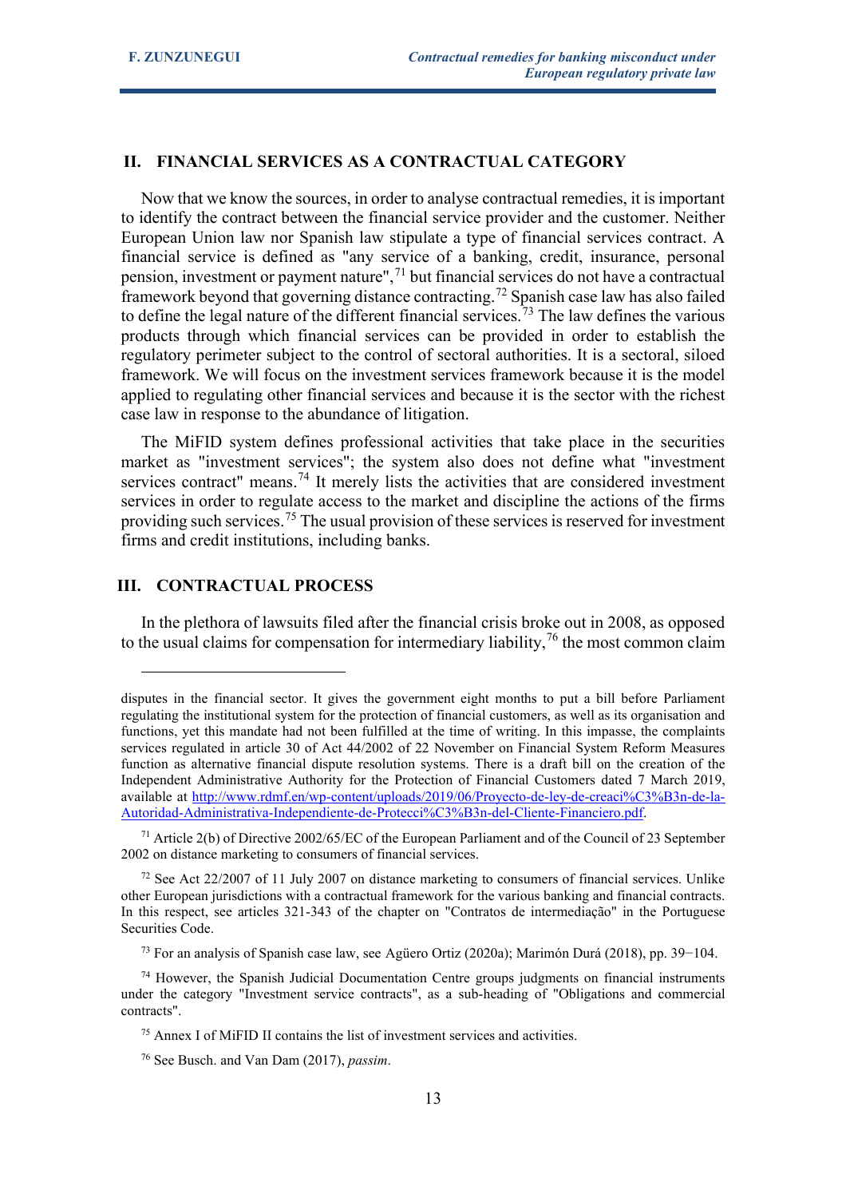## II. FINANCIAL SERVICES AS A CONTRACTUAL CATEGORY

Now that we know the sources, in order to analyse contractual remedies, it is important to identify the contract between the financial service provider and the customer. Neither European Union law nor Spanish law stipulate a type of financial services contract. A financial service is defined as "any service of a banking, credit, insurance, personal pension, investment or payment nature",[71] but financial services do not have a contractual framework beyond that governing distance contracting.[72] Spanish case law has also failed to define the legal nature of the different financial services.[73] The law defines the various products through which financial services can be provided in order to establish the regulatory perimeter subject to the control of sectoral authorities. It is a sectoral, siloed framework. We will focus on the investment services framework because it is the model applied to regulating other financial services and because it is the sector with the richest case law in response to the abundance of litigation.

The MiFID system defines professional activities that take place in the securities market as "investment services"; the system also does not define what "investment services contract" means.[74] It merely lists the activities that are considered investment services in order to regulate access to the market and discipline the actions of the firms providing such services.[75] The usual provision of these services is reserved for investment firms and credit institutions, including banks.

## III. CONTRACTUAL PROCESS

In the plethora of lawsuits filed after the financial crisis broke out in 2008, as opposed to the usual claims for compensation for intermediary liability,[76] the most common claim

---

disputes in the financial sector. It gives the government eight months to put a bill before Parliament regulating the institutional system for the protection of financial customers, as well as its organisation and functions, yet this mandate had not been fulfilled at the time of writing. In this impasse, the complaints services regulated in article 30 of Act 44/2002 of 22 November on Financial System Reform Measures function as alternative financial dispute resolution systems. There is a draft bill on the creation of the Independent Administrative Authority for the Protection of Financial Customers dated 7 March 2019, available at [http://www.rdmf.en/wp-content/uploads/2019/06/Proyecto-de-ley-de-creaci%C3%B3n-de-la-Autoridad-Administrativa-Independiente-de-Protecci%C3%B3n-del-Cliente-Financiero.pdf](http://www.rdmf.en/wp-content/uploads/2019/06/Proyecto-de-ley-de-creaci%C3%B3n-de-la-Autoridad-Administrativa-Independiente-de-Protecci%C3%B3n-del-Cliente-Financiero.pdf).

[71] Article 2(b) of Directive 2002/65/EC of the European Parliament and of the Council of 23 September 2002 on distance marketing to consumers of financial services.

[72] See Act 22/2007 of 11 July 2007 on distance marketing to consumers of financial services. Unlike other European jurisdictions with a contractual framework for the various banking and financial contracts. In this respect, see articles 321-343 of the chapter on "Contratos de intermediação" in the Portuguese Securities Code.

[73] For an analysis of Spanish case law, see Agüero Ortiz (2020a); Marimón Durá (2018), pp. 39−104.

[74] However, the Spanish Judicial Documentation Centre groups judgments on financial instruments under the category "Investment service contracts", as a sub-heading of "Obligations and commercial contracts".

[75] Annex I of MiFID II contains the list of investment services and activities.

[76] See Busch. and Van Dam (2017), *passim*.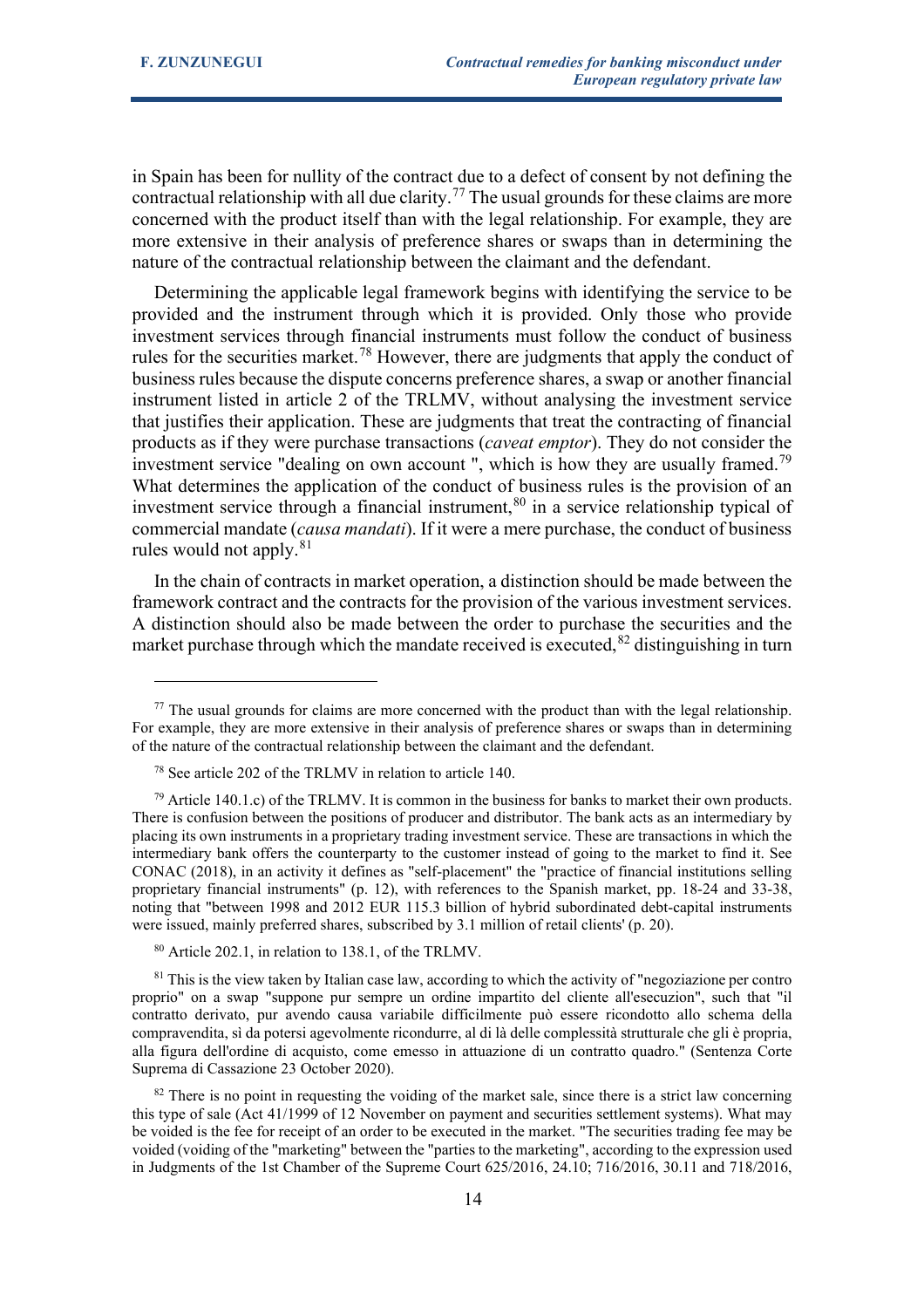in Spain has been for nullity of the contract due to a defect of consent by not defining the contractual relationship with all due clarity.[77] The usual grounds for these claims are more concerned with the product itself than with the legal relationship. For example, they are more extensive in their analysis of preference shares or swaps than in determining the nature of the contractual relationship between the claimant and the defendant.

Determining the applicable legal framework begins with identifying the service to be provided and the instrument through which it is provided. Only those who provide investment services through financial instruments must follow the conduct of business rules for the securities market.[78] However, there are judgments that apply the conduct of business rules because the dispute concerns preference shares, a swap or another financial instrument listed in article 2 of the TRLMV, without analysing the investment service that justifies their application. These are judgments that treat the contracting of financial products as if they were purchase transactions (*caveat emptor*). They do not consider the investment service "dealing on own account ", which is how they are usually framed.[79] What determines the application of the conduct of business rules is the provision of an investment service through a financial instrument,[80] in a service relationship typical of commercial mandate (*causa mandati*). If it were a mere purchase, the conduct of business rules would not apply.[81]

In the chain of contracts in market operation, a distinction should be made between the framework contract and the contracts for the provision of the various investment services. A distinction should also be made between the order to purchase the securities and the market purchase through which the mandate received is executed,[82] distinguishing in turn

---

[77] The usual grounds for claims are more concerned with the product than with the legal relationship. For example, they are more extensive in their analysis of preference shares or swaps than in determining of the nature of the contractual relationship between the claimant and the defendant.

[78] See article 202 of the TRLMV in relation to article 140.

[79] Article 140.1.c) of the TRLMV. It is common in the business for banks to market their own products. There is confusion between the positions of producer and distributor. The bank acts as an intermediary by placing its own instruments in a proprietary trading investment service. These are transactions in which the intermediary bank offers the counterparty to the customer instead of going to the market to find it. See CONAC (2018), in an activity it defines as "self-placement" the "practice of financial institutions selling proprietary financial instruments" (p. 12), with references to the Spanish market, pp. 18-24 and 33-38, noting that "between 1998 and 2012 EUR 115.3 billion of hybrid subordinated debt-capital instruments were issued, mainly preferred shares, subscribed by 3.1 million of retail clients' (p. 20).

[80] Article 202.1, in relation to 138.1, of the TRLMV.

[81] This is the view taken by Italian case law, according to which the activity of "negoziazione per contro proprio" on a swap "suppone pur sempre un ordine impartito del cliente all'esecuzion", such that "il contratto derivato, pur avendo causa variabile difficilmente può essere ricondotto allo schema della compravendita, sì da potersi agevolmente ricondurre, al di là delle complessità strutturale che gli è propria, alla figura dell'ordine di acquisto, come emesso in attuazione di un contratto quadro." (Sentenza Corte Suprema di Cassazione 23 October 2020).

[82] There is no point in requesting the voiding of the market sale, since there is a strict law concerning this type of sale (Act 41/1999 of 12 November on payment and securities settlement systems). What may be voided is the fee for receipt of an order to be executed in the market. "The securities trading fee may be voided (voiding of the "marketing" between the "parties to the marketing", according to the expression used in Judgments of the 1st Chamber of the Supreme Court 625/2016, 24.10; 716/2016, 30.11 and 718/2016,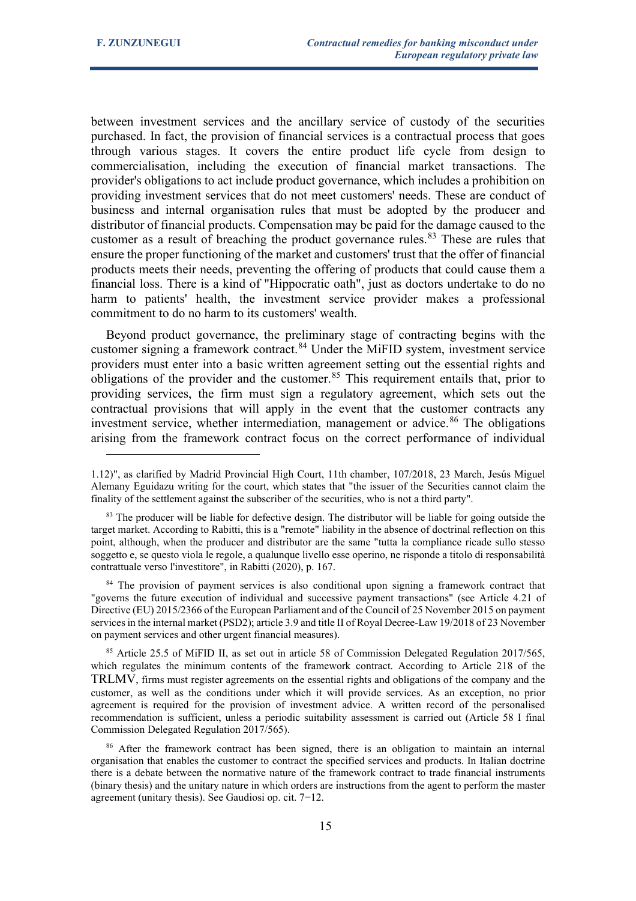between investment services and the ancillary service of custody of the securities purchased. In fact, the provision of financial services is a contractual process that goes through various stages. It covers the entire product life cycle from design to commercialisation, including the execution of financial market transactions. The provider's obligations to act include product governance, which includes a prohibition on providing investment services that do not meet customers' needs. These are conduct of business and internal organisation rules that must be adopted by the producer and distributor of financial products. Compensation may be paid for the damage caused to the customer as a result of breaching the product governance rules.[83] These are rules that ensure the proper functioning of the market and customers' trust that the offer of financial products meets their needs, preventing the offering of products that could cause them a financial loss. There is a kind of "Hippocratic oath", just as doctors undertake to do no harm to patients' health, the investment service provider makes a professional commitment to do no harm to its customers' wealth.

Beyond product governance, the preliminary stage of contracting begins with the customer signing a framework contract.[84] Under the MiFID system, investment service providers must enter into a basic written agreement setting out the essential rights and obligations of the provider and the customer.[85] This requirement entails that, prior to providing services, the firm must sign a regulatory agreement, which sets out the contractual provisions that will apply in the event that the customer contracts any investment service, whether intermediation, management or advice.[86] The obligations arising from the framework contract focus on the correct performance of individual

---

1.12)", as clarified by Madrid Provincial High Court, 11th chamber, 107/2018, 23 March, Jesús Miguel Alemany Eguidazu writing for the court, which states that "the issuer of the Securities cannot claim the finality of the settlement against the subscriber of the securities, who is not a third party".

[83] The producer will be liable for defective design. The distributor will be liable for going outside the target market. According to Rabitti, this is a "remote" liability in the absence of doctrinal reflection on this point, although, when the producer and distributor are the same "tutta la compliance ricade sullo stesso soggetto e, se questo viola le regole, a qualunque livello esse operino, ne risponde a titolo di responsabilità contrattuale verso l'investitore", in Rabitti (2020), p. 167.

[84] The provision of payment services is also conditional upon signing a framework contract that "governs the future execution of individual and successive payment transactions" (see Article 4.21 of Directive (EU) 2015/2366 of the European Parliament and of the Council of 25 November 2015 on payment services in the internal market (PSD2); article 3.9 and title II of Royal Decree-Law 19/2018 of 23 November on payment services and other urgent financial measures).

[85] Article 25.5 of MiFID II, as set out in article 58 of Commission Delegated Regulation 2017/565, which regulates the minimum contents of the framework contract. According to Article 218 of the TRLMV, firms must register agreements on the essential rights and obligations of the company and the customer, as well as the conditions under which it will provide services. As an exception, no prior agreement is required for the provision of investment advice. A written record of the personalised recommendation is sufficient, unless a periodic suitability assessment is carried out (Article 58 I final Commission Delegated Regulation 2017/565).

[86] After the framework contract has been signed, there is an obligation to maintain an internal organisation that enables the customer to contract the specified services and products. In Italian doctrine there is a debate between the normative nature of the framework contract to trade financial instruments (binary thesis) and the unitary nature in which orders are instructions from the agent to perform the master agreement (unitary thesis). See Gaudiosi op. cit. 7−12.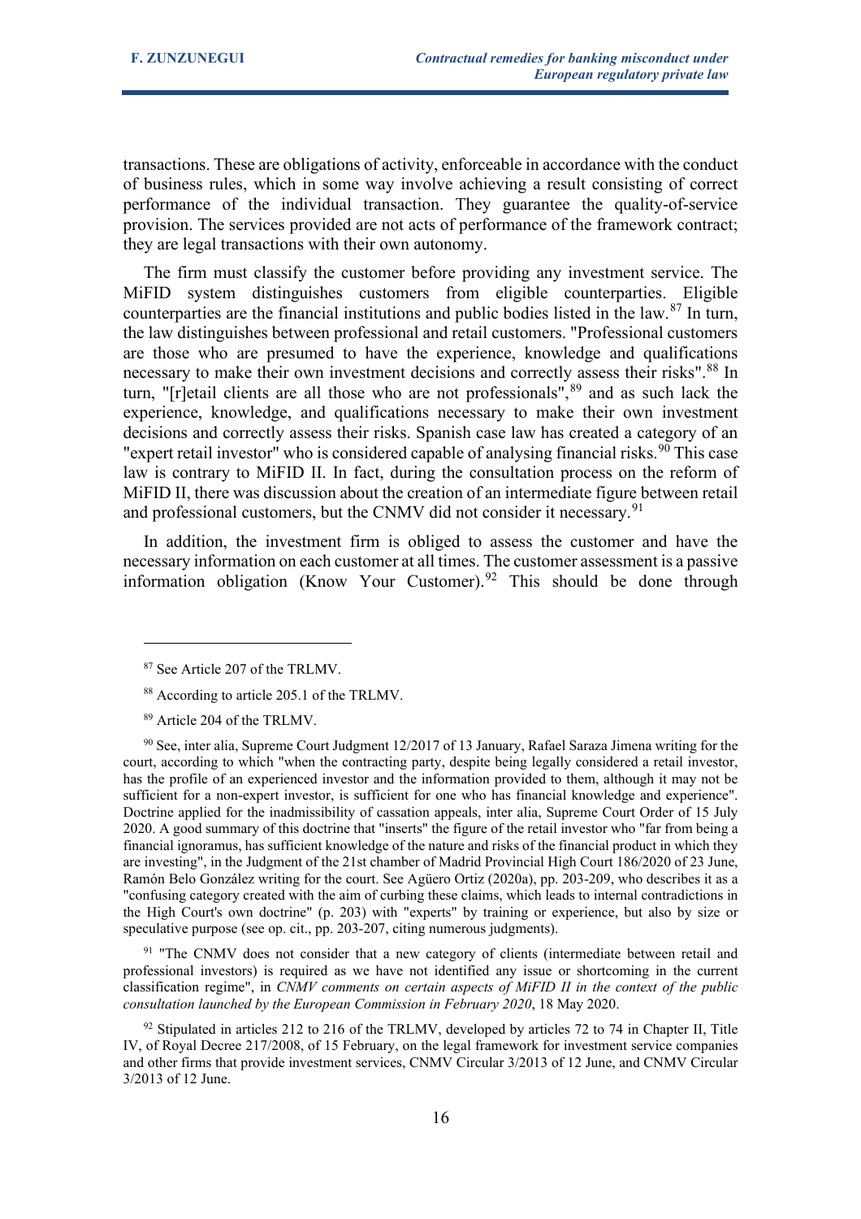transactions. These are obligations of activity, enforceable in accordance with the conduct of business rules, which in some way involve achieving a result consisting of correct performance of the individual transaction. They guarantee the quality-of-service provision. The services provided are not acts of performance of the framework contract; they are legal transactions with their own autonomy.

The firm must classify the customer before providing any investment service. The MiFID system distinguishes customers from eligible counterparties. Eligible counterparties are the financial institutions and public bodies listed in the law.[87] In turn, the law distinguishes between professional and retail customers. "Professional customers are those who are presumed to have the experience, knowledge and qualifications necessary to make their own investment decisions and correctly assess their risks".[88] In turn, "[r]etail clients are all those who are not professionals",[89] and as such lack the experience, knowledge, and qualifications necessary to make their own investment decisions and correctly assess their risks. Spanish case law has created a category of an "expert retail investor" who is considered capable of analysing financial risks.[90] This case law is contrary to MiFID II. In fact, during the consultation process on the reform of MiFID II, there was discussion about the creation of an intermediate figure between retail and professional customers, but the CNMV did not consider it necessary.[91]

In addition, the investment firm is obliged to assess the customer and have the necessary information on each customer at all times. The customer assessment is a passive information obligation (Know Your Customer).[92] This should be done through

---

[87] See Article 207 of the TRLMV.

[88] According to article 205.1 of the TRLMV.

[89] Article 204 of the TRLMV.

[90] See, inter alia, Supreme Court Judgment 12/2017 of 13 January, Rafael Saraza Jimena writing for the court, according to which "when the contracting party, despite being legally considered a retail investor, has the profile of an experienced investor and the information provided to them, although it may not be sufficient for a non-expert investor, is sufficient for one who has financial knowledge and experience". Doctrine applied for the inadmissibility of cassation appeals, inter alia, Supreme Court Order of 15 July 2020. A good summary of this doctrine that "inserts" the figure of the retail investor who "far from being a financial ignoramus, has sufficient knowledge of the nature and risks of the financial product in which they are investing", in the Judgment of the 21st chamber of Madrid Provincial High Court 186/2020 of 23 June, Ramón Belo González writing for the court. See Agüero Ortiz (2020a), pp. 203-209, who describes it as a "confusing category created with the aim of curbing these claims, which leads to internal contradictions in the High Court's own doctrine" (p. 203) with "experts" by training or experience, but also by size or speculative purpose (see op. cit., pp. 203-207, citing numerous judgments).

[91] "The CNMV does not consider that a new category of clients (intermediate between retail and professional investors) is required as we have not identified any issue or shortcoming in the current classification regime", in *CNMV comments on certain aspects of MiFID II in the context of the public consultation launched by the European Commission in February 2020*, 18 May 2020.

[92] Stipulated in articles 212 to 216 of the TRLMV, developed by articles 72 to 74 in Chapter II, Title IV, of Royal Decree 217/2008, of 15 February, on the legal framework for investment service companies and other firms that provide investment services, CNMV Circular 3/2013 of 12 June, and CNMV Circular 3/2013 of 12 June.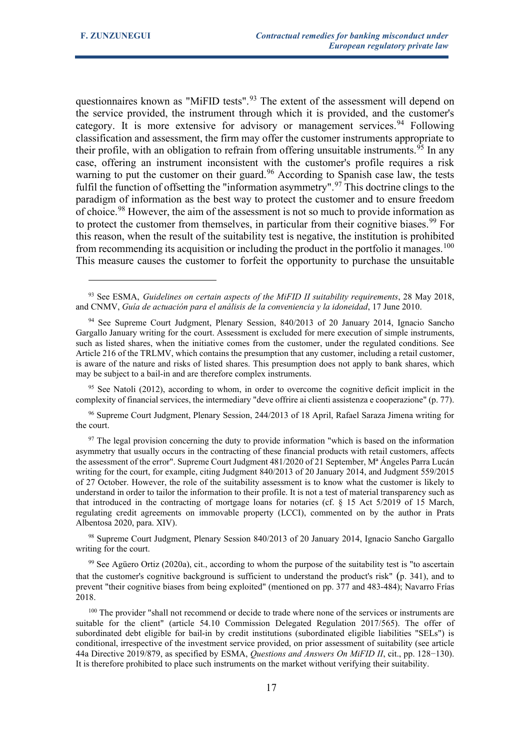questionnaires known as "MiFID tests".[93] The extent of the assessment will depend on the service provided, the instrument through which it is provided, and the customer's category. It is more extensive for advisory or management services.[94] Following classification and assessment, the firm may offer the customer instruments appropriate to their profile, with an obligation to refrain from offering unsuitable instruments.[95] In any case, offering an instrument inconsistent with the customer's profile requires a risk warning to put the customer on their guard.[96] According to Spanish case law, the tests fulfil the function of offsetting the "information asymmetry".[97] This doctrine clings to the paradigm of information as the best way to protect the customer and to ensure freedom of choice.[98] However, the aim of the assessment is not so much to provide information as to protect the customer from themselves, in particular from their cognitive biases.[99] For this reason, when the result of the suitability test is negative, the institution is prohibited from recommending its acquisition or including the product in the portfolio it manages.[100] This measure causes the customer to forfeit the opportunity to purchase the unsuitable

---

[93] See ESMA, *Guidelines on certain aspects of the MiFID II suitability requirements*, 28 May 2018, and CNMV, *Guía de actuación para el análisis de la conveniencia y la idoneidad*, 17 June 2010.

[94] See Supreme Court Judgment, Plenary Session, 840/2013 of 20 January 2014, Ignacio Sancho Gargallo January writing for the court. Assessment is excluded for mere execution of simple instruments, such as listed shares, when the initiative comes from the customer, under the regulated conditions. See Article 216 of the TRLMV, which contains the presumption that any customer, including a retail customer, is aware of the nature and risks of listed shares. This presumption does not apply to bank shares, which may be subject to a bail-in and are therefore complex instruments.

[95] See Natoli (2012), according to whom, in order to overcome the cognitive deficit implicit in the complexity of financial services, the intermediary "deve offrire ai clienti assistenza e cooperazione" (p. 77).

[96] Supreme Court Judgment, Plenary Session, 244/2013 of 18 April, Rafael Saraza Jimena writing for the court.

[97] The legal provision concerning the duty to provide information "which is based on the information asymmetry that usually occurs in the contracting of these financial products with retail customers, affects the assessment of the error". Supreme Court Judgment 481/2020 of 21 September, Mª Ángeles Parra Lucán writing for the court, for example, citing Judgment 840/2013 of 20 January 2014, and Judgment 559/2015 of 27 October. However, the role of the suitability assessment is to know what the customer is likely to understand in order to tailor the information to their profile. It is not a test of material transparency such as that introduced in the contracting of mortgage loans for notaries (cf. § 15 Act 5/2019 of 15 March, regulating credit agreements on immovable property (LCCI), commented on by the author in Prats Albentosa 2020, para. XIV).

[98] Supreme Court Judgment, Plenary Session 840/2013 of 20 January 2014, Ignacio Sancho Gargallo writing for the court.

[99] See Agüero Ortiz (2020a), cit., according to whom the purpose of the suitability test is "to ascertain that the customer's cognitive background is sufficient to understand the product's risk" (p. 341), and to prevent "their cognitive biases from being exploited" (mentioned on pp. 377 and 483-484); Navarro Frías 2018.

[100] The provider "shall not recommend or decide to trade where none of the services or instruments are suitable for the client" (article 54.10 Commission Delegated Regulation 2017/565). The offer of subordinated debt eligible for bail-in by credit institutions (subordinated eligible liabilities "SELs") is conditional, irrespective of the investment service provided, on prior assessment of suitability (see article 44a Directive 2019/879, as specified by ESMA, *Questions and Answers On MiFID II*, cit., pp. 128−130). It is therefore prohibited to place such instruments on the market without verifying their suitability.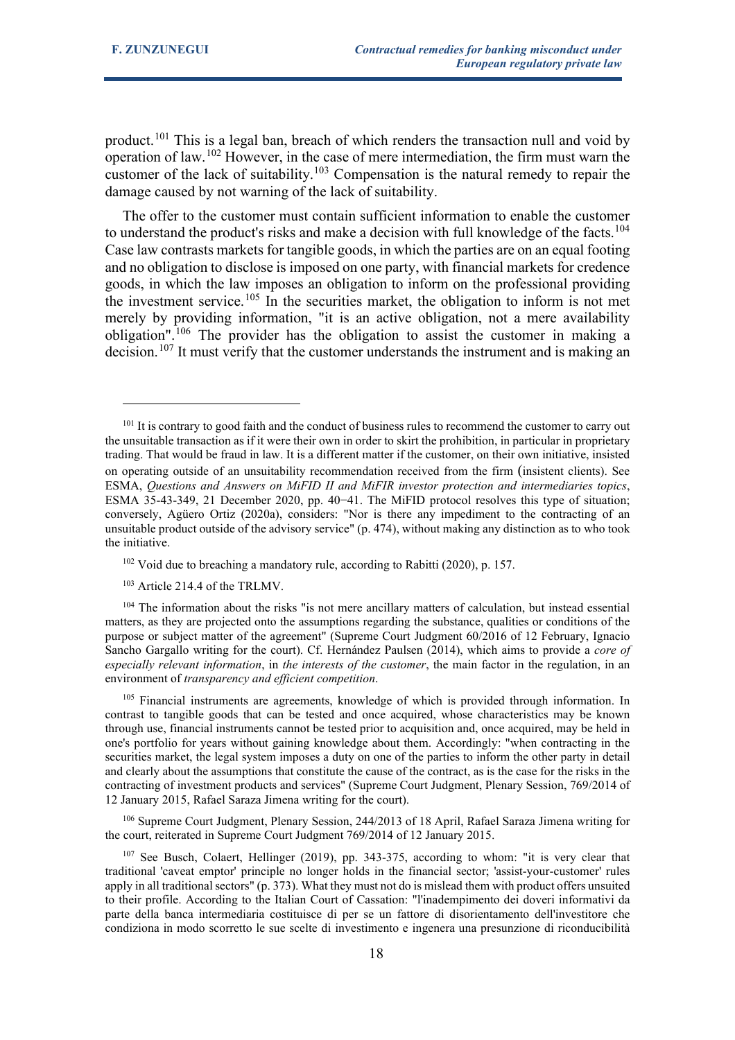product.[101] This is a legal ban, breach of which renders the transaction null and void by operation of law.[102] However, in the case of mere intermediation, the firm must warn the customer of the lack of suitability.[103] Compensation is the natural remedy to repair the damage caused by not warning of the lack of suitability.

The offer to the customer must contain sufficient information to enable the customer to understand the product's risks and make a decision with full knowledge of the facts.[104] Case law contrasts markets for tangible goods, in which the parties are on an equal footing and no obligation to disclose is imposed on one party, with financial markets for credence goods, in which the law imposes an obligation to inform on the professional providing the investment service.[105] In the securities market, the obligation to inform is not met merely by providing information, "it is an active obligation, not a mere availability obligation".[106] The provider has the obligation to assist the customer in making a decision.[107] It must verify that the customer understands the instrument and is making an

---

[101] It is contrary to good faith and the conduct of business rules to recommend the customer to carry out the unsuitable transaction as if it were their own in order to skirt the prohibition, in particular in proprietary trading. That would be fraud in law. It is a different matter if the customer, on their own initiative, insisted on operating outside of an unsuitability recommendation received from the firm (insistent clients). See ESMA, *Questions and Answers on MiFID II and MiFIR investor protection and intermediaries topics*, ESMA 35-43-349, 21 December 2020, pp. 40−41. The MiFID protocol resolves this type of situation; conversely, Agüero Ortiz (2020a), considers: "Nor is there any impediment to the contracting of an unsuitable product outside of the advisory service" (p. 474), without making any distinction as to who took the initiative.

[102] Void due to breaching a mandatory rule, according to Rabitti (2020), p. 157.

[103] Article 214.4 of the TRLMV.

[104] The information about the risks "is not mere ancillary matters of calculation, but instead essential matters, as they are projected onto the assumptions regarding the substance, qualities or conditions of the purpose or subject matter of the agreement" (Supreme Court Judgment 60/2016 of 12 February, Ignacio Sancho Gargallo writing for the court). Cf. Hernández Paulsen (2014), which aims to provide a *core of especially relevant information*, in *the interests of the customer*, the main factor in the regulation, in an environment of *transparency and efficient competition*.

[105] Financial instruments are agreements, knowledge of which is provided through information. In contrast to tangible goods that can be tested and once acquired, whose characteristics may be known through use, financial instruments cannot be tested prior to acquisition and, once acquired, may be held in one's portfolio for years without gaining knowledge about them. Accordingly: "when contracting in the securities market, the legal system imposes a duty on one of the parties to inform the other party in detail and clearly about the assumptions that constitute the cause of the contract, as is the case for the risks in the contracting of investment products and services" (Supreme Court Judgment, Plenary Session, 769/2014 of 12 January 2015, Rafael Saraza Jimena writing for the court).

[106] Supreme Court Judgment, Plenary Session, 244/2013 of 18 April, Rafael Saraza Jimena writing for the court, reiterated in Supreme Court Judgment 769/2014 of 12 January 2015.

[107] See Busch, Colaert, Hellinger (2019), pp. 343-375, according to whom: "it is very clear that traditional 'caveat emptor' principle no longer holds in the financial sector; 'assist-your-customer' rules apply in all traditional sectors" (p. 373). What they must not do is mislead them with product offers unsuited to their profile. According to the Italian Court of Cassation: "l'inadempimento dei doveri informativi da parte della banca intermediaria costituisce di per se un fattore di disorientamento dell'investitore che condiziona in modo scorretto le sue scelte di investimento e ingenera una presunzione di riconducibilità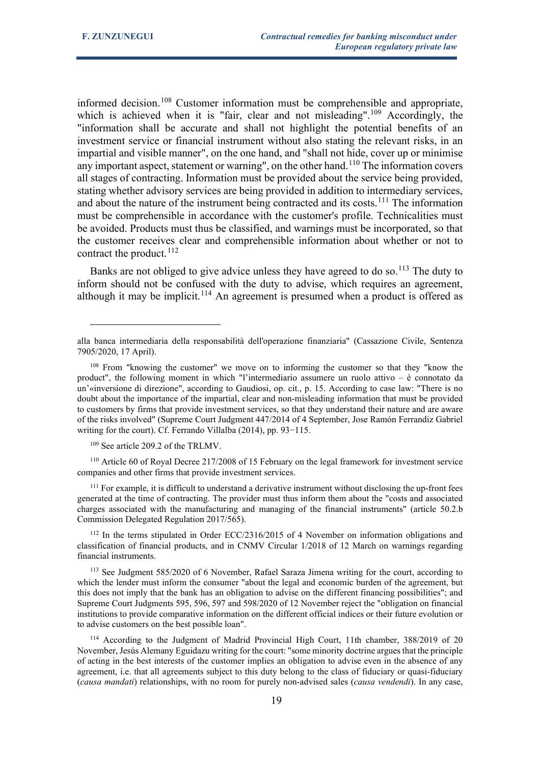informed decision.[108] Customer information must be comprehensible and appropriate, which is achieved when it is "fair, clear and not misleading".[109] Accordingly, the "information shall be accurate and shall not highlight the potential benefits of an investment service or financial instrument without also stating the relevant risks, in an impartial and visible manner", on the one hand, and "shall not hide, cover up or minimise any important aspect, statement or warning", on the other hand.[110] The information covers all stages of contracting. Information must be provided about the service being provided, stating whether advisory services are being provided in addition to intermediary services, and about the nature of the instrument being contracted and its costs.[111] The information must be comprehensible in accordance with the customer's profile. Technicalities must be avoided. Products must thus be classified, and warnings must be incorporated, so that the customer receives clear and comprehensible information about whether or not to contract the product.[112]

Banks are not obliged to give advice unless they have agreed to do so.[113] The duty to inform should not be confused with the duty to advise, which requires an agreement, although it may be implicit.[114] An agreement is presumed when a product is offered as

---

alla banca intermediaria della responsabilità dell'operazione finanziaria" (Cassazione Civile, Sentenza 7905/2020, 17 April).

[108] From "knowing the customer" we move on to informing the customer so that they "know the product", the following moment in which "l'intermediario assumere un ruolo attivo – è connotato da un'«inversione di direzione", according to Gaudiosi, op. cit., p. 15. According to case law: "There is no doubt about the importance of the impartial, clear and non-misleading information that must be provided to customers by firms that provide investment services, so that they understand their nature and are aware of the risks involved" (Supreme Court Judgment 447/2014 of 4 September, Jose Ramón Ferrandiz Gabriel writing for the court). Cf. Ferrando Villalba (2014), pp. 93−115.

[109] See article 209.2 of the TRLMV.

[110] Article 60 of Royal Decree 217/2008 of 15 February on the legal framework for investment service companies and other firms that provide investment services.

[111] For example, it is difficult to understand a derivative instrument without disclosing the up-front fees generated at the time of contracting. The provider must thus inform them about the "costs and associated charges associated with the manufacturing and managing of the financial instruments" (article 50.2.b Commission Delegated Regulation 2017/565).

[112] In the terms stipulated in Order ECC/2316/2015 of 4 November on information obligations and classification of financial products, and in CNMV Circular 1/2018 of 12 March on warnings regarding financial instruments.

[113] See Judgment 585/2020 of 6 November, Rafael Saraza Jimena writing for the court, according to which the lender must inform the consumer "about the legal and economic burden of the agreement, but this does not imply that the bank has an obligation to advise on the different financing possibilities"; and Supreme Court Judgments 595, 596, 597 and 598/2020 of 12 November reject the "obligation on financial institutions to provide comparative information on the different official indices or their future evolution or to advise customers on the best possible loan".

[114] According to the Judgment of Madrid Provincial High Court, 11th chamber, 388/2019 of 20 November, Jesús Alemany Eguidazu writing for the court: "some minority doctrine argues that the principle of acting in the best interests of the customer implies an obligation to advise even in the absence of any agreement, i.e. that all agreements subject to this duty belong to the class of fiduciary or quasi-fiduciary (*causa mandati*) relationships, with no room for purely non-advised sales (*causa vendendi*). In any case,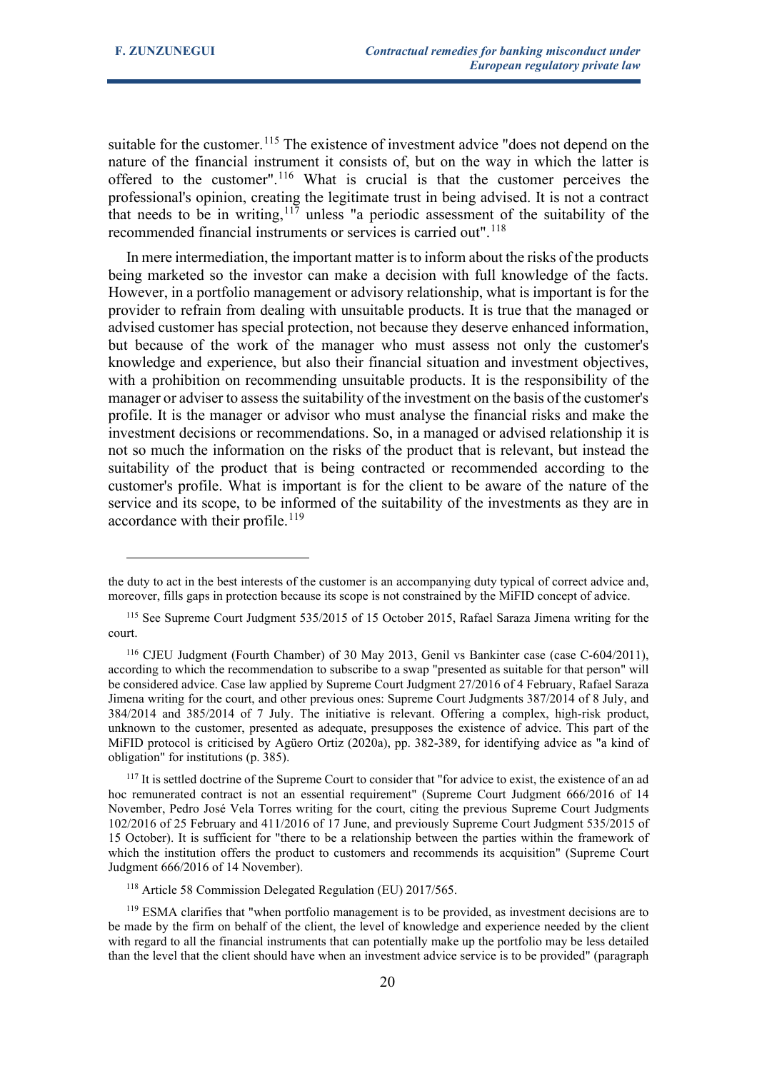suitable for the customer.[115] The existence of investment advice "does not depend on the nature of the financial instrument it consists of, but on the way in which the latter is offered to the customer".[116] What is crucial is that the customer perceives the professional's opinion, creating the legitimate trust in being advised. It is not a contract that needs to be in writing,[117] unless "a periodic assessment of the suitability of the recommended financial instruments or services is carried out".[118]

In mere intermediation, the important matter is to inform about the risks of the products being marketed so the investor can make a decision with full knowledge of the facts. However, in a portfolio management or advisory relationship, what is important is for the provider to refrain from dealing with unsuitable products. It is true that the managed or advised customer has special protection, not because they deserve enhanced information, but because of the work of the manager who must assess not only the customer's knowledge and experience, but also their financial situation and investment objectives, with a prohibition on recommending unsuitable products. It is the responsibility of the manager or adviser to assess the suitability of the investment on the basis of the customer's profile. It is the manager or advisor who must analyse the financial risks and make the investment decisions or recommendations. So, in a managed or advised relationship it is not so much the information on the risks of the product that is relevant, but instead the suitability of the product that is being contracted or recommended according to the customer's profile. What is important is for the client to be aware of the nature of the service and its scope, to be informed of the suitability of the investments as they are in accordance with their profile.[119]

---

the duty to act in the best interests of the customer is an accompanying duty typical of correct advice and, moreover, fills gaps in protection because its scope is not constrained by the MiFID concept of advice.

[115] See Supreme Court Judgment 535/2015 of 15 October 2015, Rafael Saraza Jimena writing for the court.

[116] CJEU Judgment (Fourth Chamber) of 30 May 2013, Genil vs Bankinter case (case C-604/2011), according to which the recommendation to subscribe to a swap "presented as suitable for that person" will be considered advice. Case law applied by Supreme Court Judgment 27/2016 of 4 February, Rafael Saraza Jimena writing for the court, and other previous ones: Supreme Court Judgments 387/2014 of 8 July, and 384/2014 and 385/2014 of 7 July. The initiative is relevant. Offering a complex, high-risk product, unknown to the customer, presented as adequate, presupposes the existence of advice. This part of the MiFID protocol is criticised by Agüero Ortiz (2020a), pp. 382-389, for identifying advice as "a kind of obligation" for institutions (p. 385).

[117] It is settled doctrine of the Supreme Court to consider that "for advice to exist, the existence of an ad hoc remunerated contract is not an essential requirement" (Supreme Court Judgment 666/2016 of 14 November, Pedro José Vela Torres writing for the court, citing the previous Supreme Court Judgments 102/2016 of 25 February and 411/2016 of 17 June, and previously Supreme Court Judgment 535/2015 of 15 October). It is sufficient for "there to be a relationship between the parties within the framework of which the institution offers the product to customers and recommends its acquisition" (Supreme Court Judgment 666/2016 of 14 November).

[118] Article 58 Commission Delegated Regulation (EU) 2017/565.

[119] ESMA clarifies that "when portfolio management is to be provided, as investment decisions are to be made by the firm on behalf of the client, the level of knowledge and experience needed by the client with regard to all the financial instruments that can potentially make up the portfolio may be less detailed than the level that the client should have when an investment advice service is to be provided" (paragraph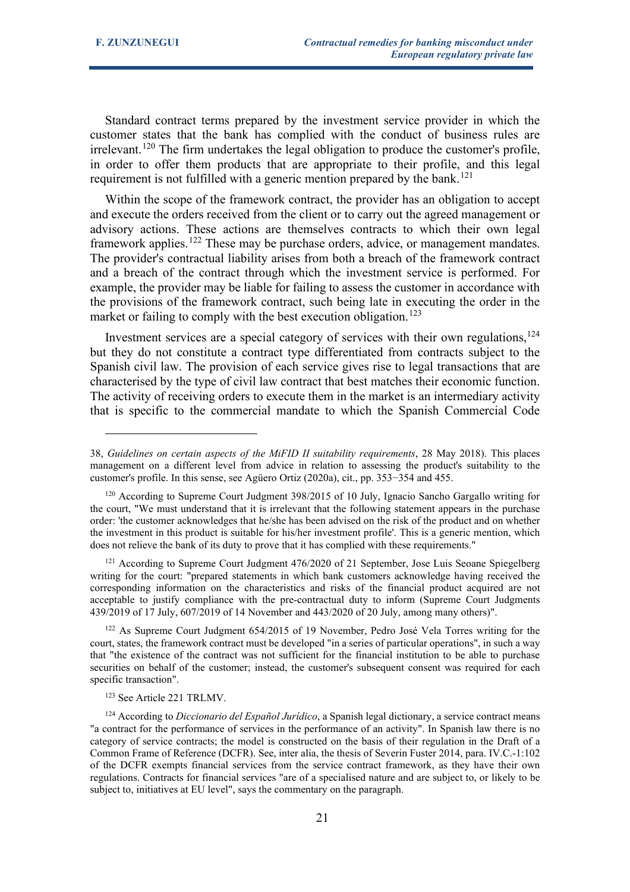Standard contract terms prepared by the investment service provider in which the customer states that the bank has complied with the conduct of business rules are irrelevant.[120] The firm undertakes the legal obligation to produce the customer's profile, in order to offer them products that are appropriate to their profile, and this legal requirement is not fulfilled with a generic mention prepared by the bank.[121]

Within the scope of the framework contract, the provider has an obligation to accept and execute the orders received from the client or to carry out the agreed management or advisory actions. These actions are themselves contracts to which their own legal framework applies.[122] These may be purchase orders, advice, or management mandates. The provider's contractual liability arises from both a breach of the framework contract and a breach of the contract through which the investment service is performed. For example, the provider may be liable for failing to assess the customer in accordance with the provisions of the framework contract, such being late in executing the order in the market or failing to comply with the best execution obligation.[123]

Investment services are a special category of services with their own regulations,[124] but they do not constitute a contract type differentiated from contracts subject to the Spanish civil law. The provision of each service gives rise to legal transactions that are characterised by the type of civil law contract that best matches their economic function. The activity of receiving orders to execute them in the market is an intermediary activity that is specific to the commercial mandate to which the Spanish Commercial Code

---

38, *Guidelines on certain aspects of the MiFID II suitability requirements*, 28 May 2018). This places management on a different level from advice in relation to assessing the product's suitability to the customer's profile. In this sense, see Agüero Ortiz (2020a), cit., pp. 353−354 and 455.

[120] According to Supreme Court Judgment 398/2015 of 10 July, Ignacio Sancho Gargallo writing for the court, "We must understand that it is irrelevant that the following statement appears in the purchase order: 'the customer acknowledges that he/she has been advised on the risk of the product and on whether the investment in this product is suitable for his/her investment profile'. This is a generic mention, which does not relieve the bank of its duty to prove that it has complied with these requirements."

[121] According to Supreme Court Judgment 476/2020 of 21 September, Jose Luis Seoane Spiegelberg writing for the court: "prepared statements in which bank customers acknowledge having received the corresponding information on the characteristics and risks of the financial product acquired are not acceptable to justify compliance with the pre-contractual duty to inform (Supreme Court Judgments 439/2019 of 17 July, 607/2019 of 14 November and 443/2020 of 20 July, among many others)".

[122] As Supreme Court Judgment 654/2015 of 19 November, Pedro José Vela Torres writing for the court, states, the framework contract must be developed "in a series of particular operations", in such a way that "the existence of the contract was not sufficient for the financial institution to be able to purchase securities on behalf of the customer; instead, the customer's subsequent consent was required for each specific transaction".

[123] See Article 221 TRLMV.

[124] According to *Diccionario del Español Jurídico*, a Spanish legal dictionary, a service contract means "a contract for the performance of services in the performance of an activity". In Spanish law there is no category of service contracts; the model is constructed on the basis of their regulation in the Draft of a Common Frame of Reference (DCFR). See, inter alia, the thesis of Severin Fuster 2014, para. IV.C.-1:102 of the DCFR exempts financial services from the service contract framework, as they have their own regulations. Contracts for financial services "are of a specialised nature and are subject to, or likely to be subject to, initiatives at EU level", says the commentary on the paragraph.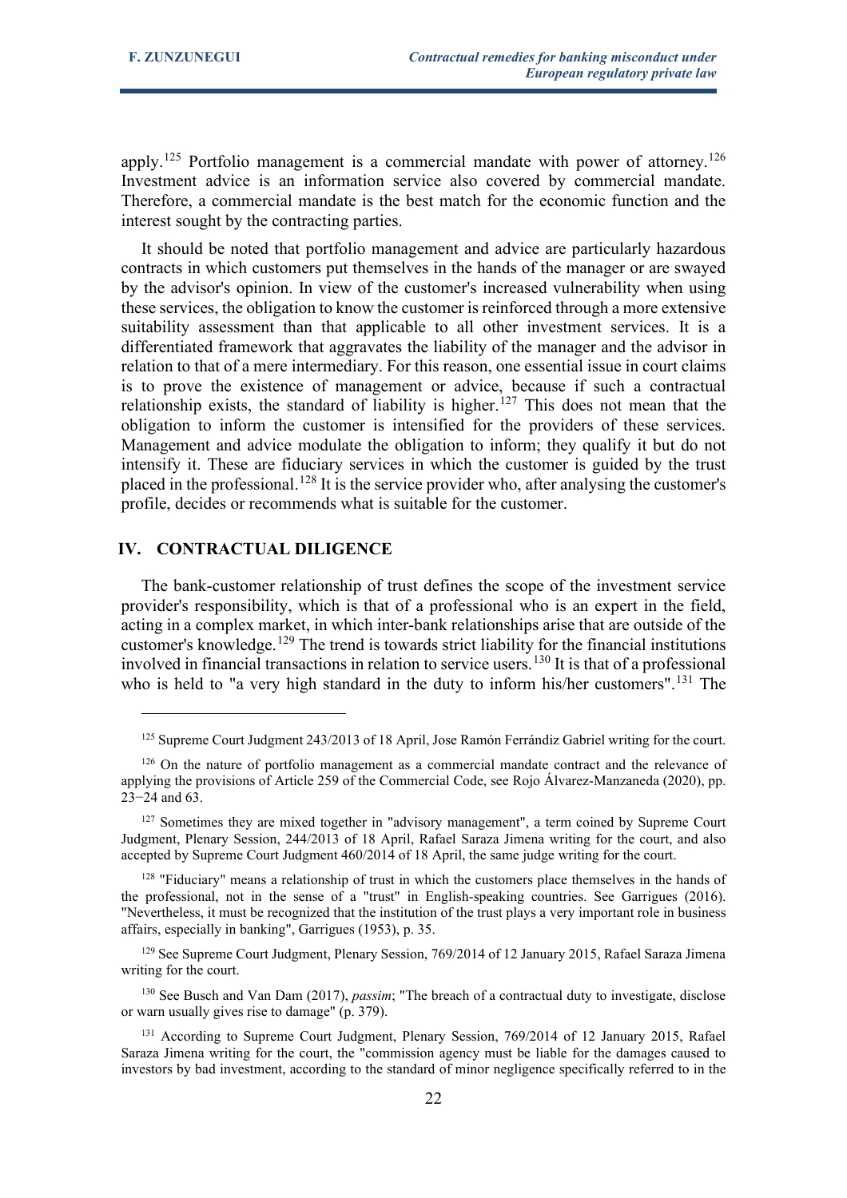apply.[125] Portfolio management is a commercial mandate with power of attorney.[126] Investment advice is an information service also covered by commercial mandate. Therefore, a commercial mandate is the best match for the economic function and the interest sought by the contracting parties.

It should be noted that portfolio management and advice are particularly hazardous contracts in which customers put themselves in the hands of the manager or are swayed by the advisor's opinion. In view of the customer's increased vulnerability when using these services, the obligation to know the customer is reinforced through a more extensive suitability assessment than that applicable to all other investment services. It is a differentiated framework that aggravates the liability of the manager and the advisor in relation to that of a mere intermediary. For this reason, one essential issue in court claims is to prove the existence of management or advice, because if such a contractual relationship exists, the standard of liability is higher.[127] This does not mean that the obligation to inform the customer is intensified for the providers of these services. Management and advice modulate the obligation to inform; they qualify it but do not intensify it. These are fiduciary services in which the customer is guided by the trust placed in the professional.[128] It is the service provider who, after analysing the customer's profile, decides or recommends what is suitable for the customer.

## IV. CONTRACTUAL DILIGENCE

The bank-customer relationship of trust defines the scope of the investment service provider's responsibility, which is that of a professional who is an expert in the field, acting in a complex market, in which inter-bank relationships arise that are outside of the customer's knowledge.[129] The trend is towards strict liability for the financial institutions involved in financial transactions in relation to service users.[130] It is that of a professional who is held to "a very high standard in the duty to inform his/her customers".[131] The

---

[125] Supreme Court Judgment 243/2013 of 18 April, Jose Ramón Ferrándiz Gabriel writing for the court.

[126] On the nature of portfolio management as a commercial mandate contract and the relevance of applying the provisions of Article 259 of the Commercial Code, see Rojo Álvarez-Manzaneda (2020), pp. 23−24 and 63.

[127] Sometimes they are mixed together in "advisory management", a term coined by Supreme Court Judgment, Plenary Session, 244/2013 of 18 April, Rafael Saraza Jimena writing for the court, and also accepted by Supreme Court Judgment 460/2014 of 18 April, the same judge writing for the court.

[128] "Fiduciary" means a relationship of trust in which the customers place themselves in the hands of the professional, not in the sense of a "trust" in English-speaking countries. See Garrigues (2016). "Nevertheless, it must be recognized that the institution of the trust plays a very important role in business affairs, especially in banking", Garrigues (1953), p. 35.

[129] See Supreme Court Judgment, Plenary Session, 769/2014 of 12 January 2015, Rafael Saraza Jimena writing for the court.

[130] See Busch and Van Dam (2017), *passim*; "The breach of a contractual duty to investigate, disclose or warn usually gives rise to damage" (p. 379).

[131] According to Supreme Court Judgment, Plenary Session, 769/2014 of 12 January 2015, Rafael Saraza Jimena writing for the court, the "commission agency must be liable for the damages caused to investors by bad investment, according to the standard of minor negligence specifically referred to in the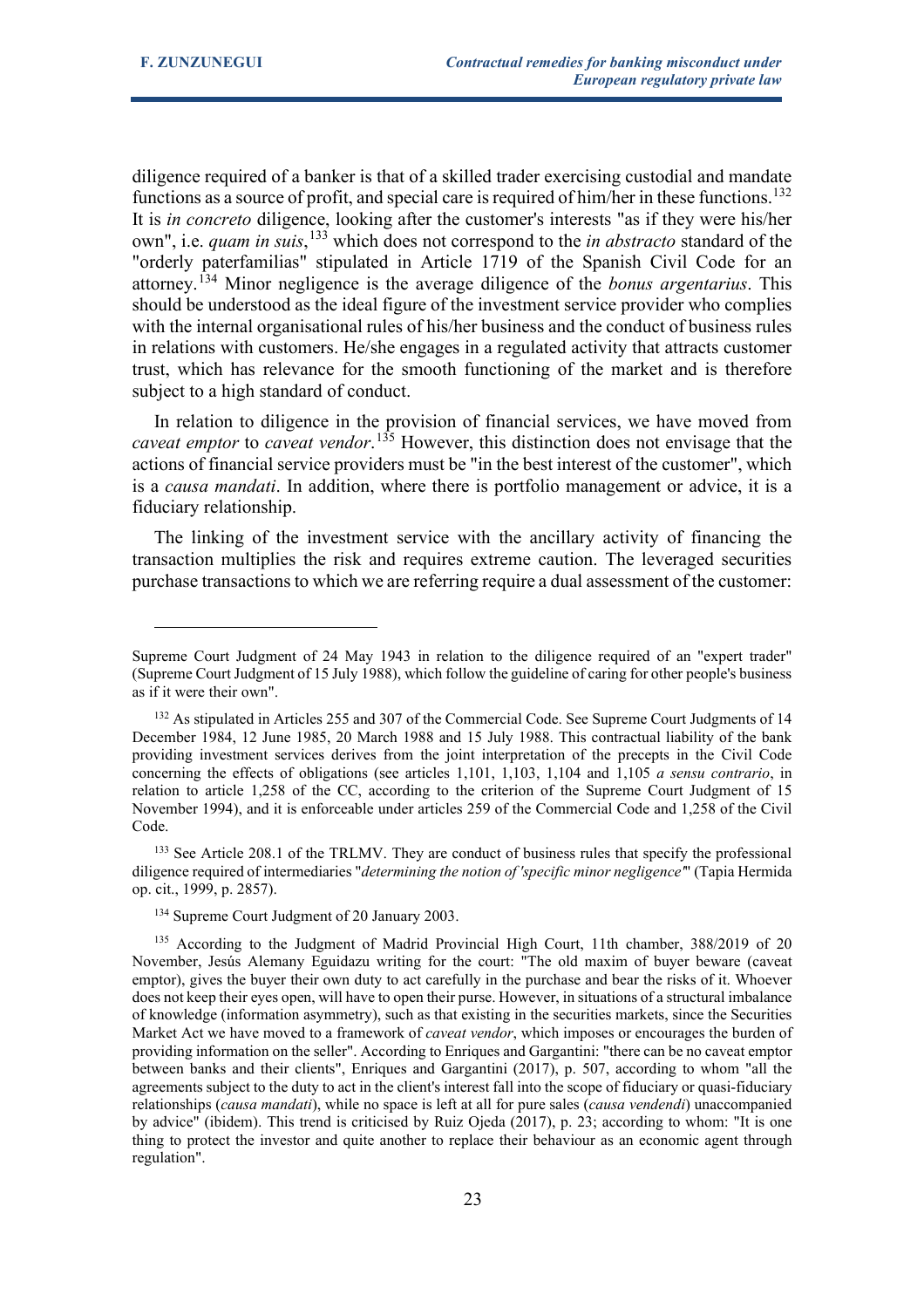diligence required of a banker is that of a skilled trader exercising custodial and mandate functions as a source of profit, and special care is required of him/her in these functions.[132] It is *in concreto* diligence, looking after the customer's interests "as if they were his/her own", i.e. *quam in suis*,[133] which does not correspond to the *in abstracto* standard of the "orderly paterfamilias" stipulated in Article 1719 of the Spanish Civil Code for an attorney.[134] Minor negligence is the average diligence of the *bonus argentarius*. This should be understood as the ideal figure of the investment service provider who complies with the internal organisational rules of his/her business and the conduct of business rules in relations with customers. He/she engages in a regulated activity that attracts customer trust, which has relevance for the smooth functioning of the market and is therefore subject to a high standard of conduct.

In relation to diligence in the provision of financial services, we have moved from *caveat emptor* to *caveat vendor*.[135] However, this distinction does not envisage that the actions of financial service providers must be "in the best interest of the customer", which is a *causa mandati*. In addition, where there is portfolio management or advice, it is a fiduciary relationship.

The linking of the investment service with the ancillary activity of financing the transaction multiplies the risk and requires extreme caution. The leveraged securities purchase transactions to which we are referring require a dual assessment of the customer:

---

Supreme Court Judgment of 24 May 1943 in relation to the diligence required of an "expert trader" (Supreme Court Judgment of 15 July 1988), which follow the guideline of caring for other people's business as if it were their own".

[132] As stipulated in Articles 255 and 307 of the Commercial Code. See Supreme Court Judgments of 14 December 1984, 12 June 1985, 20 March 1988 and 15 July 1988. This contractual liability of the bank providing investment services derives from the joint interpretation of the precepts in the Civil Code concerning the effects of obligations (see articles 1,101, 1,103, 1,104 and 1,105 *a sensu contrario*, in relation to article 1,258 of the CC, according to the criterion of the Supreme Court Judgment of 15 November 1994), and it is enforceable under articles 259 of the Commercial Code and 1,258 of the Civil Code.

[133] See Article 208.1 of the TRLMV. They are conduct of business rules that specify the professional diligence required of intermediaries "*determining the notion of 'specific minor negligence'*" (Tapia Hermida op. cit., 1999, p. 2857).

[134] Supreme Court Judgment of 20 January 2003.

[135] According to the Judgment of Madrid Provincial High Court, 11th chamber, 388/2019 of 20 November, Jesús Alemany Eguidazu writing for the court: "The old maxim of buyer beware (caveat emptor), gives the buyer their own duty to act carefully in the purchase and bear the risks of it. Whoever does not keep their eyes open, will have to open their purse. However, in situations of a structural imbalance of knowledge (information asymmetry), such as that existing in the securities markets, since the Securities Market Act we have moved to a framework of *caveat vendor*, which imposes or encourages the burden of providing information on the seller". According to Enriques and Gargantini: "there can be no caveat emptor between banks and their clients", Enriques and Gargantini (2017), p. 507, according to whom "all the agreements subject to the duty to act in the client's interest fall into the scope of fiduciary or quasi-fiduciary relationships (*causa mandati*), while no space is left at all for pure sales (*causa vendendi*) unaccompanied by advice" (ibidem). This trend is criticised by Ruiz Ojeda (2017), p. 23; according to whom: "It is one thing to protect the investor and quite another to replace their behaviour as an economic agent through regulation".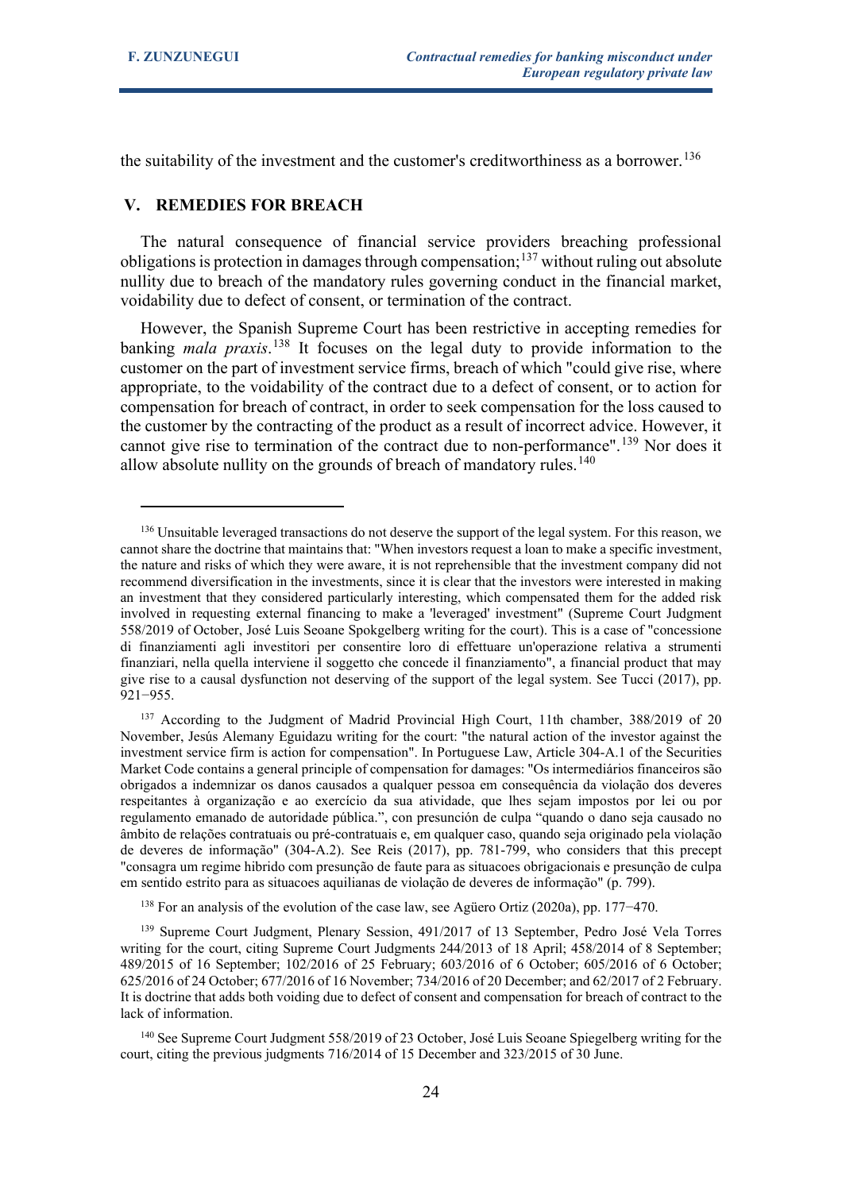the suitability of the investment and the customer's creditworthiness as a borrower.[136]

## V. REMEDIES FOR BREACH

The natural consequence of financial service providers breaching professional obligations is protection in damages through compensation;[137] without ruling out absolute nullity due to breach of the mandatory rules governing conduct in the financial market, voidability due to defect of consent, or termination of the contract.

However, the Spanish Supreme Court has been restrictive in accepting remedies for banking *mala praxis*.[138] It focuses on the legal duty to provide information to the customer on the part of investment service firms, breach of which "could give rise, where appropriate, to the voidability of the contract due to a defect of consent, or to action for compensation for breach of contract, in order to seek compensation for the loss caused to the customer by the contracting of the product as a result of incorrect advice. However, it cannot give rise to termination of the contract due to non-performance".[139] Nor does it allow absolute nullity on the grounds of breach of mandatory rules.[140]

---

[136] Unsuitable leveraged transactions do not deserve the support of the legal system. For this reason, we cannot share the doctrine that maintains that: "When investors request a loan to make a specific investment, the nature and risks of which they were aware, it is not reprehensible that the investment company did not recommend diversification in the investments, since it is clear that the investors were interested in making an investment that they considered particularly interesting, which compensated them for the added risk involved in requesting external financing to make a 'leveraged' investment" (Supreme Court Judgment 558/2019 of October, José Luis Seoane Spokgelberg writing for the court). This is a case of "concessione di finanziamenti agli investitori per consentire loro di effettuare un'operazione relativa a strumenti finanziari, nella quella interviene il soggetto che concede il finanziamento", a financial product that may give rise to a causal dysfunction not deserving of the support of the legal system. See Tucci (2017), pp. 921−955.

[137] According to the Judgment of Madrid Provincial High Court, 11th chamber, 388/2019 of 20 November, Jesús Alemany Eguidazu writing for the court: "the natural action of the investor against the investment service firm is action for compensation". In Portuguese Law, Article 304-A.1 of the Securities Market Code contains a general principle of compensation for damages: "Os intermediários financeiros são obrigados a indemnizar os danos causados a qualquer pessoa em consequência da violação dos deveres respeitantes à organização e ao exercício da sua atividade, que lhes sejam impostos por lei ou por regulamento emanado de autoridade pública.", con presunción de culpa "quando o dano seja causado no âmbito de relações contratuais ou pré-contratuais e, em qualquer caso, quando seja originado pela violação de deveres de informação" (304-A.2). See Reis (2017), pp. 781-799, who considers that this precept "consagra um regime hibrido com presunção de faute para as situacoes obrigacionais e presunção de culpa em sentido estrito para as situacoes aquilianas de violação de deveres de informação" (p. 799).

[138] For an analysis of the evolution of the case law, see Agüero Ortiz (2020a), pp. 177−470.

[139] Supreme Court Judgment, Plenary Session, 491/2017 of 13 September, Pedro José Vela Torres writing for the court, citing Supreme Court Judgments 244/2013 of 18 April; 458/2014 of 8 September; 489/2015 of 16 September; 102/2016 of 25 February; 603/2016 of 6 October; 605/2016 of 6 October; 625/2016 of 24 October; 677/2016 of 16 November; 734/2016 of 20 December; and 62/2017 of 2 February. It is doctrine that adds both voiding due to defect of consent and compensation for breach of contract to the lack of information.

[140] See Supreme Court Judgment 558/2019 of 23 October, José Luis Seoane Spiegelberg writing for the court, citing the previous judgments 716/2014 of 15 December and 323/2015 of 30 June.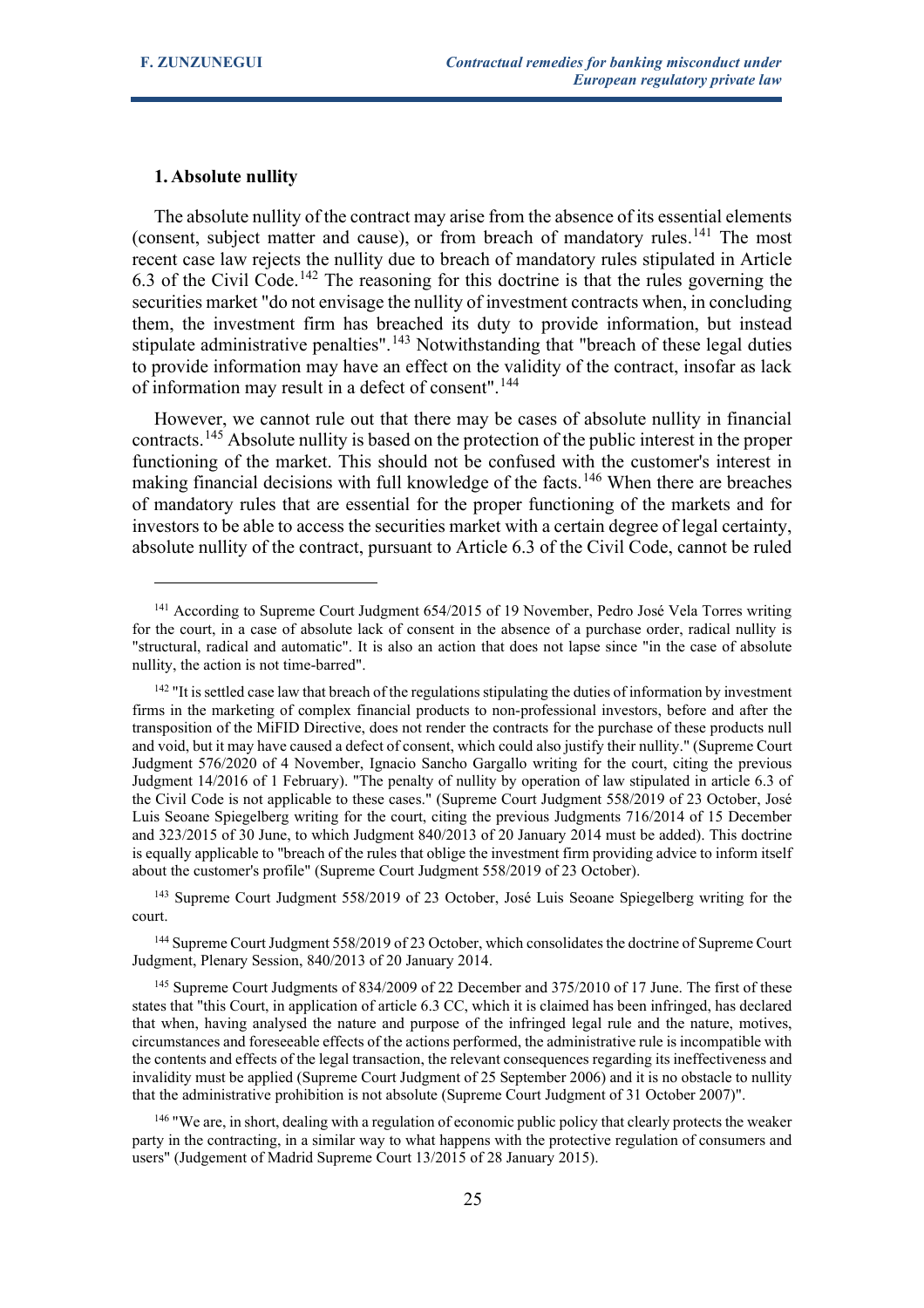### 1. Absolute nullity

The absolute nullity of the contract may arise from the absence of its essential elements (consent, subject matter and cause), or from breach of mandatory rules.[141] The most recent case law rejects the nullity due to breach of mandatory rules stipulated in Article 6.3 of the Civil Code.[142] The reasoning for this doctrine is that the rules governing the securities market "do not envisage the nullity of investment contracts when, in concluding them, the investment firm has breached its duty to provide information, but instead stipulate administrative penalties".[143] Notwithstanding that "breach of these legal duties to provide information may have an effect on the validity of the contract, insofar as lack of information may result in a defect of consent".[144]

However, we cannot rule out that there may be cases of absolute nullity in financial contracts.[145] Absolute nullity is based on the protection of the public interest in the proper functioning of the market. This should not be confused with the customer's interest in making financial decisions with full knowledge of the facts.[146] When there are breaches of mandatory rules that are essential for the proper functioning of the markets and for investors to be able to access the securities market with a certain degree of legal certainty, absolute nullity of the contract, pursuant to Article 6.3 of the Civil Code, cannot be ruled

---

[141] According to Supreme Court Judgment 654/2015 of 19 November, Pedro José Vela Torres writing for the court, in a case of absolute lack of consent in the absence of a purchase order, radical nullity is "structural, radical and automatic". It is also an action that does not lapse since "in the case of absolute nullity, the action is not time-barred".

[142] "It is settled case law that breach of the regulations stipulating the duties of information by investment firms in the marketing of complex financial products to non-professional investors, before and after the transposition of the MiFID Directive, does not render the contracts for the purchase of these products null and void, but it may have caused a defect of consent, which could also justify their nullity." (Supreme Court Judgment 576/2020 of 4 November, Ignacio Sancho Gargallo writing for the court, citing the previous Judgment 14/2016 of 1 February). "The penalty of nullity by operation of law stipulated in article 6.3 of the Civil Code is not applicable to these cases." (Supreme Court Judgment 558/2019 of 23 October, José Luis Seoane Spiegelberg writing for the court, citing the previous Judgments 716/2014 of 15 December and 323/2015 of 30 June, to which Judgment 840/2013 of 20 January 2014 must be added). This doctrine is equally applicable to "breach of the rules that oblige the investment firm providing advice to inform itself about the customer's profile" (Supreme Court Judgment 558/2019 of 23 October).

[143] Supreme Court Judgment 558/2019 of 23 October, José Luis Seoane Spiegelberg writing for the court.

[144] Supreme Court Judgment 558/2019 of 23 October, which consolidates the doctrine of Supreme Court Judgment, Plenary Session, 840/2013 of 20 January 2014.

[145] Supreme Court Judgments of 834/2009 of 22 December and 375/2010 of 17 June. The first of these states that "this Court, in application of article 6.3 CC, which it is claimed has been infringed, has declared that when, having analysed the nature and purpose of the infringed legal rule and the nature, motives, circumstances and foreseeable effects of the actions performed, the administrative rule is incompatible with the contents and effects of the legal transaction, the relevant consequences regarding its ineffectiveness and invalidity must be applied (Supreme Court Judgment of 25 September 2006) and it is no obstacle to nullity that the administrative prohibition is not absolute (Supreme Court Judgment of 31 October 2007)".

[146] "We are, in short, dealing with a regulation of economic public policy that clearly protects the weaker party in the contracting, in a similar way to what happens with the protective regulation of consumers and users" (Judgement of Madrid Supreme Court 13/2015 of 28 January 2015).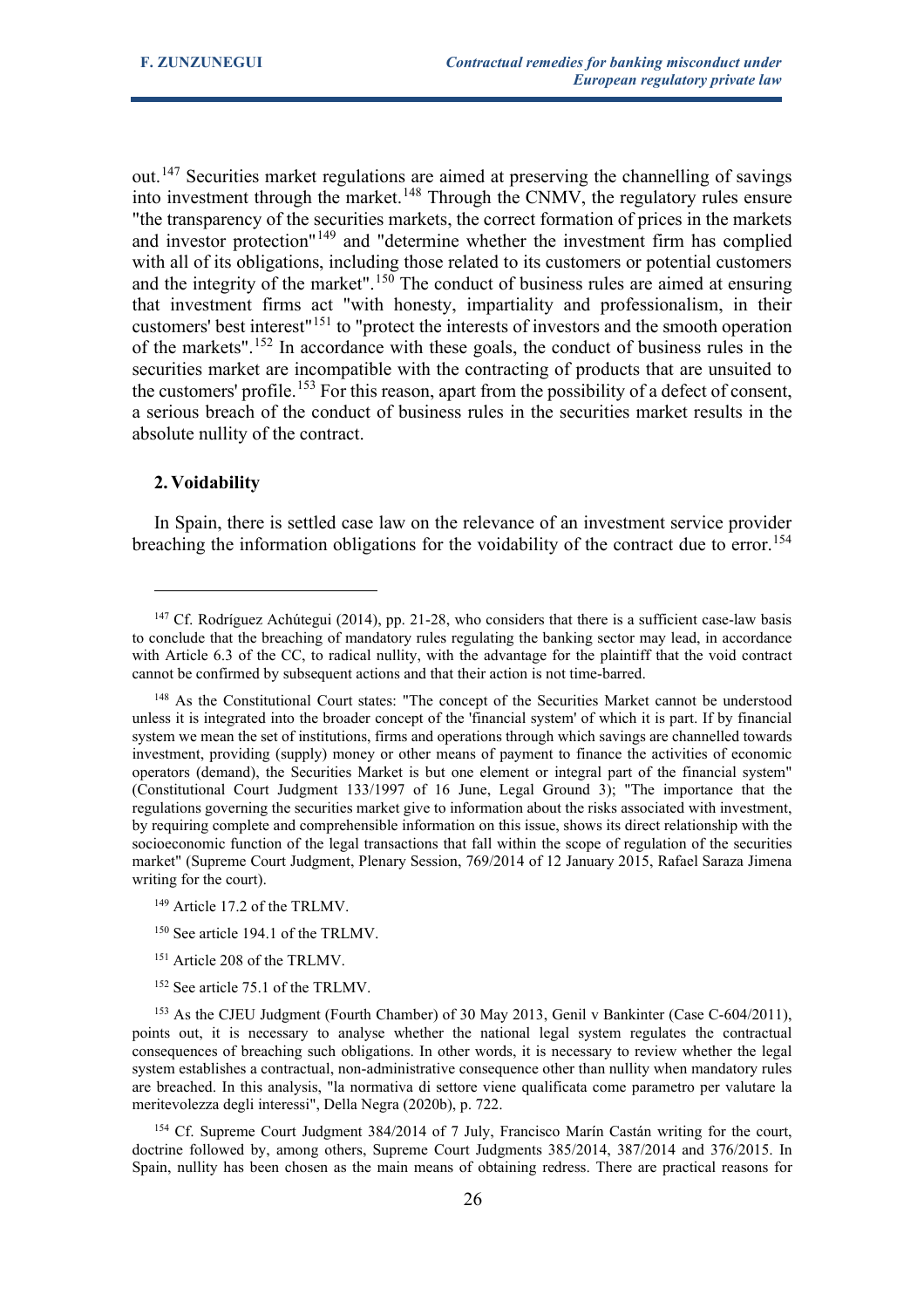out.[147] Securities market regulations are aimed at preserving the channelling of savings into investment through the market.[148] Through the CNMV, the regulatory rules ensure "the transparency of the securities markets, the correct formation of prices in the markets and investor protection"[149] and "determine whether the investment firm has complied with all of its obligations, including those related to its customers or potential customers and the integrity of the market".[150] The conduct of business rules are aimed at ensuring that investment firms act "with honesty, impartiality and professionalism, in their customers' best interest"[151] to "protect the interests of investors and the smooth operation of the markets".[152] In accordance with these goals, the conduct of business rules in the securities market are incompatible with the contracting of products that are unsuited to the customers' profile.[153] For this reason, apart from the possibility of a defect of consent, a serious breach of the conduct of business rules in the securities market results in the absolute nullity of the contract.

## 2. Voidability

In Spain, there is settled case law on the relevance of an investment service provider breaching the information obligations for the voidability of the contract due to error.[154]

---

[147] Cf. Rodríguez Achútegui (2014), pp. 21-28, who considers that there is a sufficient case-law basis to conclude that the breaching of mandatory rules regulating the banking sector may lead, in accordance with Article 6.3 of the CC, to radical nullity, with the advantage for the plaintiff that the void contract cannot be confirmed by subsequent actions and that their action is not time-barred.

[148] As the Constitutional Court states: "The concept of the Securities Market cannot be understood unless it is integrated into the broader concept of the 'financial system' of which it is part. If by financial system we mean the set of institutions, firms and operations through which savings are channelled towards investment, providing (supply) money or other means of payment to finance the activities of economic operators (demand), the Securities Market is but one element or integral part of the financial system" (Constitutional Court Judgment 133/1997 of 16 June, Legal Ground 3); "The importance that the regulations governing the securities market give to information about the risks associated with investment, by requiring complete and comprehensible information on this issue, shows its direct relationship with the socioeconomic function of the legal transactions that fall within the scope of regulation of the securities market" (Supreme Court Judgment, Plenary Session, 769/2014 of 12 January 2015, Rafael Saraza Jimena writing for the court).

[149] Article 17.2 of the TRLMV.

[150] See article 194.1 of the TRLMV.

[151] Article 208 of the TRLMV.

[152] See article 75.1 of the TRLMV.

[153] As the CJEU Judgment (Fourth Chamber) of 30 May 2013, Genil v Bankinter (Case C-604/2011), points out, it is necessary to analyse whether the national legal system regulates the contractual consequences of breaching such obligations. In other words, it is necessary to review whether the legal system establishes a contractual, non-administrative consequence other than nullity when mandatory rules are breached. In this analysis, "la normativa di settore viene qualificata come parametro per valutare la meritevolezza degli interessi", Della Negra (2020b), p. 722.

[154] Cf. Supreme Court Judgment 384/2014 of 7 July, Francisco Marín Castán writing for the court, doctrine followed by, among others, Supreme Court Judgments 385/2014, 387/2014 and 376/2015. In Spain, nullity has been chosen as the main means of obtaining redress. There are practical reasons for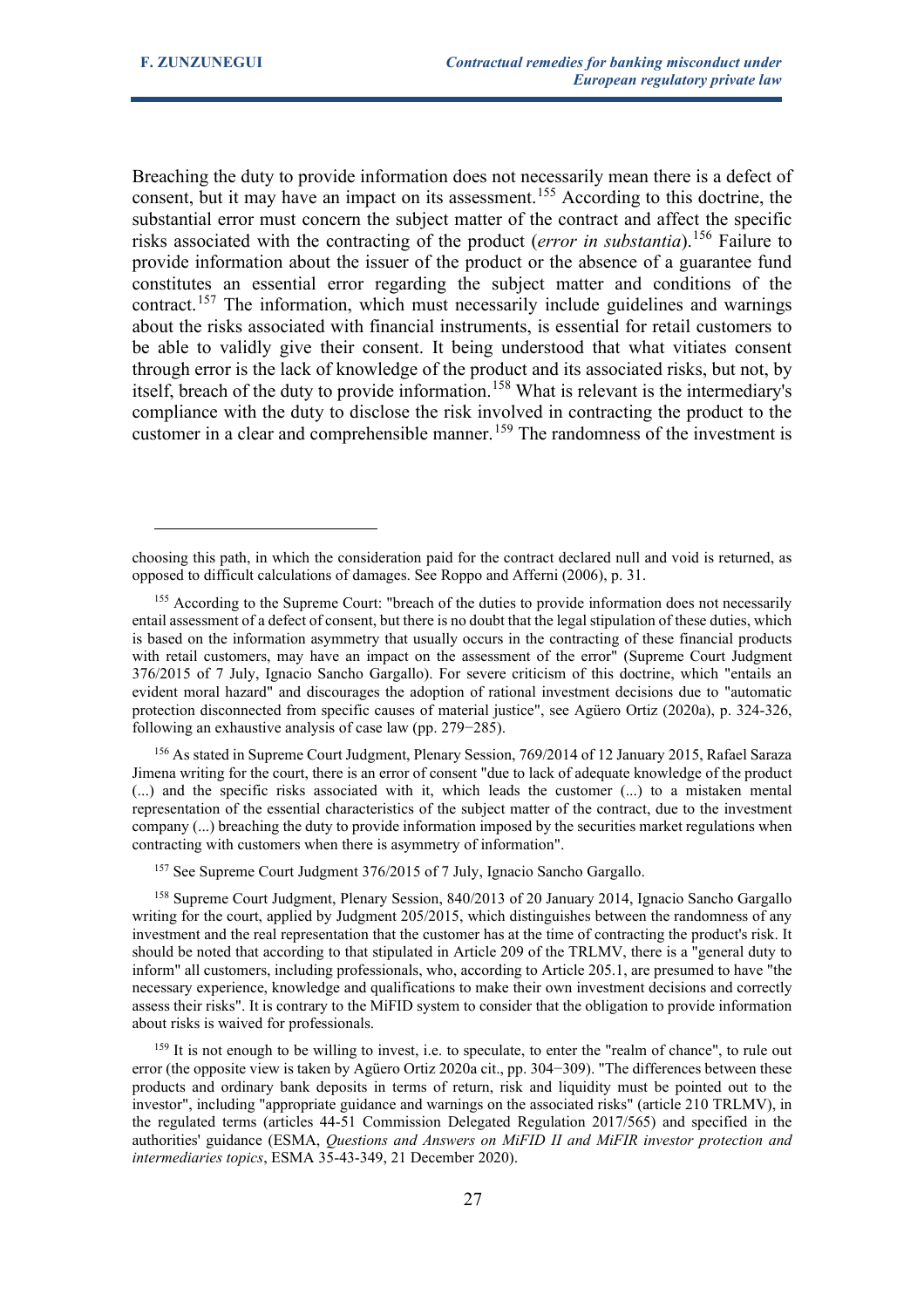Breaching the duty to provide information does not necessarily mean there is a defect of consent, but it may have an impact on its assessment.[155] According to this doctrine, the substantial error must concern the subject matter of the contract and affect the specific risks associated with the contracting of the product (*error in substantia*).[156] Failure to provide information about the issuer of the product or the absence of a guarantee fund constitutes an essential error regarding the subject matter and conditions of the contract.[157] The information, which must necessarily include guidelines and warnings about the risks associated with financial instruments, is essential for retail customers to be able to validly give their consent. It being understood that what vitiates consent through error is the lack of knowledge of the product and its associated risks, but not, by itself, breach of the duty to provide information.[158] What is relevant is the intermediary's compliance with the duty to disclose the risk involved in contracting the product to the customer in a clear and comprehensible manner.[159] The randomness of the investment is

---

choosing this path, in which the consideration paid for the contract declared null and void is returned, as opposed to difficult calculations of damages. See Roppo and Afferni (2006), p. 31.

[155] According to the Supreme Court: "breach of the duties to provide information does not necessarily entail assessment of a defect of consent, but there is no doubt that the legal stipulation of these duties, which is based on the information asymmetry that usually occurs in the contracting of these financial products with retail customers, may have an impact on the assessment of the error" (Supreme Court Judgment 376/2015 of 7 July, Ignacio Sancho Gargallo). For severe criticism of this doctrine, which "entails an evident moral hazard" and discourages the adoption of rational investment decisions due to "automatic protection disconnected from specific causes of material justice", see Agüero Ortiz (2020a), p. 324-326, following an exhaustive analysis of case law (pp. 279−285).

[156] As stated in Supreme Court Judgment, Plenary Session, 769/2014 of 12 January 2015, Rafael Saraza Jimena writing for the court, there is an error of consent "due to lack of adequate knowledge of the product (...) and the specific risks associated with it, which leads the customer (...) to a mistaken mental representation of the essential characteristics of the subject matter of the contract, due to the investment company (...) breaching the duty to provide information imposed by the securities market regulations when contracting with customers when there is asymmetry of information".

[157] See Supreme Court Judgment 376/2015 of 7 July, Ignacio Sancho Gargallo.

[158] Supreme Court Judgment, Plenary Session, 840/2013 of 20 January 2014, Ignacio Sancho Gargallo writing for the court, applied by Judgment 205/2015, which distinguishes between the randomness of any investment and the real representation that the customer has at the time of contracting the product's risk. It should be noted that according to that stipulated in Article 209 of the TRLMV, there is a "general duty to inform" all customers, including professionals, who, according to Article 205.1, are presumed to have "the necessary experience, knowledge and qualifications to make their own investment decisions and correctly assess their risks". It is contrary to the MiFID system to consider that the obligation to provide information about risks is waived for professionals.

[159] It is not enough to be willing to invest, i.e. to speculate, to enter the "realm of chance", to rule out error (the opposite view is taken by Agüero Ortiz 2020a cit., pp. 304−309). "The differences between these products and ordinary bank deposits in terms of return, risk and liquidity must be pointed out to the investor", including "appropriate guidance and warnings on the associated risks" (article 210 TRLMV), in the regulated terms (articles 44-51 Commission Delegated Regulation 2017/565) and specified in the authorities' guidance (ESMA, *Questions and Answers on MiFID II and MiFIR investor protection and intermediaries topics*, ESMA 35-43-349, 21 December 2020).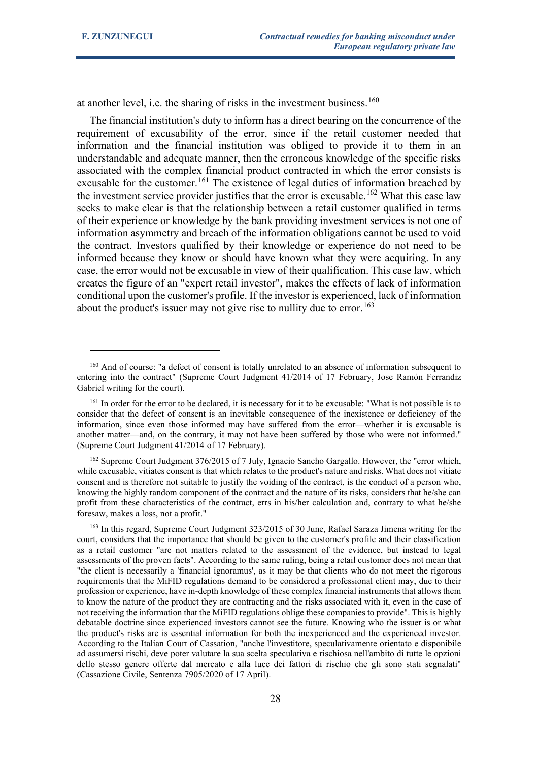at another level, i.e. the sharing of risks in the investment business.[160]

The financial institution's duty to inform has a direct bearing on the concurrence of the requirement of excusability of the error, since if the retail customer needed that information and the financial institution was obliged to provide it to them in an understandable and adequate manner, then the erroneous knowledge of the specific risks associated with the complex financial product contracted in which the error consists is excusable for the customer.[161] The existence of legal duties of information breached by the investment service provider justifies that the error is excusable.[162] What this case law seeks to make clear is that the relationship between a retail customer qualified in terms of their experience or knowledge by the bank providing investment services is not one of information asymmetry and breach of the information obligations cannot be used to void the contract. Investors qualified by their knowledge or experience do not need to be informed because they know or should have known what they were acquiring. In any case, the error would not be excusable in view of their qualification. This case law, which creates the figure of an "expert retail investor", makes the effects of lack of information conditional upon the customer's profile. If the investor is experienced, lack of information about the product's issuer may not give rise to nullity due to error.[163]

---

[160] And of course: "a defect of consent is totally unrelated to an absence of information subsequent to entering into the contract" (Supreme Court Judgment 41/2014 of 17 February, Jose Ramón Ferrandiz Gabriel writing for the court).

[161] In order for the error to be declared, it is necessary for it to be excusable: "What is not possible is to consider that the defect of consent is an inevitable consequence of the inexistence or deficiency of the information, since even those informed may have suffered from the error—whether it is excusable is another matter—and, on the contrary, it may not have been suffered by those who were not informed." (Supreme Court Judgment 41/2014 of 17 February).

[162] Supreme Court Judgment 376/2015 of 7 July, Ignacio Sancho Gargallo. However, the "error which, while excusable, vitiates consent is that which relates to the product's nature and risks. What does not vitiate consent and is therefore not suitable to justify the voiding of the contract, is the conduct of a person who, knowing the highly random component of the contract and the nature of its risks, considers that he/she can profit from these characteristics of the contract, errs in his/her calculation and, contrary to what he/she foresaw, makes a loss, not a profit."

[163] In this regard, Supreme Court Judgment 323/2015 of 30 June, Rafael Saraza Jimena writing for the court, considers that the importance that should be given to the customer's profile and their classification as a retail customer "are not matters related to the assessment of the evidence, but instead to legal assessments of the proven facts". According to the same ruling, being a retail customer does not mean that "the client is necessarily a 'financial ignoramus', as it may be that clients who do not meet the rigorous requirements that the MiFID regulations demand to be considered a professional client may, due to their profession or experience, have in-depth knowledge of these complex financial instruments that allows them to know the nature of the product they are contracting and the risks associated with it, even in the case of not receiving the information that the MiFID regulations oblige these companies to provide". This is highly debatable doctrine since experienced investors cannot see the future. Knowing who the issuer is or what the product's risks are is essential information for both the inexperienced and the experienced investor. According to the Italian Court of Cassation, "anche l'investitore, speculativamente orientato e disponibile ad assumersi rischi, deve poter valutare la sua scelta speculativa e rischiosa nell'ambito di tutte le opzioni dello stesso genere offerte dal mercato e alla luce dei fattori di rischio che gli sono stati segnalati" (Cassazione Civile, Sentenza 7905/2020 of 17 April).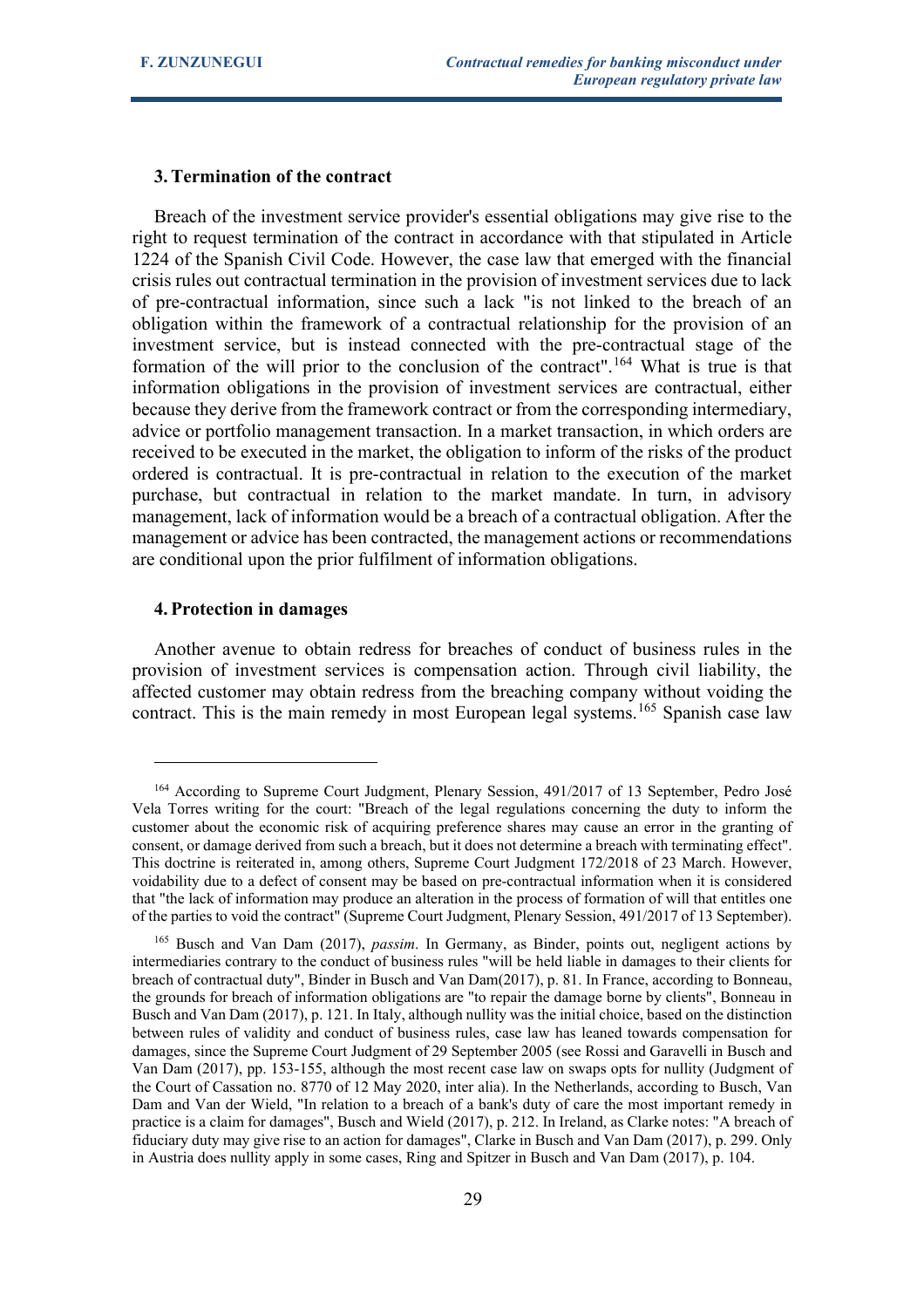### 3. Termination of the contract

Breach of the investment service provider's essential obligations may give rise to the right to request termination of the contract in accordance with that stipulated in Article 1224 of the Spanish Civil Code. However, the case law that emerged with the financial crisis rules out contractual termination in the provision of investment services due to lack of pre-contractual information, since such a lack "is not linked to the breach of an obligation within the framework of a contractual relationship for the provision of an investment service, but is instead connected with the pre-contractual stage of the formation of the will prior to the conclusion of the contract".[164] What is true is that information obligations in the provision of investment services are contractual, either because they derive from the framework contract or from the corresponding intermediary, advice or portfolio management transaction. In a market transaction, in which orders are received to be executed in the market, the obligation to inform of the risks of the product ordered is contractual. It is pre-contractual in relation to the execution of the market purchase, but contractual in relation to the market mandate. In turn, in advisory management, lack of information would be a breach of a contractual obligation. After the management or advice has been contracted, the management actions or recommendations are conditional upon the prior fulfilment of information obligations.

### 4. Protection in damages

Another avenue to obtain redress for breaches of conduct of business rules in the provision of investment services is compensation action. Through civil liability, the affected customer may obtain redress from the breaching company without voiding the contract. This is the main remedy in most European legal systems.[165] Spanish case law

---

[164] According to Supreme Court Judgment, Plenary Session, 491/2017 of 13 September, Pedro José Vela Torres writing for the court: "Breach of the legal regulations concerning the duty to inform the customer about the economic risk of acquiring preference shares may cause an error in the granting of consent, or damage derived from such a breach, but it does not determine a breach with terminating effect". This doctrine is reiterated in, among others, Supreme Court Judgment 172/2018 of 23 March. However, voidability due to a defect of consent may be based on pre-contractual information when it is considered that "the lack of information may produce an alteration in the process of formation of will that entitles one of the parties to void the contract" (Supreme Court Judgment, Plenary Session, 491/2017 of 13 September).

[165] Busch and Van Dam (2017), *passim*. In Germany, as Binder, points out, negligent actions by intermediaries contrary to the conduct of business rules "will be held liable in damages to their clients for breach of contractual duty", Binder in Busch and Van Dam(2017), p. 81. In France, according to Bonneau, the grounds for breach of information obligations are "to repair the damage borne by clients", Bonneau in Busch and Van Dam (2017), p. 121. In Italy, although nullity was the initial choice, based on the distinction between rules of validity and conduct of business rules, case law has leaned towards compensation for damages, since the Supreme Court Judgment of 29 September 2005 (see Rossi and Garavelli in Busch and Van Dam (2017), pp. 153-155, although the most recent case law on swaps opts for nullity (Judgment of the Court of Cassation no. 8770 of 12 May 2020, inter alia). In the Netherlands, according to Busch, Van Dam and Van der Wield, "In relation to a breach of a bank's duty of care the most important remedy in practice is a claim for damages", Busch and Wield (2017), p. 212. In Ireland, as Clarke notes: "A breach of fiduciary duty may give rise to an action for damages", Clarke in Busch and Van Dam (2017), p. 299. Only in Austria does nullity apply in some cases, Ring and Spitzer in Busch and Van Dam (2017), p. 104.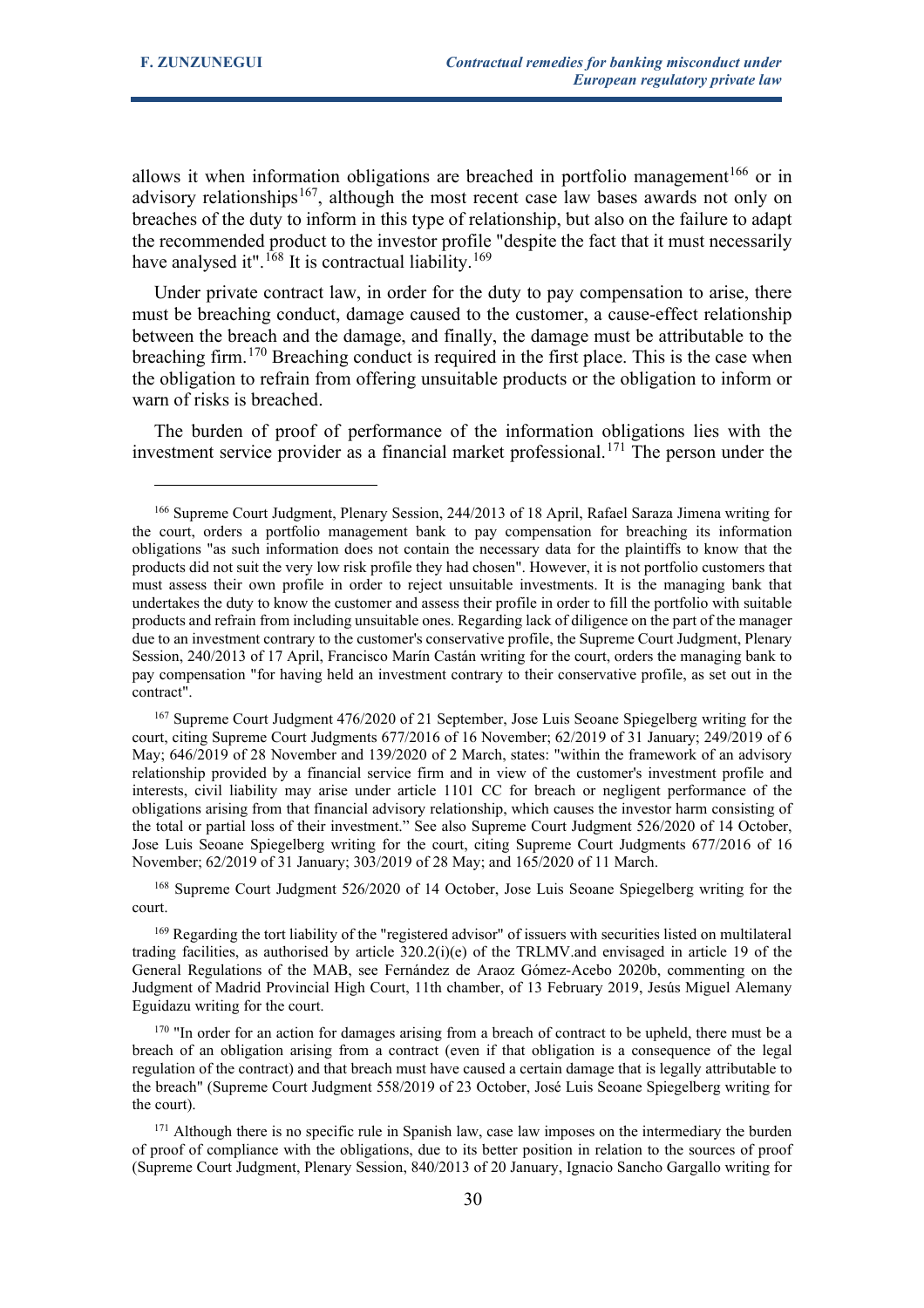allows it when information obligations are breached in portfolio management[166] or in advisory relationships[167], although the most recent case law bases awards not only on breaches of the duty to inform in this type of relationship, but also on the failure to adapt the recommended product to the investor profile "despite the fact that it must necessarily have analysed it".[168] It is contractual liability.[169]

Under private contract law, in order for the duty to pay compensation to arise, there must be breaching conduct, damage caused to the customer, a cause-effect relationship between the breach and the damage, and finally, the damage must be attributable to the breaching firm.[170] Breaching conduct is required in the first place. This is the case when the obligation to refrain from offering unsuitable products or the obligation to inform or warn of risks is breached.

The burden of proof of performance of the information obligations lies with the investment service provider as a financial market professional.[171] The person under the

---

[166] Supreme Court Judgment, Plenary Session, 244/2013 of 18 April, Rafael Saraza Jimena writing for the court, orders a portfolio management bank to pay compensation for breaching its information obligations "as such information does not contain the necessary data for the plaintiffs to know that the products did not suit the very low risk profile they had chosen". However, it is not portfolio customers that must assess their own profile in order to reject unsuitable investments. It is the managing bank that undertakes the duty to know the customer and assess their profile in order to fill the portfolio with suitable products and refrain from including unsuitable ones. Regarding lack of diligence on the part of the manager due to an investment contrary to the customer's conservative profile, the Supreme Court Judgment, Plenary Session, 240/2013 of 17 April, Francisco Marín Castán writing for the court, orders the managing bank to pay compensation "for having held an investment contrary to their conservative profile, as set out in the contract".

[167] Supreme Court Judgment 476/2020 of 21 September, Jose Luis Seoane Spiegelberg writing for the court, citing Supreme Court Judgments 677/2016 of 16 November; 62/2019 of 31 January; 249/2019 of 6 May; 646/2019 of 28 November and 139/2020 of 2 March, states: "within the framework of an advisory relationship provided by a financial service firm and in view of the customer's investment profile and interests, civil liability may arise under article 1101 CC for breach or negligent performance of the obligations arising from that financial advisory relationship, which causes the investor harm consisting of the total or partial loss of their investment." See also Supreme Court Judgment 526/2020 of 14 October, Jose Luis Seoane Spiegelberg writing for the court, citing Supreme Court Judgments 677/2016 of 16 November; 62/2019 of 31 January; 303/2019 of 28 May; and 165/2020 of 11 March.

[168] Supreme Court Judgment 526/2020 of 14 October, Jose Luis Seoane Spiegelberg writing for the court.

[169] Regarding the tort liability of the "registered advisor" of issuers with securities listed on multilateral trading facilities, as authorised by article 320.2(i)(e) of the TRLMV.and envisaged in article 19 of the General Regulations of the MAB, see Fernández de Araoz Gómez-Acebo 2020b, commenting on the Judgment of Madrid Provincial High Court, 11th chamber, of 13 February 2019, Jesús Miguel Alemany Eguidazu writing for the court.

[170] "In order for an action for damages arising from a breach of contract to be upheld, there must be a breach of an obligation arising from a contract (even if that obligation is a consequence of the legal regulation of the contract) and that breach must have caused a certain damage that is legally attributable to the breach" (Supreme Court Judgment 558/2019 of 23 October, José Luis Seoane Spiegelberg writing for the court).

[171] Although there is no specific rule in Spanish law, case law imposes on the intermediary the burden of proof of compliance with the obligations, due to its better position in relation to the sources of proof (Supreme Court Judgment, Plenary Session, 840/2013 of 20 January, Ignacio Sancho Gargallo writing for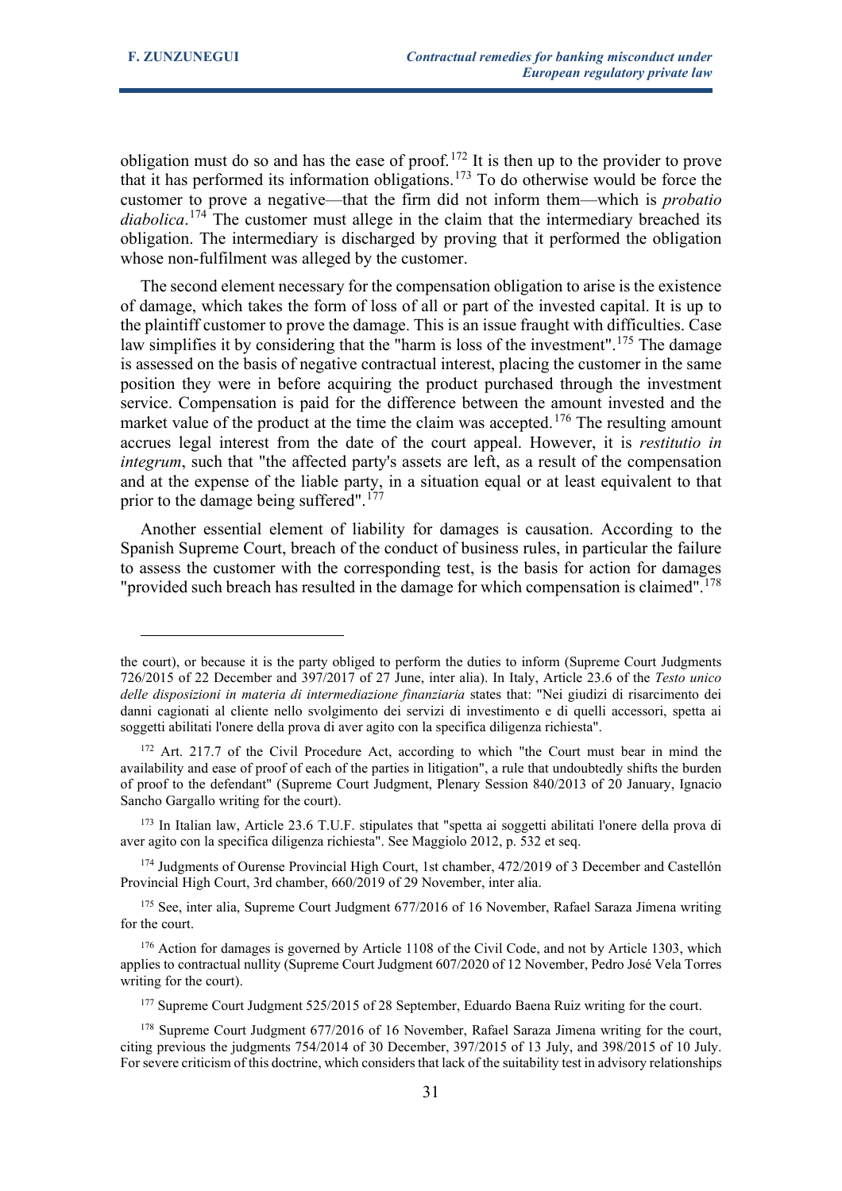obligation must do so and has the ease of proof.[172] It is then up to the provider to prove that it has performed its information obligations.[173] To do otherwise would be force the customer to prove a negative—that the firm did not inform them—which is *probatio diabolica*.[174] The customer must allege in the claim that the intermediary breached its obligation. The intermediary is discharged by proving that it performed the obligation whose non-fulfilment was alleged by the customer.

The second element necessary for the compensation obligation to arise is the existence of damage, which takes the form of loss of all or part of the invested capital. It is up to the plaintiff customer to prove the damage. This is an issue fraught with difficulties. Case law simplifies it by considering that the "harm is loss of the investment".[175] The damage is assessed on the basis of negative contractual interest, placing the customer in the same position they were in before acquiring the product purchased through the investment service. Compensation is paid for the difference between the amount invested and the market value of the product at the time the claim was accepted.[176] The resulting amount accrues legal interest from the date of the court appeal. However, it is *restitutio in integrum*, such that "the affected party's assets are left, as a result of the compensation and at the expense of the liable party, in a situation equal or at least equivalent to that prior to the damage being suffered".[177]

Another essential element of liability for damages is causation. According to the Spanish Supreme Court, breach of the conduct of business rules, in particular the failure to assess the customer with the corresponding test, is the basis for action for damages "provided such breach has resulted in the damage for which compensation is claimed".[178]

---

the court), or because it is the party obliged to perform the duties to inform (Supreme Court Judgments 726/2015 of 22 December and 397/2017 of 27 June, inter alia). In Italy, Article 23.6 of the *Testo unico delle disposizioni in materia di intermediazione finanziaria* states that: "Nei giudizi di risarcimento dei danni cagionati al cliente nello svolgimento dei servizi di investimento e di quelli accessori, spetta ai soggetti abilitati l'onere della prova di aver agito con la specifica diligenza richiesta".

[172] Art. 217.7 of the Civil Procedure Act, according to which "the Court must bear in mind the availability and ease of proof of each of the parties in litigation", a rule that undoubtedly shifts the burden of proof to the defendant" (Supreme Court Judgment, Plenary Session 840/2013 of 20 January, Ignacio Sancho Gargallo writing for the court).

[173] In Italian law, Article 23.6 T.U.F. stipulates that "spetta ai soggetti abilitati l'onere della prova di aver agito con la specifica diligenza richiesta". See Maggiolo 2012, p. 532 et seq.

[174] Judgments of Ourense Provincial High Court, 1st chamber, 472/2019 of 3 December and Castellón Provincial High Court, 3rd chamber, 660/2019 of 29 November, inter alia.

[175] See, inter alia, Supreme Court Judgment 677/2016 of 16 November, Rafael Saraza Jimena writing for the court.

[176] Action for damages is governed by Article 1108 of the Civil Code, and not by Article 1303, which applies to contractual nullity (Supreme Court Judgment 607/2020 of 12 November, Pedro José Vela Torres writing for the court).

[177] Supreme Court Judgment 525/2015 of 28 September, Eduardo Baena Ruiz writing for the court.

[178] Supreme Court Judgment 677/2016 of 16 November, Rafael Saraza Jimena writing for the court, citing previous the judgments 754/2014 of 30 December, 397/2015 of 13 July, and 398/2015 of 10 July. For severe criticism of this doctrine, which considers that lack of the suitability test in advisory relationships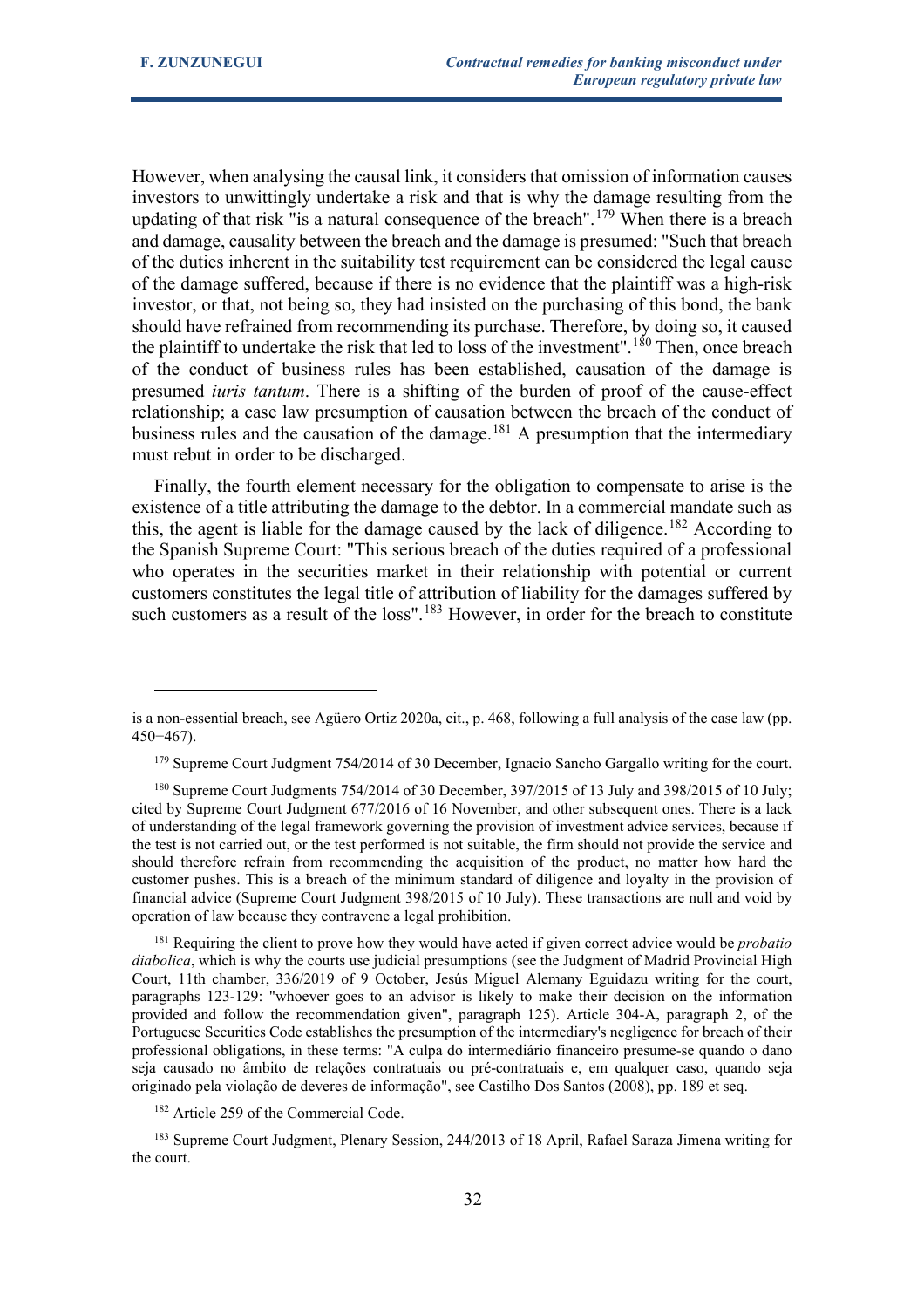However, when analysing the causal link, it considers that omission of information causes investors to unwittingly undertake a risk and that is why the damage resulting from the updating of that risk "is a natural consequence of the breach".[179] When there is a breach and damage, causality between the breach and the damage is presumed: "Such that breach of the duties inherent in the suitability test requirement can be considered the legal cause of the damage suffered, because if there is no evidence that the plaintiff was a high-risk investor, or that, not being so, they had insisted on the purchasing of this bond, the bank should have refrained from recommending its purchase. Therefore, by doing so, it caused the plaintiff to undertake the risk that led to loss of the investment".[180] Then, once breach of the conduct of business rules has been established, causation of the damage is presumed *iuris tantum*. There is a shifting of the burden of proof of the cause-effect relationship; a case law presumption of causation between the breach of the conduct of business rules and the causation of the damage.[181] A presumption that the intermediary must rebut in order to be discharged.

Finally, the fourth element necessary for the obligation to compensate to arise is the existence of a title attributing the damage to the debtor. In a commercial mandate such as this, the agent is liable for the damage caused by the lack of diligence.[182] According to the Spanish Supreme Court: "This serious breach of the duties required of a professional who operates in the securities market in their relationship with potential or current customers constitutes the legal title of attribution of liability for the damages suffered by such customers as a result of the loss".[183] However, in order for the breach to constitute

---

is a non-essential breach, see Agüero Ortiz 2020a, cit., p. 468, following a full analysis of the case law (pp. 450−467).

[179] Supreme Court Judgment 754/2014 of 30 December, Ignacio Sancho Gargallo writing for the court.

[180] Supreme Court Judgments 754/2014 of 30 December, 397/2015 of 13 July and 398/2015 of 10 July; cited by Supreme Court Judgment 677/2016 of 16 November, and other subsequent ones. There is a lack of understanding of the legal framework governing the provision of investment advice services, because if the test is not carried out, or the test performed is not suitable, the firm should not provide the service and should therefore refrain from recommending the acquisition of the product, no matter how hard the customer pushes. This is a breach of the minimum standard of diligence and loyalty in the provision of financial advice (Supreme Court Judgment 398/2015 of 10 July). These transactions are null and void by operation of law because they contravene a legal prohibition.

[181] Requiring the client to prove how they would have acted if given correct advice would be *probatio diabolica*, which is why the courts use judicial presumptions (see the Judgment of Madrid Provincial High Court, 11th chamber, 336/2019 of 9 October, Jesús Miguel Alemany Eguidazu writing for the court, paragraphs 123-129: "whoever goes to an advisor is likely to make their decision on the information provided and follow the recommendation given", paragraph 125). Article 304-A, paragraph 2, of the Portuguese Securities Code establishes the presumption of the intermediary's negligence for breach of their professional obligations, in these terms: "A culpa do intermediário financeiro presume-se quando o dano seja causado no âmbito de relações contratuais ou pré-contratuais e, em qualquer caso, quando seja originado pela violação de deveres de informação", see Castilho Dos Santos (2008), pp. 189 et seq.

[182] Article 259 of the Commercial Code.

[183] Supreme Court Judgment, Plenary Session, 244/2013 of 18 April, Rafael Saraza Jimena writing for the court.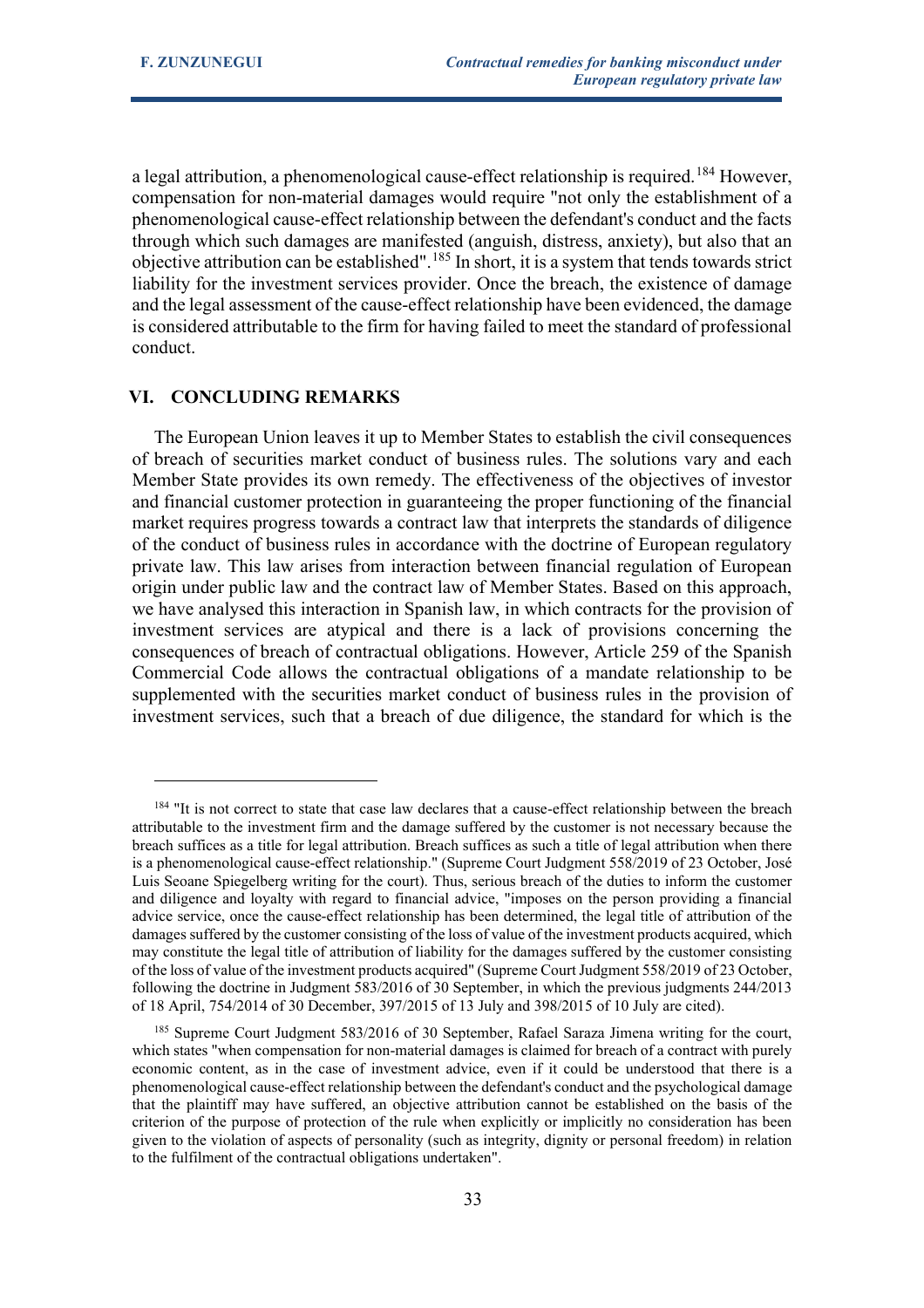a legal attribution, a phenomenological cause-effect relationship is required.[184] However, compensation for non-material damages would require "not only the establishment of a phenomenological cause-effect relationship between the defendant's conduct and the facts through which such damages are manifested (anguish, distress, anxiety), but also that an objective attribution can be established".[185] In short, it is a system that tends towards strict liability for the investment services provider. Once the breach, the existence of damage and the legal assessment of the cause-effect relationship have been evidenced, the damage is considered attributable to the firm for having failed to meet the standard of professional conduct.

## VI. CONCLUDING REMARKS

The European Union leaves it up to Member States to establish the civil consequences of breach of securities market conduct of business rules. The solutions vary and each Member State provides its own remedy. The effectiveness of the objectives of investor and financial customer protection in guaranteeing the proper functioning of the financial market requires progress towards a contract law that interprets the standards of diligence of the conduct of business rules in accordance with the doctrine of European regulatory private law. This law arises from interaction between financial regulation of European origin under public law and the contract law of Member States. Based on this approach, we have analysed this interaction in Spanish law, in which contracts for the provision of investment services are atypical and there is a lack of provisions concerning the consequences of breach of contractual obligations. However, Article 259 of the Spanish Commercial Code allows the contractual obligations of a mandate relationship to be supplemented with the securities market conduct of business rules in the provision of investment services, such that a breach of due diligence, the standard for which is the

---

[184] "It is not correct to state that case law declares that a cause-effect relationship between the breach attributable to the investment firm and the damage suffered by the customer is not necessary because the breach suffices as a title for legal attribution. Breach suffices as such a title of legal attribution when there is a phenomenological cause-effect relationship." (Supreme Court Judgment 558/2019 of 23 October, José Luis Seoane Spiegelberg writing for the court). Thus, serious breach of the duties to inform the customer and diligence and loyalty with regard to financial advice, "imposes on the person providing a financial advice service, once the cause-effect relationship has been determined, the legal title of attribution of the damages suffered by the customer consisting of the loss of value of the investment products acquired, which may constitute the legal title of attribution of liability for the damages suffered by the customer consisting of the loss of value of the investment products acquired" (Supreme Court Judgment 558/2019 of 23 October, following the doctrine in Judgment 583/2016 of 30 September, in which the previous judgments 244/2013 of 18 April, 754/2014 of 30 December, 397/2015 of 13 July and 398/2015 of 10 July are cited).

[185] Supreme Court Judgment 583/2016 of 30 September, Rafael Saraza Jimena writing for the court, which states "when compensation for non-material damages is claimed for breach of a contract with purely economic content, as in the case of investment advice, even if it could be understood that there is a phenomenological cause-effect relationship between the defendant's conduct and the psychological damage that the plaintiff may have suffered, an objective attribution cannot be established on the basis of the criterion of the purpose of protection of the rule when explicitly or implicitly no consideration has been given to the violation of aspects of personality (such as integrity, dignity or personal freedom) in relation to the fulfilment of the contractual obligations undertaken".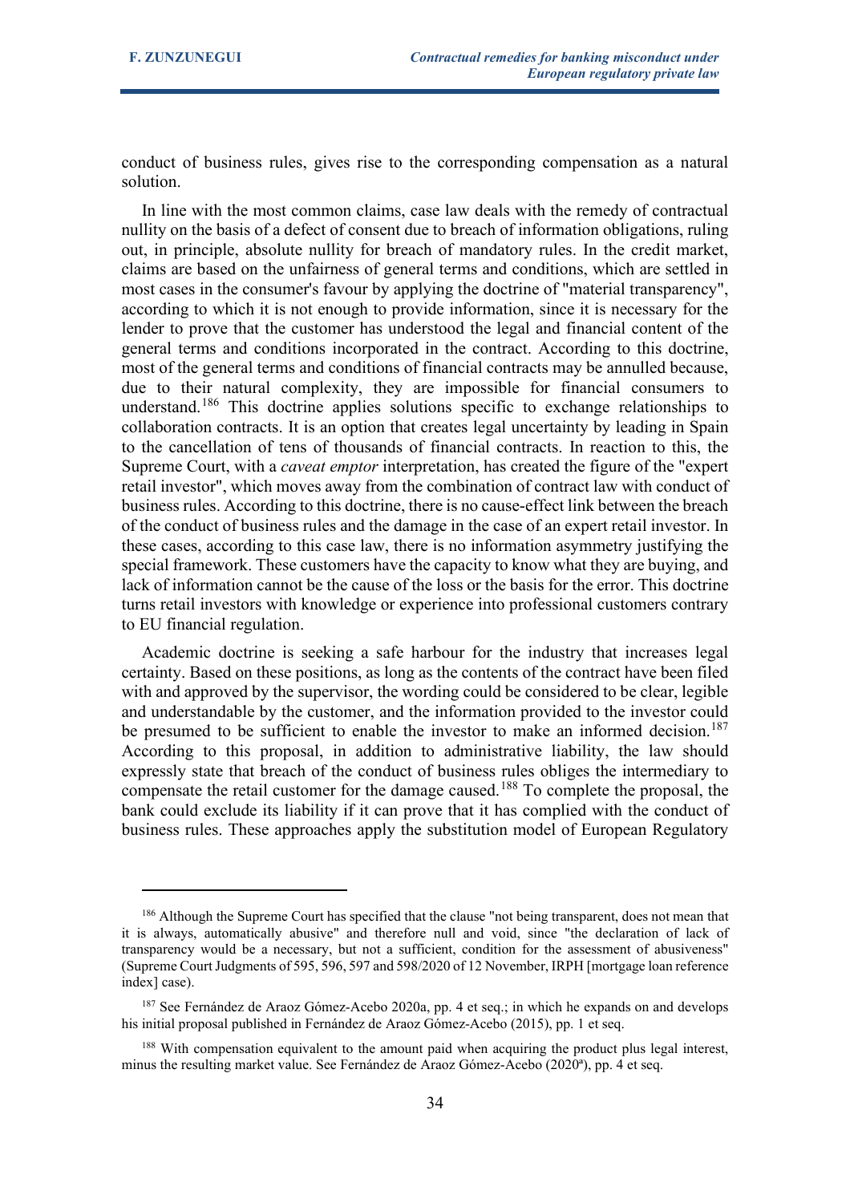conduct of business rules, gives rise to the corresponding compensation as a natural solution.

In line with the most common claims, case law deals with the remedy of contractual nullity on the basis of a defect of consent due to breach of information obligations, ruling out, in principle, absolute nullity for breach of mandatory rules. In the credit market, claims are based on the unfairness of general terms and conditions, which are settled in most cases in the consumer's favour by applying the doctrine of "material transparency", according to which it is not enough to provide information, since it is necessary for the lender to prove that the customer has understood the legal and financial content of the general terms and conditions incorporated in the contract. According to this doctrine, most of the general terms and conditions of financial contracts may be annulled because, due to their natural complexity, they are impossible for financial consumers to understand.[186] This doctrine applies solutions specific to exchange relationships to collaboration contracts. It is an option that creates legal uncertainty by leading in Spain to the cancellation of tens of thousands of financial contracts. In reaction to this, the Supreme Court, with a *caveat emptor* interpretation, has created the figure of the "expert retail investor", which moves away from the combination of contract law with conduct of business rules. According to this doctrine, there is no cause-effect link between the breach of the conduct of business rules and the damage in the case of an expert retail investor. In these cases, according to this case law, there is no information asymmetry justifying the special framework. These customers have the capacity to know what they are buying, and lack of information cannot be the cause of the loss or the basis for the error. This doctrine turns retail investors with knowledge or experience into professional customers contrary to EU financial regulation.

Academic doctrine is seeking a safe harbour for the industry that increases legal certainty. Based on these positions, as long as the contents of the contract have been filed with and approved by the supervisor, the wording could be considered to be clear, legible and understandable by the customer, and the information provided to the investor could be presumed to be sufficient to enable the investor to make an informed decision.[187] According to this proposal, in addition to administrative liability, the law should expressly state that breach of the conduct of business rules obliges the intermediary to compensate the retail customer for the damage caused.[188] To complete the proposal, the bank could exclude its liability if it can prove that it has complied with the conduct of business rules. These approaches apply the substitution model of European Regulatory

---

[186] Although the Supreme Court has specified that the clause "not being transparent, does not mean that it is always, automatically abusive" and therefore null and void, since "the declaration of lack of transparency would be a necessary, but not a sufficient, condition for the assessment of abusiveness" (Supreme Court Judgments of 595, 596, 597 and 598/2020 of 12 November, IRPH [mortgage loan reference index] case).

[187] See Fernández de Araoz Gómez-Acebo 2020a, pp. 4 et seq.; in which he expands on and develops his initial proposal published in Fernández de Araoz Gómez-Acebo (2015), pp. 1 et seq.

[188] With compensation equivalent to the amount paid when acquiring the product plus legal interest, minus the resulting market value. See Fernández de Araoz Gómez-Acebo (2020ª), pp. 4 et seq.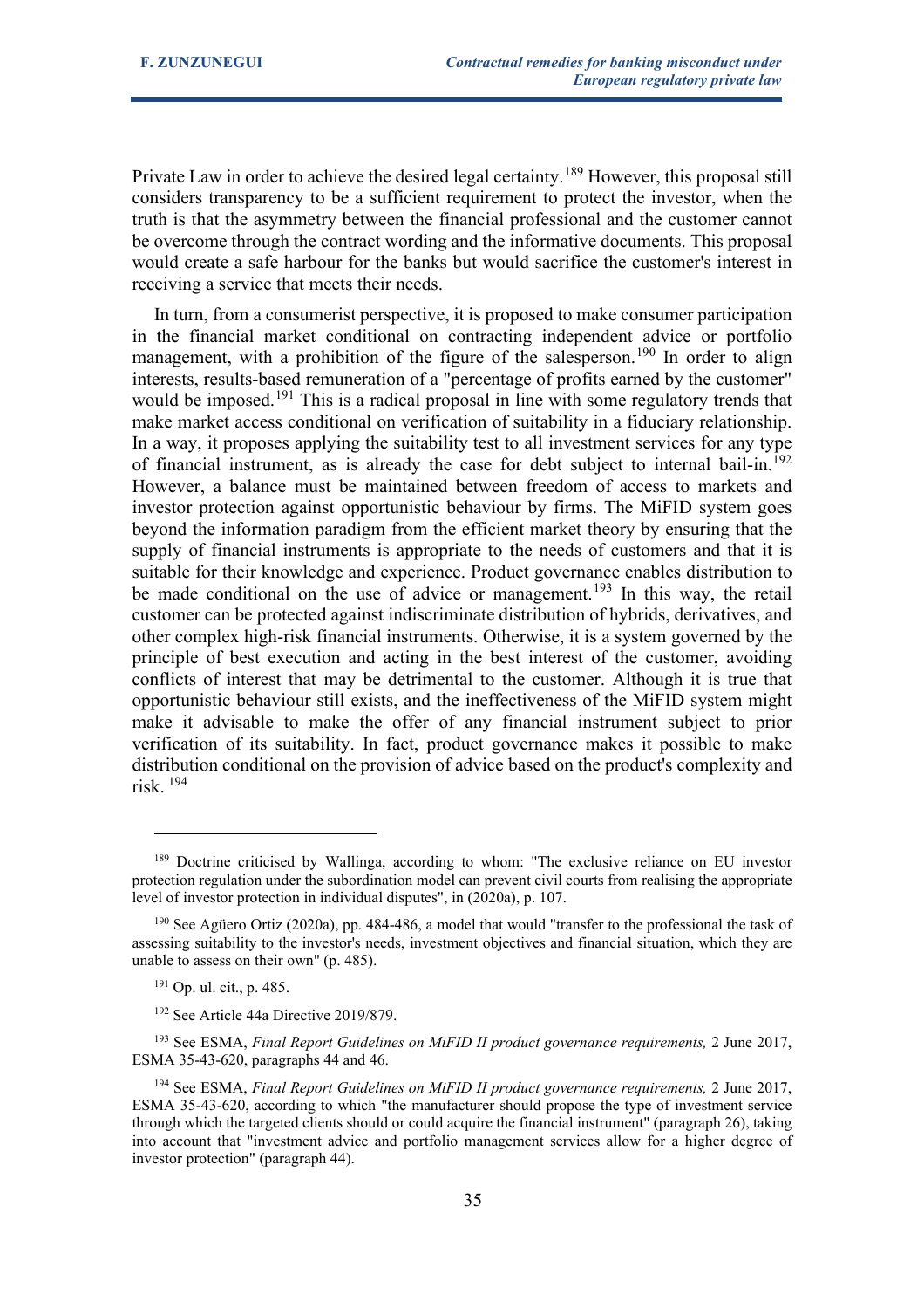Private Law in order to achieve the desired legal certainty.[189] However, this proposal still considers transparency to be a sufficient requirement to protect the investor, when the truth is that the asymmetry between the financial professional and the customer cannot be overcome through the contract wording and the informative documents. This proposal would create a safe harbour for the banks but would sacrifice the customer's interest in receiving a service that meets their needs.

In turn, from a consumerist perspective, it is proposed to make consumer participation in the financial market conditional on contracting independent advice or portfolio management, with a prohibition of the figure of the salesperson.[190] In order to align interests, results-based remuneration of a "percentage of profits earned by the customer" would be imposed.[191] This is a radical proposal in line with some regulatory trends that make market access conditional on verification of suitability in a fiduciary relationship. In a way, it proposes applying the suitability test to all investment services for any type of financial instrument, as is already the case for debt subject to internal bail-in.[192] However, a balance must be maintained between freedom of access to markets and investor protection against opportunistic behaviour by firms. The MiFID system goes beyond the information paradigm from the efficient market theory by ensuring that the supply of financial instruments is appropriate to the needs of customers and that it is suitable for their knowledge and experience. Product governance enables distribution to be made conditional on the use of advice or management.[193] In this way, the retail customer can be protected against indiscriminate distribution of hybrids, derivatives, and other complex high-risk financial instruments. Otherwise, it is a system governed by the principle of best execution and acting in the best interest of the customer, avoiding conflicts of interest that may be detrimental to the customer. Although it is true that opportunistic behaviour still exists, and the ineffectiveness of the MiFID system might make it advisable to make the offer of any financial instrument subject to prior verification of its suitability. In fact, product governance makes it possible to make distribution conditional on the provision of advice based on the product's complexity and risk. [194]

---

[189] Doctrine criticised by Wallinga, according to whom: "The exclusive reliance on EU investor protection regulation under the subordination model can prevent civil courts from realising the appropriate level of investor protection in individual disputes", in (2020a), p. 107.

[190] See Agüero Ortiz (2020a), pp. 484-486, a model that would "transfer to the professional the task of assessing suitability to the investor's needs, investment objectives and financial situation, which they are unable to assess on their own" (p. 485).

[191] Op. ul. cit., p. 485.

[192] See Article 44a Directive 2019/879.

[193] See ESMA, *Final Report Guidelines on MiFID II product governance requirements,* 2 June 2017, ESMA 35-43-620, paragraphs 44 and 46.

[194] See ESMA, *Final Report Guidelines on MiFID II product governance requirements,* 2 June 2017, ESMA 35-43-620, according to which "the manufacturer should propose the type of investment service through which the targeted clients should or could acquire the financial instrument" (paragraph 26), taking into account that "investment advice and portfolio management services allow for a higher degree of investor protection" (paragraph 44).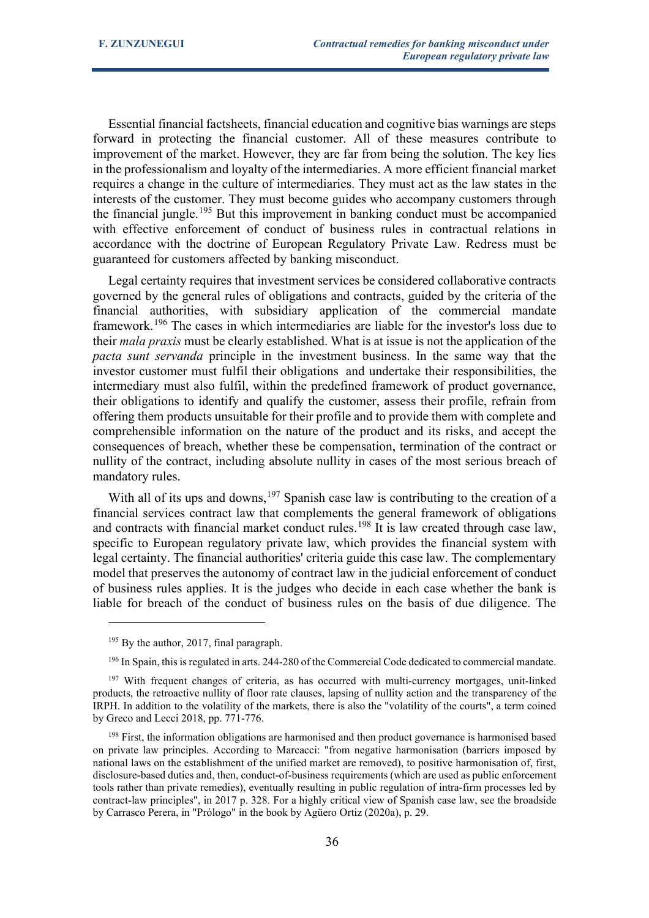Essential financial factsheets, financial education and cognitive bias warnings are steps forward in protecting the financial customer. All of these measures contribute to improvement of the market. However, they are far from being the solution. The key lies in the professionalism and loyalty of the intermediaries. A more efficient financial market requires a change in the culture of intermediaries. They must act as the law states in the interests of the customer. They must become guides who accompany customers through the financial jungle.[195] But this improvement in banking conduct must be accompanied with effective enforcement of conduct of business rules in contractual relations in accordance with the doctrine of European Regulatory Private Law. Redress must be guaranteed for customers affected by banking misconduct.

Legal certainty requires that investment services be considered collaborative contracts governed by the general rules of obligations and contracts, guided by the criteria of the financial authorities, with subsidiary application of the commercial mandate framework.[196] The cases in which intermediaries are liable for the investor's loss due to their *mala praxis* must be clearly established. What is at issue is not the application of the *pacta sunt servanda* principle in the investment business. In the same way that the investor customer must fulfil their obligations and undertake their responsibilities, the intermediary must also fulfil, within the predefined framework of product governance, their obligations to identify and qualify the customer, assess their profile, refrain from offering them products unsuitable for their profile and to provide them with complete and comprehensible information on the nature of the product and its risks, and accept the consequences of breach, whether these be compensation, termination of the contract or nullity of the contract, including absolute nullity in cases of the most serious breach of mandatory rules.

With all of its ups and downs,[197] Spanish case law is contributing to the creation of a financial services contract law that complements the general framework of obligations and contracts with financial market conduct rules.[198] It is law created through case law, specific to European regulatory private law, which provides the financial system with legal certainty. The financial authorities' criteria guide this case law. The complementary model that preserves the autonomy of contract law in the judicial enforcement of conduct of business rules applies. It is the judges who decide in each case whether the bank is liable for breach of the conduct of business rules on the basis of due diligence. The

---

[195] By the author, 2017, final paragraph.

[196] In Spain, this is regulated in arts. 244-280 of the Commercial Code dedicated to commercial mandate.

[197] With frequent changes of criteria, as has occurred with multi-currency mortgages, unit-linked products, the retroactive nullity of floor rate clauses, lapsing of nullity action and the transparency of the IRPH. In addition to the volatility of the markets, there is also the "volatility of the courts", a term coined by Greco and Lecci 2018, pp. 771-776.

[198] First, the information obligations are harmonised and then product governance is harmonised based on private law principles. According to Marcacci: "from negative harmonisation (barriers imposed by national laws on the establishment of the unified market are removed), to positive harmonisation of, first, disclosure-based duties and, then, conduct-of-business requirements (which are used as public enforcement tools rather than private remedies), eventually resulting in public regulation of intra-firm processes led by contract-law principles", in 2017 p. 328. For a highly critical view of Spanish case law, see the broadside by Carrasco Perera, in "Prólogo" in the book by Agüero Ortiz (2020a), p. 29.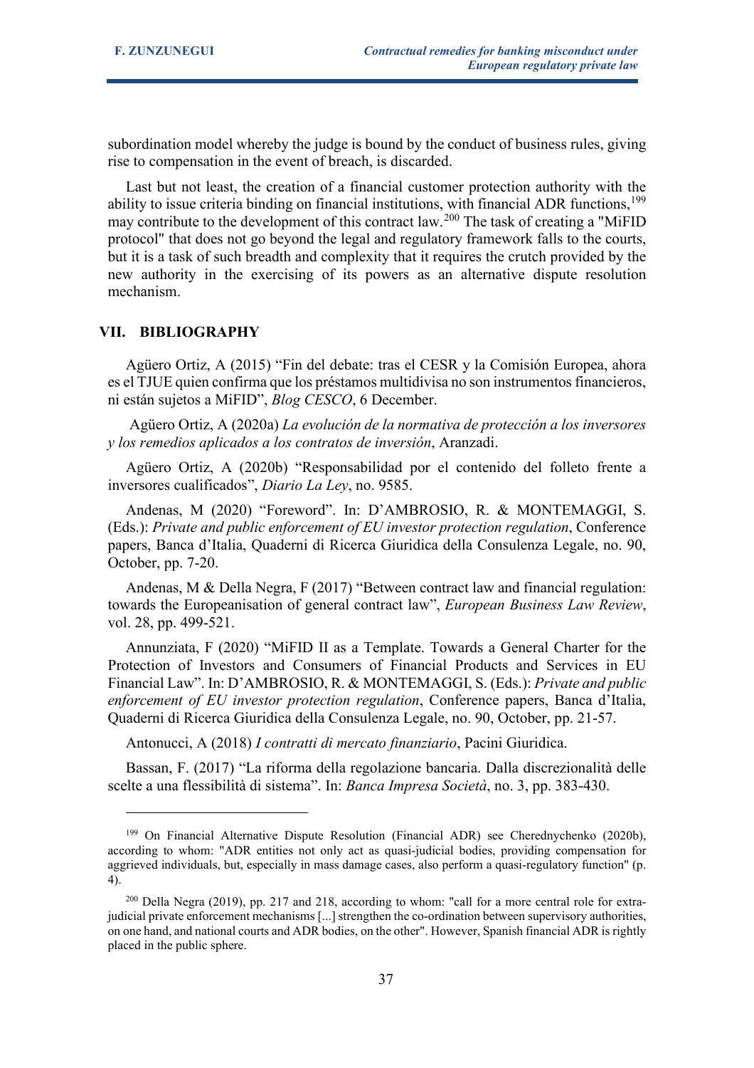subordination model whereby the judge is bound by the conduct of business rules, giving rise to compensation in the event of breach, is discarded.

Last but not least, the creation of a financial customer protection authority with the ability to issue criteria binding on financial institutions, with financial ADR functions,[199] may contribute to the development of this contract law.[200] The task of creating a "MiFID protocol" that does not go beyond the legal and regulatory framework falls to the courts, but it is a task of such breadth and complexity that it requires the crutch provided by the new authority in the exercising of its powers as an alternative dispute resolution mechanism.

## VII. BIBLIOGRAPHY

Agüero Ortiz, A (2015) "Fin del debate: tras el CESR y la Comisión Europea, ahora es el TJUE quien confirma que los préstamos multidivisa no son instrumentos financieros, ni están sujetos a MiFID", *Blog CESCO*, 6 December.

Agüero Ortiz, A (2020a) *La evolución de la normativa de protección a los inversores y los remedios aplicados a los contratos de inversión*, Aranzadi.

Agüero Ortiz, A (2020b) "Responsabilidad por el contenido del folleto frente a inversores cualificados", *Diario La Ley*, no. 9585.

Andenas, M (2020) "Foreword". In: D'AMBROSIO, R. & MONTEMAGGI, S. (Eds.): *Private and public enforcement of EU investor protection regulation*, Conference papers, Banca d'Italia, Quaderni di Ricerca Giuridica della Consulenza Legale, no. 90, October, pp. 7-20.

Andenas, M & Della Negra, F (2017) "Between contract law and financial regulation: towards the Europeanisation of general contract law", *European Business Law Review*, vol. 28, pp. 499-521.

Annunziata, F (2020) "MiFID II as a Template. Towards a General Charter for the Protection of Investors and Consumers of Financial Products and Services in EU Financial Law". In: D'AMBROSIO, R. & MONTEMAGGI, S. (Eds.): *Private and public enforcement of EU investor protection regulation*, Conference papers, Banca d'Italia, Quaderni di Ricerca Giuridica della Consulenza Legale, no. 90, October, pp. 21-57.

Antonucci, A (2018) *I contratti di mercato finanziario*, Pacini Giuridica.

Bassan, F. (2017) "La riforma della regolazione bancaria. Dalla discrezionalità delle scelte a una flessibilità di sistema". In: *Banca Impresa Società*, no. 3, pp. 383-430.

---

[199] On Financial Alternative Dispute Resolution (Financial ADR) see Cherednychenko (2020b), according to whom: "ADR entities not only act as quasi-judicial bodies, providing compensation for aggrieved individuals, but, especially in mass damage cases, also perform a quasi-regulatory function" (p. 4).

[200] Della Negra (2019), pp. 217 and 218, according to whom: "call for a more central role for extra-judicial private enforcement mechanisms [...] strengthen the co-ordination between supervisory authorities, on one hand, and national courts and ADR bodies, on the other". However, Spanish financial ADR is rightly placed in the public sphere.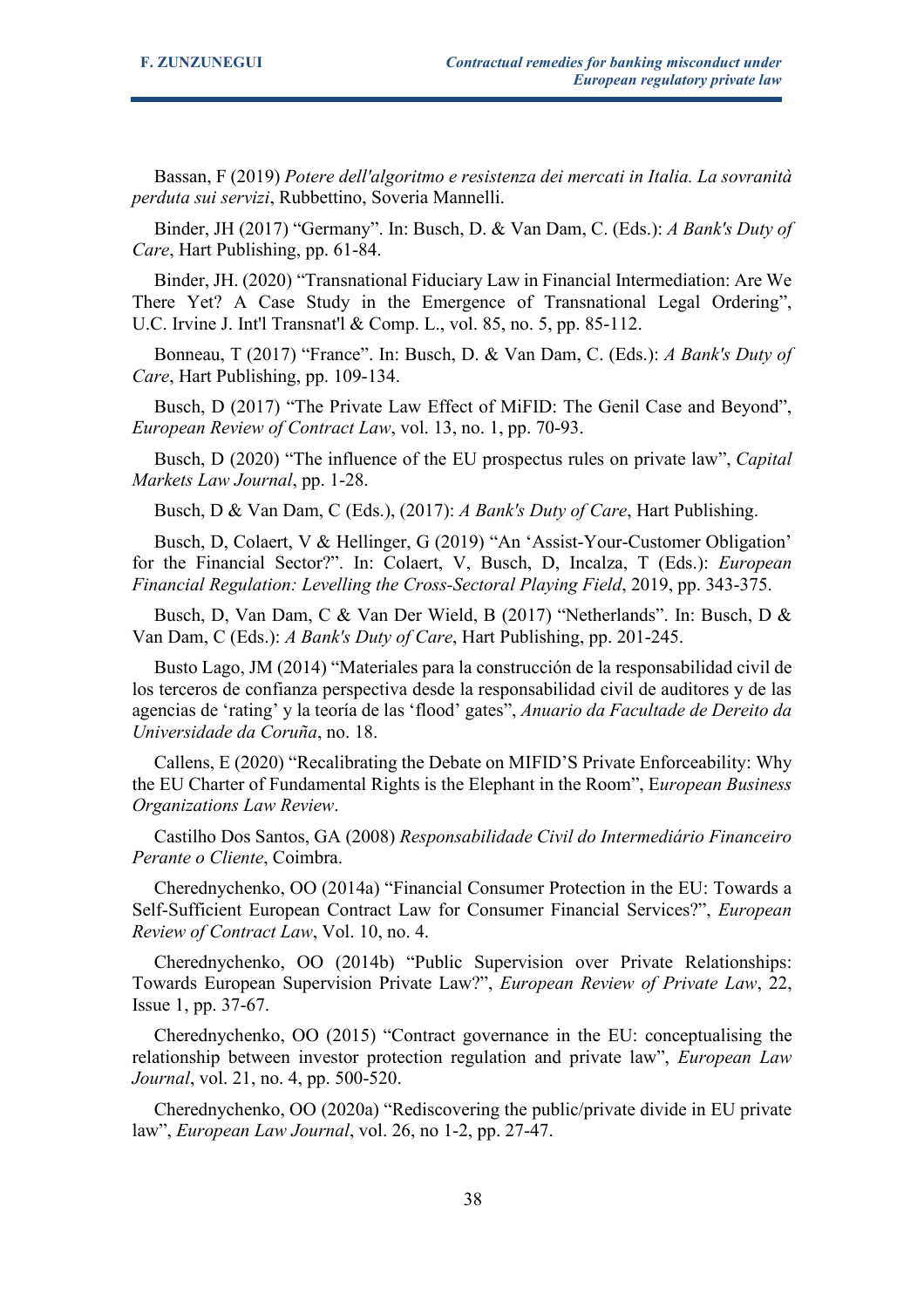Bassan, F (2019) *Potere dell'algoritmo e resistenza dei mercati in Italia. La sovranità perduta sui servizi*, Rubbettino, Soveria Mannelli.

Binder, JH (2017) "Germany". In: Busch, D. & Van Dam, C. (Eds.): *A Bank's Duty of Care*, Hart Publishing, pp. 61-84.

Binder, JH. (2020) "Transnational Fiduciary Law in Financial Intermediation: Are We There Yet? A Case Study in the Emergence of Transnational Legal Ordering", U.C. Irvine J. Int'l Transnat'l & Comp. L., vol. 85, no. 5, pp. 85-112.

Bonneau, T (2017) "France". In: Busch, D. & Van Dam, C. (Eds.): *A Bank's Duty of Care*, Hart Publishing, pp. 109-134.

Busch, D (2017) "The Private Law Effect of MiFID: The Genil Case and Beyond", *European Review of Contract Law*, vol. 13, no. 1, pp. 70-93.

Busch, D (2020) "The influence of the EU prospectus rules on private law", *Capital Markets Law Journal*, pp. 1-28.

Busch, D & Van Dam, C (Eds.), (2017): *A Bank's Duty of Care*, Hart Publishing.

Busch, D, Colaert, V & Hellinger, G (2019) "An 'Assist-Your-Customer Obligation' for the Financial Sector?". In: Colaert, V, Busch, D, Incalza, T (Eds.): *European Financial Regulation: Levelling the Cross-Sectoral Playing Field*, 2019, pp. 343-375.

Busch, D, Van Dam, C & Van Der Wield, B (2017) "Netherlands". In: Busch, D & Van Dam, C (Eds.): *A Bank's Duty of Care*, Hart Publishing, pp. 201-245.

Busto Lago, JM (2014) "Materiales para la construcción de la responsabilidad civil de los terceros de confianza perspectiva desde la responsabilidad civil de auditores y de las agencias de 'rating' y la teoría de las 'flood' gates", *Anuario da Facultade de Dereito da Universidade da Coruña*, no. 18.

Callens, E (2020) "Recalibrating the Debate on MIFID'S Private Enforceability: Why the EU Charter of Fundamental Rights is the Elephant in the Room", E*uropean Business Organizations Law Review*.

Castilho Dos Santos, GA (2008) *Responsabilidade Civil do Intermediário Financeiro Perante o Cliente*, Coimbra.

Cherednychenko, OO (2014a) "Financial Consumer Protection in the EU: Towards a Self-Sufficient European Contract Law for Consumer Financial Services?", *European Review of Contract Law*, Vol. 10, no. 4.

Cherednychenko, OO (2014b) "Public Supervision over Private Relationships: Towards European Supervision Private Law?", *European Review of Private Law*, 22, Issue 1, pp. 37-67.

Cherednychenko, OO (2015) "Contract governance in the EU: conceptualising the relationship between investor protection regulation and private law", *European Law Journal*, vol. 21, no. 4, pp. 500-520.

Cherednychenko, OO (2020a) "Rediscovering the public/private divide in EU private law", *European Law Journal*, vol. 26, no 1-2, pp. 27-47.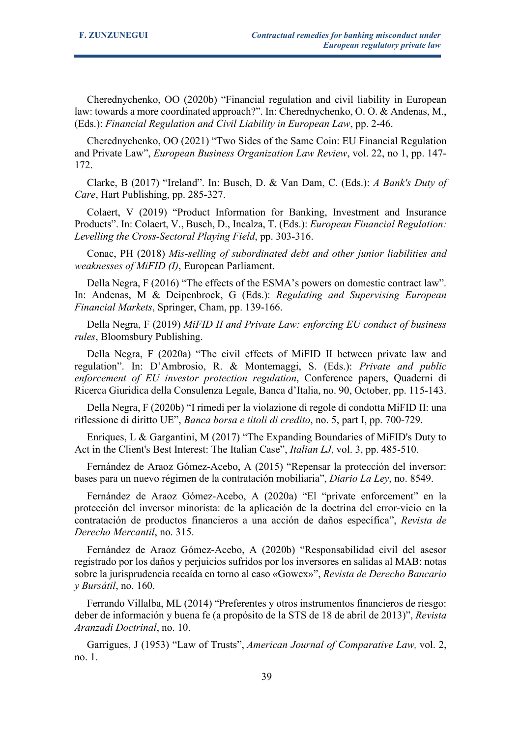Cherednychenko, OO (2020b) “Financial regulation and civil liability in European law: towards a more coordinated approach?”. In: Cherednychenko, O. O. & Andenas, M., (Eds.): *Financial Regulation and Civil Liability in European Law*, pp. 2-46.

Cherednychenko, OO (2021) “Two Sides of the Same Coin: EU Financial Regulation and Private Law”, *European Business Organization Law Review*, vol. 22, no 1, pp. 147-172.

Clarke, B (2017) “Ireland”. In: Busch, D. & Van Dam, C. (Eds.): *A Bank's Duty of Care*, Hart Publishing, pp. 285-327.

Colaert, V (2019) “Product Information for Banking, Investment and Insurance Products”. In: Colaert, V., Busch, D., Incalza, T. (Eds.): *European Financial Regulation: Levelling the Cross-Sectoral Playing Field*, pp. 303-316.

Conac, PH (2018) *Mis-selling of subordinated debt and other junior liabilities and weaknesses of MiFID (I)*, European Parliament.

Della Negra, F (2016) “The effects of the ESMA’s powers on domestic contract law”. In: Andenas, M & Deipenbrock, G (Eds.): *Regulating and Supervising European Financial Markets*, Springer, Cham, pp. 139-166.

Della Negra, F (2019) *MiFID II and Private Law: enforcing EU conduct of business rules*, Bloomsbury Publishing.

Della Negra, F (2020a) “The civil effects of MiFID II between private law and regulation”. In: D’Ambrosio, R. & Montemaggi, S. (Eds.): *Private and public enforcement of EU investor protection regulation*, Conference papers, Quaderni di Ricerca Giuridica della Consulenza Legale, Banca d’Italia, no. 90, October, pp. 115-143.

Della Negra, F (2020b) “I rimedi per la violazione di regole di condotta MiFID II: una riflessione di diritto UE”, *Banca borsa e titoli di credito*, no. 5, part I, pp. 700-729.

Enriques, L & Gargantini, M (2017) “The Expanding Boundaries of MiFID's Duty to Act in the Client's Best Interest: The Italian Case”, *Italian LJ*, vol. 3, pp. 485-510.

Fernández de Araoz Gómez-Acebo, A (2015) “Repensar la protección del inversor: bases para un nuevo régimen de la contratación mobiliaria”, *Diario La Ley*, no. 8549.

Fernández de Araoz Gómez-Acebo, A (2020a) “El “private enforcement” en la protección del inversor minorista: de la aplicación de la doctrina del error-vicio en la contratación de productos financieros a una acción de daños específica”, *Revista de Derecho Mercantil*, no. 315.

Fernández de Araoz Gómez-Acebo, A (2020b) “Responsabilidad civil del asesor registrado por los daños y perjuicios sufridos por los inversores en salidas al MAB: notas sobre la jurisprudencia recaída en torno al caso «Gowex»”, *Revista de Derecho Bancario y Bursátil*, no. 160.

Ferrando Villalba, ML (2014) “Preferentes y otros instrumentos financieros de riesgo: deber de información y buena fe (a propósito de la STS de 18 de abril de 2013)”, *Revista Aranzadi Doctrinal*, no. 10.

Garrigues, J (1953) “Law of Trusts”, *American Journal of Comparative Law,* vol. 2, no. 1.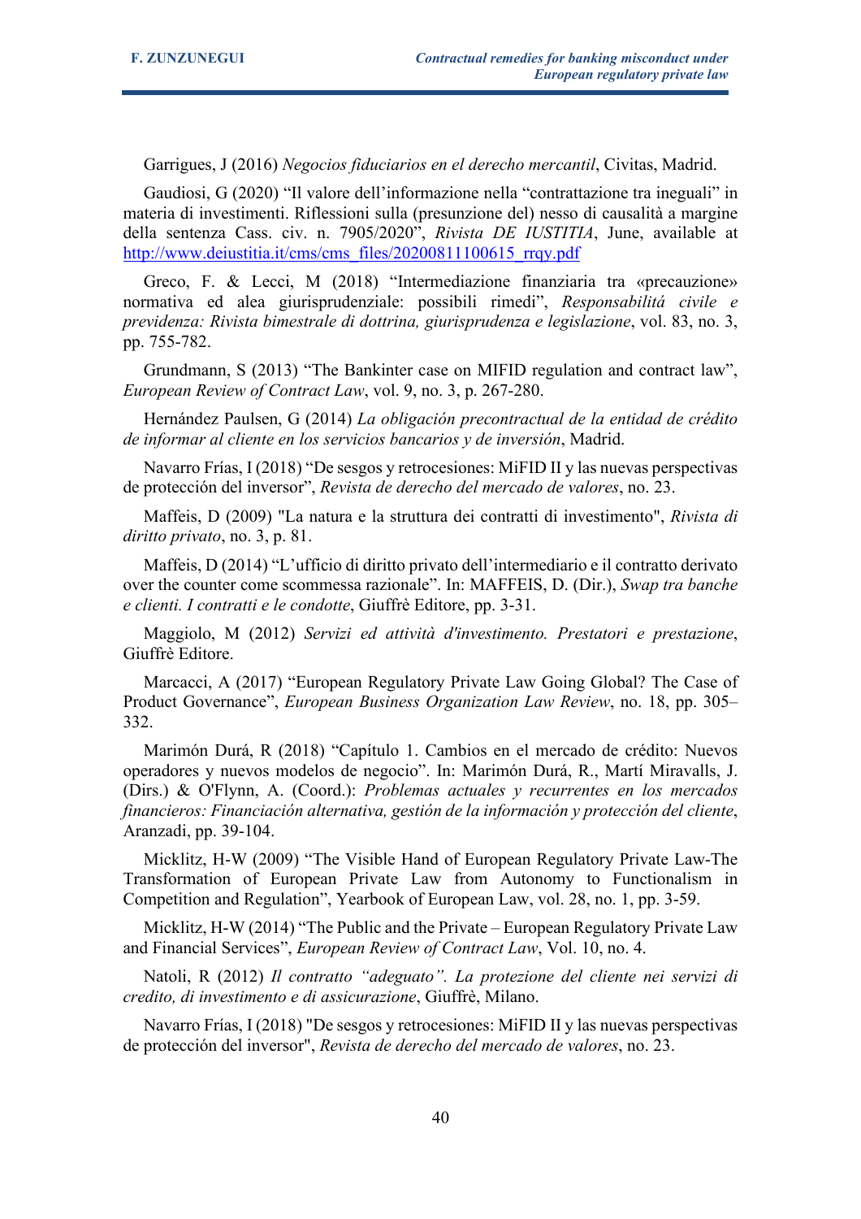Garrigues, J (2016) *Negocios fiduciarios en el derecho mercantil*, Civitas, Madrid.

Gaudiosi, G (2020) "Il valore dell'informazione nella "contrattazione tra ineguali" in materia di investimenti. Riflessioni sulla (presunzione del) nesso di causalità a margine della sentenza Cass. civ. n. 7905/2020", *Rivista DE IUSTITIA*, June, available at http://www.deiustitia.it/cms/cms_files/20200811100615_rrqy.pdf

Greco, F. & Lecci, M (2018) "Intermediazione finanziaria tra «precauzione» normativa ed alea giurisprudenziale: possibili rimedi", *Responsabilitá civile e previdenza: Rivista bimestrale di dottrina, giurisprudenza e legislazione*, vol. 83, no. 3, pp. 755-782.

Grundmann, S (2013) "The Bankinter case on MIFID regulation and contract law", *European Review of Contract Law*, vol. 9, no. 3, p. 267-280.

Hernández Paulsen, G (2014) *La obligación precontractual de la entidad de crédito de informar al cliente en los servicios bancarios y de inversión*, Madrid.

Navarro Frías, I (2018) "De sesgos y retrocesiones: MiFID II y las nuevas perspectivas de protección del inversor", *Revista de derecho del mercado de valores*, no. 23.

Maffeis, D (2009) "La natura e la struttura dei contratti di investimento", *Rivista di diritto privato*, no. 3, p. 81.

Maffeis, D (2014) "L'ufficio di diritto privato dell'intermediario e il contratto derivato over the counter come scommessa razionale". In: MAFFEIS, D. (Dir.), *Swap tra banche e clienti. I contratti e le condotte*, Giuffrè Editore, pp. 3-31.

Maggiolo, M (2012) *Servizi ed attività d'investimento. Prestatori e prestazione*, Giuffrè Editore.

Marcacci, A (2017) "European Regulatory Private Law Going Global? The Case of Product Governance", *European Business Organization Law Review*, no. 18, pp. 305–332.

Marimón Durá, R (2018) "Capítulo 1. Cambios en el mercado de crédito: Nuevos operadores y nuevos modelos de negocio". In: Marimón Durá, R., Martí Miravalls, J. (Dirs.) & O'Flynn, A. (Coord.): *Problemas actuales y recurrentes en los mercados financieros: Financiación alternativa, gestión de la información y protección del cliente*, Aranzadi, pp. 39-104.

Micklitz, H-W (2009) "The Visible Hand of European Regulatory Private Law-The Transformation of European Private Law from Autonomy to Functionalism in Competition and Regulation", Yearbook of European Law, vol. 28, no. 1, pp. 3-59.

Micklitz, H-W (2014) "The Public and the Private – European Regulatory Private Law and Financial Services", *European Review of Contract Law*, Vol. 10, no. 4.

Natoli, R (2012) *Il contratto "adeguato". La protezione del cliente nei servizi di credito, di investimento e di assicurazione*, Giuffrè, Milano.

Navarro Frías, I (2018) "De sesgos y retrocesiones: MiFID II y las nuevas perspectivas de protección del inversor", *Revista de derecho del mercado de valores*, no. 23.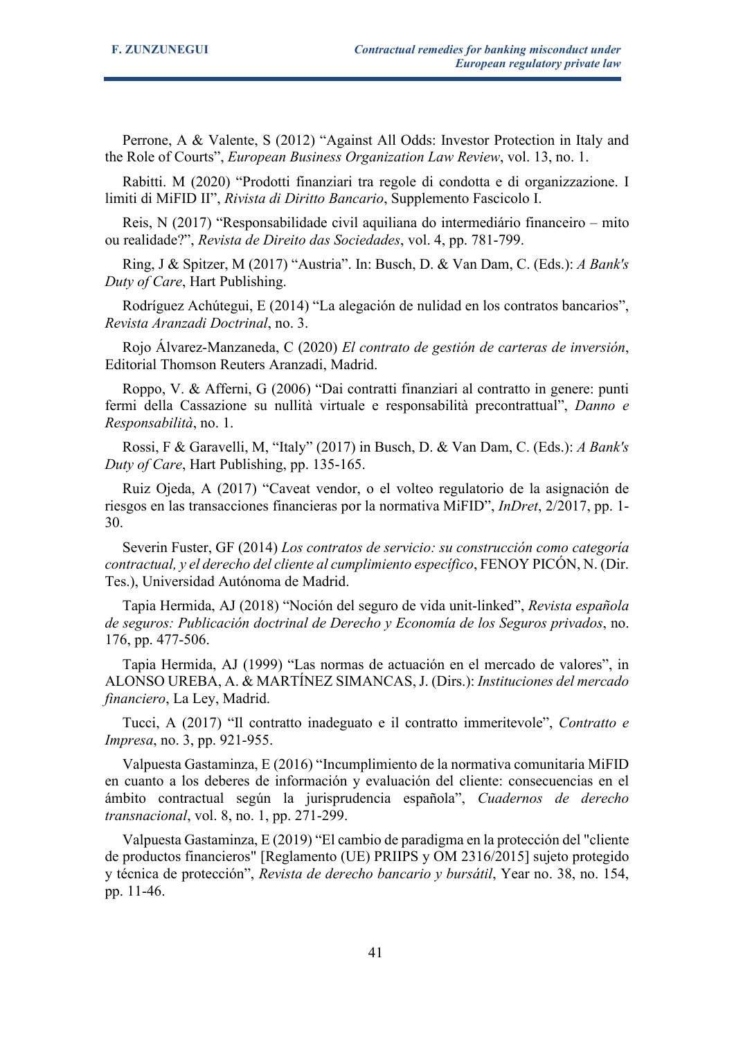Perrone, A & Valente, S (2012) “Against All Odds: Investor Protection in Italy and the Role of Courts”, *European Business Organization Law Review*, vol. 13, no. 1.

Rabitti. M (2020) “Prodotti finanziari tra regole di condotta e di organizzazione. I limiti di MiFID II”, *Rivista di Diritto Bancario*, Supplemento Fascicolo I.

Reis, N (2017) “Responsabilidade civil aquiliana do intermediário financeiro – mito ou realidade?”, *Revista de Direito das Sociedades*, vol. 4, pp. 781-799.

Ring, J & Spitzer, M (2017) “Austria”. In: Busch, D. & Van Dam, C. (Eds.): *A Bank's Duty of Care*, Hart Publishing.

Rodríguez Achútegui, E (2014) “La alegación de nulidad en los contratos bancarios”, *Revista Aranzadi Doctrinal*, no. 3.

Rojo Álvarez-Manzaneda, C (2020) *El contrato de gestión de carteras de inversión*, Editorial Thomson Reuters Aranzadi, Madrid.

Roppo, V. & Afferni, G (2006) “Dai contratti finanziari al contratto in genere: punti fermi della Cassazione su nullità virtuale e responsabilità precontrattual”, *Danno e Responsabilità*, no. 1.

Rossi, F & Garavelli, M, “Italy” (2017) in Busch, D. & Van Dam, C. (Eds.): *A Bank's Duty of Care*, Hart Publishing, pp. 135-165.

Ruiz Ojeda, A (2017) “Caveat vendor, o el volteo regulatorio de la asignación de riesgos en las transacciones financieras por la normativa MiFID”, *InDret*, 2/2017, pp. 1-30.

Severin Fuster, GF (2014) *Los contratos de servicio: su construcción como categoría contractual, y el derecho del cliente al cumplimiento específico*, FENOY PICÓN, N. (Dir. Tes.), Universidad Autónoma de Madrid.

Tapia Hermida, AJ (2018) “Noción del seguro de vida unit-linked”, *Revista española de seguros: Publicación doctrinal de Derecho y Economía de los Seguros privados*, no. 176, pp. 477-506.

Tapia Hermida, AJ (1999) “Las normas de actuación en el mercado de valores”, in ALONSO UREBA, A. & MARTÍNEZ SIMANCAS, J. (Dirs.): *Instituciones del mercado financiero*, La Ley, Madrid.

Tucci, A (2017) “Il contratto inadeguato e il contratto immeritevole”, *Contratto e Impresa*, no. 3, pp. 921-955.

Valpuesta Gastaminza, E (2016) “Incumplimiento de la normativa comunitaria MiFID en cuanto a los deberes de información y evaluación del cliente: consecuencias en el ámbito contractual según la jurisprudencia española”, *Cuadernos de derecho transnacional*, vol. 8, no. 1, pp. 271-299.

Valpuesta Gastaminza, E (2019) “El cambio de paradigma en la protección del "cliente de productos financieros" [Reglamento (UE) PRIIPS y OM 2316/2015] sujeto protegido y técnica de protección”, *Revista de derecho bancario y bursátil*, Year no. 38, no. 154, pp. 11-46.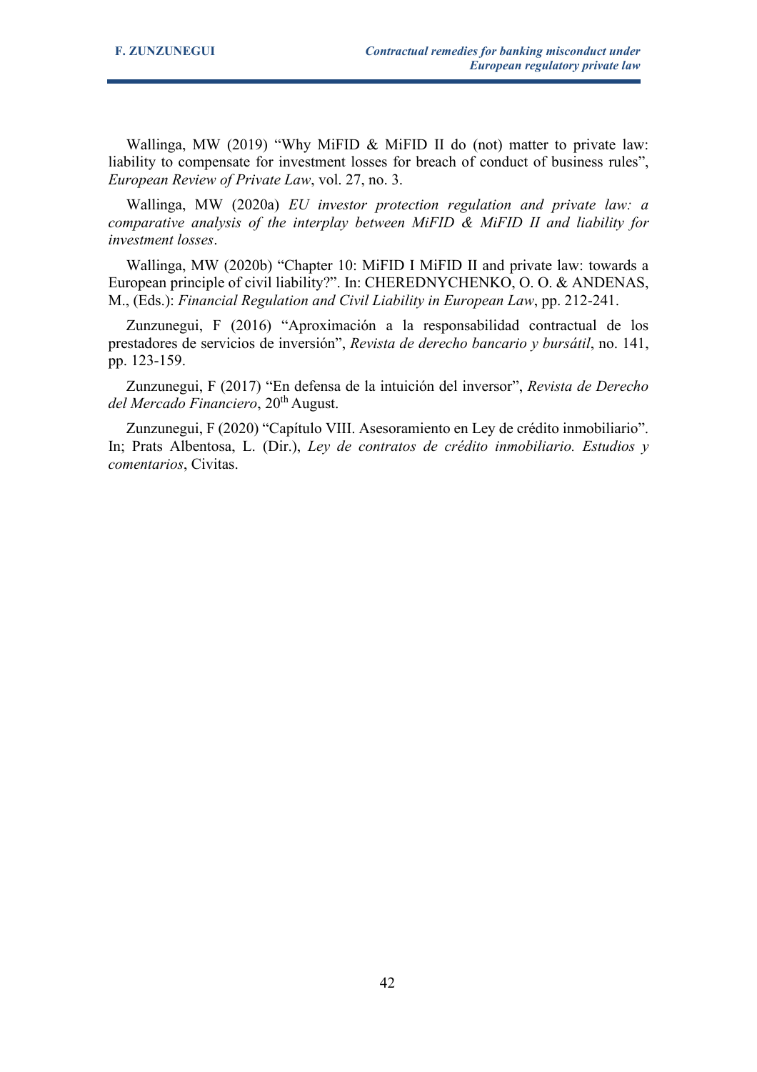Wallinga, MW (2019) “Why MiFID & MiFID II do (not) matter to private law: liability to compensate for investment losses for breach of conduct of business rules”, *European Review of Private Law*, vol. 27, no. 3.

Wallinga, MW (2020a) *EU investor protection regulation and private law: a comparative analysis of the interplay between MiFID & MiFID II and liability for investment losses*.

Wallinga, MW (2020b) “Chapter 10: MiFID I MiFID II and private law: towards a European principle of civil liability?”. In: CHEREDNYCHENKO, O. O. & ANDENAS, M., (Eds.): *Financial Regulation and Civil Liability in European Law*, pp. 212-241.

Zunzunegui, F (2016) “Aproximación a la responsabilidad contractual de los prestadores de servicios de inversión”, *Revista de derecho bancario y bursátil*, no. 141, pp. 123-159.

Zunzunegui, F (2017) “En defensa de la intuición del inversor”, *Revista de Derecho del Mercado Financiero*, 20th August.

Zunzunegui, F (2020) “Capítulo VIII. Asesoramiento en Ley de crédito inmobiliario”. In; Prats Albentosa, L. (Dir.), *Ley de contratos de crédito inmobiliario. Estudios y comentarios*, Civitas.